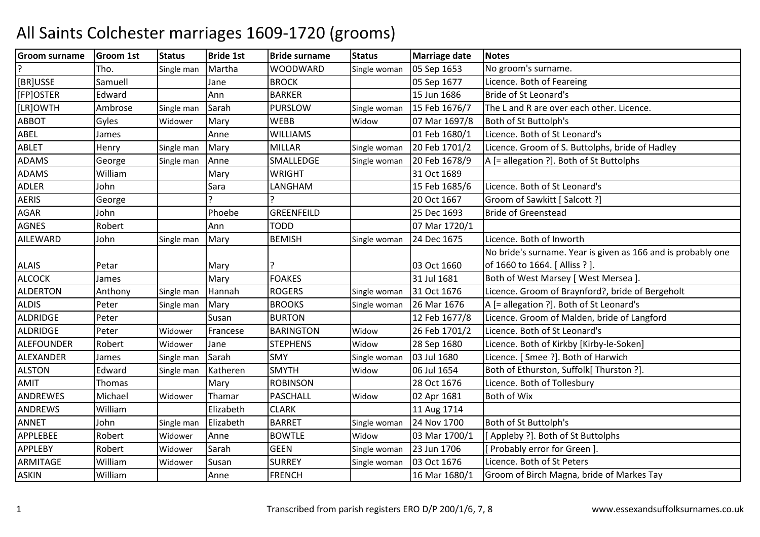# All Saints Colchester marriages 1609-1720 (grooms)

| Groom surname | Groom 1st | Status | Bride 1st | Bride surname | Status | Marriage date | Notes |
|---|---|---|---|---|---|---|---|
| ? | Tho. | Single man | Martha | WOODWARD | Single woman | 05 Sep 1653 | No groom's surname. |
| [BR]USSE | Samuell | | Jane | BROCK | | 05 Sep 1677 | Licence. Both of Feareing |
| [FP]OSTER | Edward | | Ann | BARKER | | 15 Jun 1686 | Bride of St Leonard's |
| [LR]OWTH | Ambrose | Single man | Sarah | PURSLOW | Single woman | 15 Feb 1676/7 | The L and R are over each other. Licence. |
| ABBOT | Gyles | Widower | Mary | WEBB | Widow | 07 Mar 1697/8 | Both of St Buttolph's |
| ABEL | James | | Anne | WILLIAMS | | 01 Feb 1680/1 | Licence. Both of St Leonard's |
| ABLET | Henry | Single man | Mary | MILLAR | Single woman | 20 Feb 1701/2 | Licence. Groom of S. Buttolphs, bride of Hadley |
| ADAMS | George | Single man | Anne | SMALLEDGE | Single woman | 20 Feb 1678/9 | A [= allegation ?]. Both of St Buttolphs |
| ADAMS | William | | Mary | WRIGHT | | 31 Oct 1689 | |
| ADLER | John | | Sara | LANGHAM | | 15 Feb 1685/6 | Licence. Both of St Leonard's |
| AERIS | George | | ? | ? | | 20 Oct 1667 | Groom of Sawkitt [ Salcott ?] |
| AGAR | John | | Phoebe | GREENFEILD | | 25 Dec 1693 | Bride of Greenstead |
| AGNES | Robert | | Ann | TODD | | 07 Mar 1720/1 | |
| AILEWARD | John | Single man | Mary | BEMISH | Single woman | 24 Dec 1675 | Licence. Both of Inworth |
| ALAIS | Petar | | Mary | ? | | 03 Oct 1660 | No bride's surname. Year is given as 166 and is probably one of 1660 to 1664. [ Alliss ? ]. |
| ALCOCK | James | | Mary | FOAKES | | 31 Jul 1681 | Both of West Marsey [ West Mersea ]. |
| ALDERTON | Anthony | Single man | Hannah | ROGERS | Single woman | 31 Oct 1676 | Licence. Groom of Braynford?, bride of Bergeholt |
| ALDIS | Peter | Single man | Mary | BROOKS | Single woman | 26 Mar 1676 | A [= allegation ?]. Both of St Leonard's |
| ALDRIDGE | Peter | | Susan | BURTON | | 12 Feb 1677/8 | Licence. Groom of Malden, bride of Langford |
| ALDRIDGE | Peter | Widower | Francese | BARINGTON | Widow | 26 Feb 1701/2 | Licence. Both of St Leonard's |
| ALEFOUNDER | Robert | Widower | Jane | STEPHENS | Widow | 28 Sep 1680 | Licence. Both of Kirkby [Kirby-le-Soken] |
| ALEXANDER | James | Single man | Sarah | SMY | Single woman | 03 Jul 1680 | Licence. [ Smee ?]. Both of Harwich |
| ALSTON | Edward | Single man | Katheren | SMYTH | Widow | 06 Jul 1654 | Both of Ethurston, Suffolk[ Thurston ?]. |
| AMIT | Thomas | | Mary | ROBINSON | | 28 Oct 1676 | Licence. Both of Tollesbury |
| ANDREWES | Michael | Widower | Thamar | PASCHALL | Widow | 02 Apr 1681 | Both of Wix |
| ANDREWS | William | | Elizabeth | CLARK | | 11 Aug 1714 | |
| ANNET | John | Single man | Elizabeth | BARRET | Single woman | 24 Nov 1700 | Both of St Buttolph's |
| APPLEBEE | Robert | Widower | Anne | BOWTLE | Widow | 03 Mar 1700/1 | [ Appleby ?]. Both of St Buttolphs |
| APPLEBY | Robert | Widower | Sarah | GEEN | Single woman | 23 Jun 1706 | [ Probably error for Green ]. |
| ARMITAGE | William | Widower | Susan | SURREY | Single woman | 03 Oct 1676 | Licence. Both of St Peters |
| ASKIN | William | | Anne | FRENCH | | 16 Mar 1680/1 | Groom of Birch Magna, bride of Markes Tay |

Transcribed from parish registers ERO D/P 200/1/6, 7, 8

www.essexandsuffolksurnames.co.uk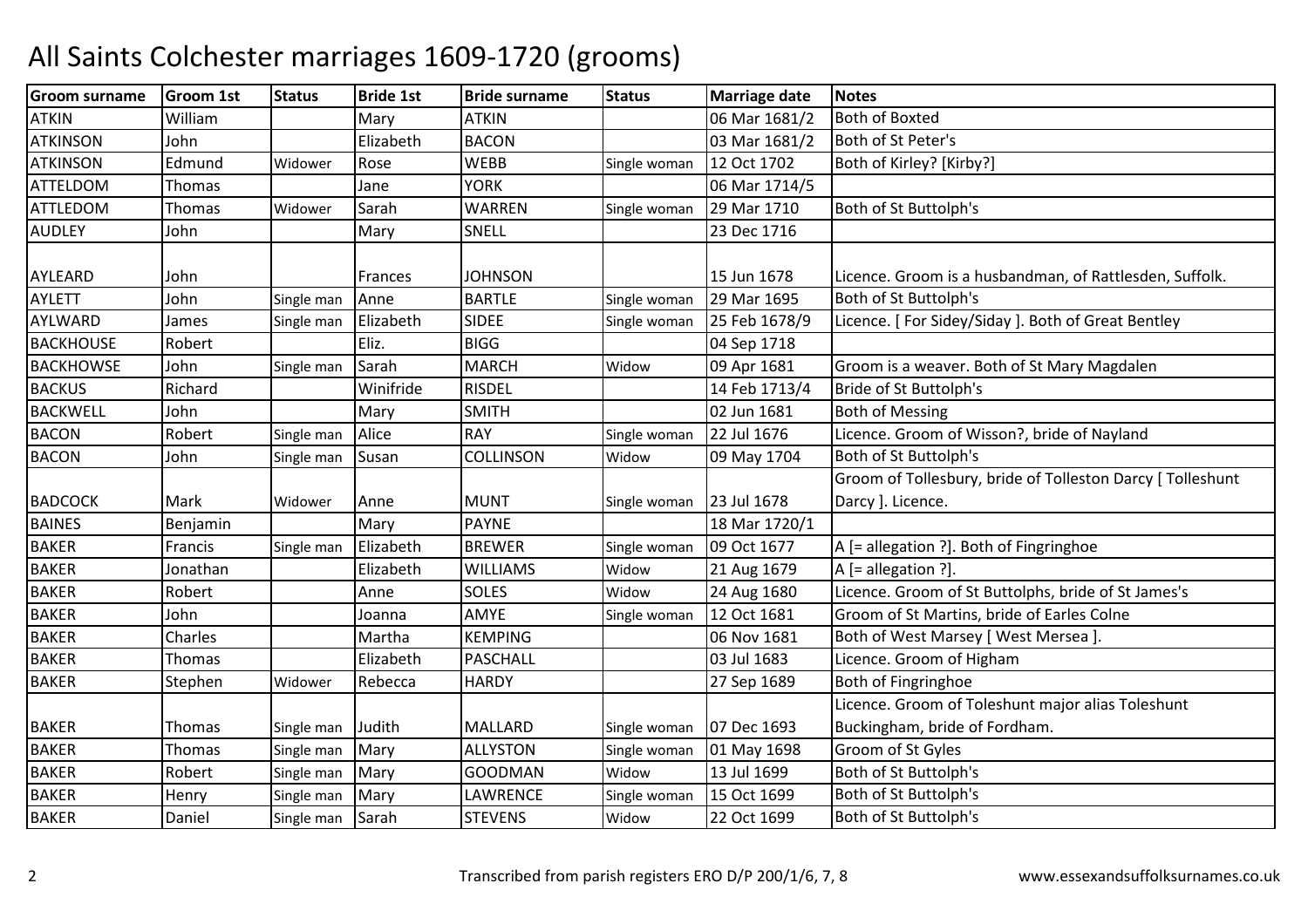# All Saints Colchester marriages 1609-1720 (grooms)

| Groom surname | Groom 1st | Status | Bride 1st | Bride surname | Status | Marriage date | Notes |
|---|---|---|---|---|---|---|---|
| ATKIN | William | | Mary | ATKIN | | 06 Mar 1681/2 | Both of Boxted |
| ATKINSON | John | | Elizabeth | BACON | | 03 Mar 1681/2 | Both of St Peter's |
| ATKINSON | Edmund | Widower | Rose | WEBB | Single woman | 12 Oct 1702 | Both of Kirley? [Kirby?] |
| ATTELDOM | Thomas | | Jane | YORK | | 06 Mar 1714/5 | |
| ATTLEDOM | Thomas | Widower | Sarah | WARREN | Single woman | 29 Mar 1710 | Both of St Buttolph's |
| AUDLEY | John | | Mary | SNELL | | 23 Dec 1716 | |
| AYLEARD | John | | Frances | JOHNSON | | 15 Jun 1678 | Licence. Groom is a husbandman, of Rattlesden, Suffolk. |
| AYLETT | John | Single man | Anne | BARTLE | Single woman | 29 Mar 1695 | Both of St Buttolph's |
| AYLWARD | James | Single man | Elizabeth | SIDEE | Single woman | 25 Feb 1678/9 | Licence. [ For Sidey/Siday ]. Both of Great Bentley |
| BACKHOUSE | Robert | | Eliz. | BIGG | | 04 Sep 1718 | |
| BACKHOWSE | John | Single man | Sarah | MARCH | Widow | 09 Apr 1681 | Groom is a weaver. Both of St Mary Magdalen |
| BACKUS | Richard | | Winifride | RISDEL | | 14 Feb 1713/4 | Bride of St Buttolph's |
| BACKWELL | John | | Mary | SMITH | | 02 Jun 1681 | Both of Messing |
| BACON | Robert | Single man | Alice | RAY | Single woman | 22 Jul 1676 | Licence. Groom of Wisson?, bride of Nayland |
| BACON | John | Single man | Susan | COLLINSON | Widow | 09 May 1704 | Both of St Buttolph's |
| BADCOCK | Mark | Widower | Anne | MUNT | Single woman | 23 Jul 1678 | Groom of Tollesbury, bride of Tolleston Darcy [ Tolleshunt Darcy ]. Licence. |
| BAINES | Benjamin | | Mary | PAYNE | | 18 Mar 1720/1 | |
| BAKER | Francis | Single man | Elizabeth | BREWER | Single woman | 09 Oct 1677 | A [= allegation ?]. Both of Fingringhoe |
| BAKER | Jonathan | | Elizabeth | WILLIAMS | Widow | 21 Aug 1679 | A [= allegation ?]. |
| BAKER | Robert | | Anne | SOLES | Widow | 24 Aug 1680 | Licence. Groom of St Buttolphs, bride of St James's |
| BAKER | John | | Joanna | AMYE | Single woman | 12 Oct 1681 | Groom of St Martins, bride of Earles Colne |
| BAKER | Charles | | Martha | KEMPING | | 06 Nov 1681 | Both of West Marsey [ West Mersea ]. |
| BAKER | Thomas | | Elizabeth | PASCHALL | | 03 Jul 1683 | Licence. Groom of Higham |
| BAKER | Stephen | Widower | Rebecca | HARDY | | 27 Sep 1689 | Both of Fingringhoe |
| BAKER | Thomas | Single man | Judith | MALLARD | Single woman | 07 Dec 1693 | Licence. Groom of Toleshunt major alias Toleshunt Buckingham, bride of Fordham. |
| BAKER | Thomas | Single man | Mary | ALLYSTON | Single woman | 01 May 1698 | Groom of St Gyles |
| BAKER | Robert | Single man | Mary | GOODMAN | Widow | 13 Jul 1699 | Both of St Buttolph's |
| BAKER | Henry | Single man | Mary | LAWRENCE | Single woman | 15 Oct 1699 | Both of St Buttolph's |
| BAKER | Daniel | Single man | Sarah | STEVENS | Widow | 22 Oct 1699 | Both of St Buttolph's |

Transcribed from parish registers ERO D/P 200/1/6, 7, 8

www.essexandsuffolksurnames.co.uk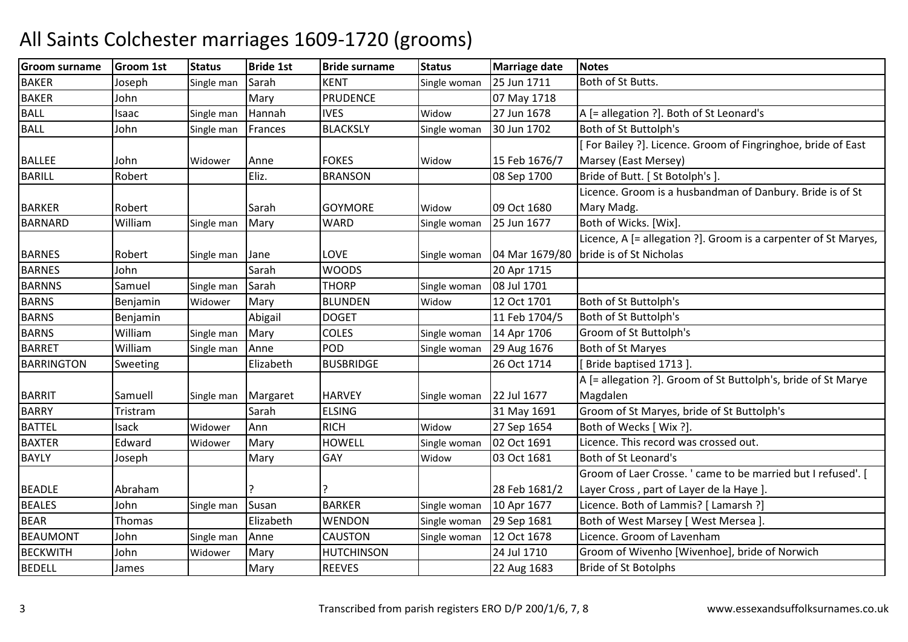# All Saints Colchester marriages 1609-1720 (grooms)

| Groom surname | Groom 1st | Status | Bride 1st | Bride surname | Status | Marriage date | Notes |
|---|---|---|---|---|---|---|---|
| BAKER | Joseph | Single man | Sarah | KENT | Single woman | 25 Jun 1711 | Both of St Butts. |
| BAKER | John | | Mary | PRUDENCE | | 07 May 1718 | |
| BALL | Isaac | Single man | Hannah | IVES | Widow | 27 Jun 1678 | A [= allegation ?]. Both of St Leonard's |
| BALL | John | Single man | Frances | BLACKSLY | Single woman | 30 Jun 1702 | Both of St Buttolph's |
| BALLEE | John | Widower | Anne | FOKES | Widow | 15 Feb 1676/7 | [ For Bailey ?]. Licence. Groom of Fingringhoe, bride of East Marsey (East Mersey) |
| BARILL | Robert | | Eliz. | BRANSON | | 08 Sep 1700 | Bride of Butt. [ St Botolph's ]. |
| BARKER | Robert | | Sarah | GOYMORE | Widow | 09 Oct 1680 | Licence. Groom is a husbandman of Danbury. Bride is of St Mary Madg. |
| BARNARD | William | Single man | Mary | WARD | Single woman | 25 Jun 1677 | Both of Wicks. [Wix]. |
| BARNES | Robert | Single man | Jane | LOVE | Single woman | 04 Mar 1679/80 | Licence, A [= allegation ?]. Groom is a carpenter of St Maryes, bride is of St Nicholas |
| BARNES | John | | Sarah | WOODS | | 20 Apr 1715 | |
| BARNNS | Samuel | Single man | Sarah | THORP | Single woman | 08 Jul 1701 | |
| BARNS | Benjamin | Widower | Mary | BLUNDEN | Widow | 12 Oct 1701 | Both of St Buttolph's |
| BARNS | Benjamin | | Abigail | DOGET | | 11 Feb 1704/5 | Both of St Buttolph's |
| BARNS | William | Single man | Mary | COLES | Single woman | 14 Apr 1706 | Groom of St Buttolph's |
| BARRET | William | Single man | Anne | POD | Single woman | 29 Aug 1676 | Both of St Maryes |
| BARRINGTON | Sweeting | | Elizabeth | BUSBRIDGE | | 26 Oct 1714 | [ Bride baptised 1713 ]. |
| BARRIT | Samuell | Single man | Margaret | HARVEY | Single woman | 22 Jul 1677 | A [= allegation ?]. Groom of St Buttolph's, bride of St Marye Magdalen |
| BARRY | Tristram | | Sarah | ELSING | | 31 May 1691 | Groom of St Maryes, bride of St Buttolph's |
| BATTEL | Isack | Widower | Ann | RICH | Widow | 27 Sep 1654 | Both of Wecks [ Wix ?]. |
| BAXTER | Edward | Widower | Mary | HOWELL | Single woman | 02 Oct 1691 | Licence. This record was crossed out. |
| BAYLY | Joseph | | Mary | GAY | Widow | 03 Oct 1681 | Both of St Leonard's |
| BEADLE | Abraham | | ? | ? | | 28 Feb 1681/2 | Groom of Laer Crosse. ' came to be married but I refused'. [ Layer Cross , part of Layer de la Haye ]. |
| BEALES | John | Single man | Susan | BARKER | Single woman | 10 Apr 1677 | Licence. Both of Lammis? [ Lamarsh ?] |
| BEAR | Thomas | | Elizabeth | WENDON | Single woman | 29 Sep 1681 | Both of West Marsey [ West Mersea ]. |
| BEAUMONT | John | Single man | Anne | CAUSTON | Single woman | 12 Oct 1678 | Licence. Groom of Lavenham |
| BECKWITH | John | Widower | Mary | HUTCHINSON | | 24 Jul 1710 | Groom of Wivenho [Wivenhoe], bride of Norwich |
| BEDELL | James | | Mary | REEVES | | 22 Aug 1683 | Bride of St Botolphs |

Transcribed from parish registers ERO D/P 200/1/6, 7, 8

www.essexandsuffolksurnames.co.uk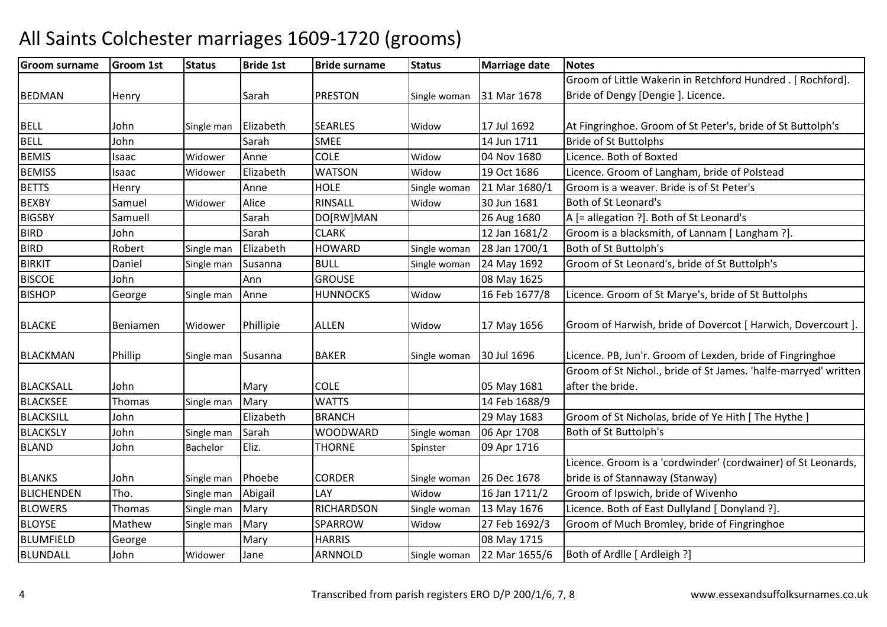# All Saints Colchester marriages 1609-1720 (grooms)

| Groom surname | Groom 1st | Status | Bride 1st | Bride surname | Status | Marriage date | Notes |
|---|---|---|---|---|---|---|---|
| BEDMAN | Henry | | Sarah | PRESTON | Single woman | 31 Mar 1678 | Groom of Little Wakerin in Retchford Hundred . [ Rochford]. Bride of Dengy [Dengie ]. Licence. |
| BELL | John | Single man | Elizabeth | SEARLES | Widow | 17 Jul 1692 | At Fingringhoe. Groom of St Peter's, bride of St Buttolph's |
| BELL | John | | Sarah | SMEE | | 14 Jun 1711 | Bride of St Buttolphs |
| BEMIS | Isaac | Widower | Anne | COLE | Widow | 04 Nov 1680 | Licence. Both of Boxted |
| BEMISS | Isaac | Widower | Elizabeth | WATSON | Widow | 19 Oct 1686 | Licence. Groom of Langham, bride of Polstead |
| BETTS | Henry | | Anne | HOLE | Single woman | 21 Mar 1680/1 | Groom is a weaver. Bride is of St Peter's |
| BEXBY | Samuel | Widower | Alice | RINSALL | Widow | 30 Jun 1681 | Both of St Leonard's |
| BIGSBY | Samuell | | Sarah | DO[RW]MAN | | 26 Aug 1680 | A [= allegation ?]. Both of St Leonard's |
| BIRD | John | | Sarah | CLARK | | 12 Jan 1681/2 | Groom is a blacksmith, of Lannam [ Langham ?]. |
| BIRD | Robert | Single man | Elizabeth | HOWARD | Single woman | 28 Jan 1700/1 | Both of St Buttolph's |
| BIRKIT | Daniel | Single man | Susanna | BULL | Single woman | 24 May 1692 | Groom of St Leonard's, bride of St Buttolph's |
| BISCOE | John | | Ann | GROUSE | | 08 May 1625 | |
| BISHOP | George | Single man | Anne | HUNNOCKS | Widow | 16 Feb 1677/8 | Licence. Groom of St Marye's, bride of St Buttolphs |
| BLACKE | Beniamen | Widower | Phillipie | ALLEN | Widow | 17 May 1656 | Groom of Harwish, bride of Dovercot [ Harwich, Dovercourt ]. |
| BLACKMAN | Phillip | Single man | Susanna | BAKER | Single woman | 30 Jul 1696 | Licence. PB, Jun'r. Groom of Lexden, bride of Fingringhoe |
| BLACKSALL | John | | Mary | COLE | | 05 May 1681 | Groom of St Nichol., bride of St James. 'halfe-marryed' written after the bride. |
| BLACKSEE | Thomas | Single man | Mary | WATTS | | 14 Feb 1688/9 | |
| BLACKSILL | John | | Elizabeth | BRANCH | | 29 May 1683 | Groom of St Nicholas, bride of Ye Hith [ The Hythe ] |
| BLACKSLY | John | Single man | Sarah | WOODWARD | Single woman | 06 Apr 1708 | Both of St Buttolph's |
| BLAND | John | Bachelor | Eliz. | THORNE | Spinster | 09 Apr 1716 | |
| BLANKS | John | Single man | Phoebe | CORDER | Single woman | 26 Dec 1678 | Licence. Groom is a 'cordwinder' (cordwainer) of St Leonards, bride is of Stannaway (Stanway) |
| BLICHENDEN | Tho. | Single man | Abigail | LAY | Widow | 16 Jan 1711/2 | Groom of Ipswich, bride of Wivenho |
| BLOWERS | Thomas | Single man | Mary | RICHARDSON | Single woman | 13 May 1676 | Licence. Both of East Dullyland [ Donyland ?]. |
| BLOYSE | Mathew | Single man | Mary | SPARROW | Widow | 27 Feb 1692/3 | Groom of Much Bromley, bride of Fingringhoe |
| BLUMFIELD | George | | Mary | HARRIS | | 08 May 1715 | |
| BLUNDALL | John | Widower | Jane | ARNNOLD | Single woman | 22 Mar 1655/6 | Both of Ardlle [ Ardleigh ?] |

Transcribed from parish registers ERO D/P 200/1/6, 7, 8

www.essexandsuffolksurnames.co.uk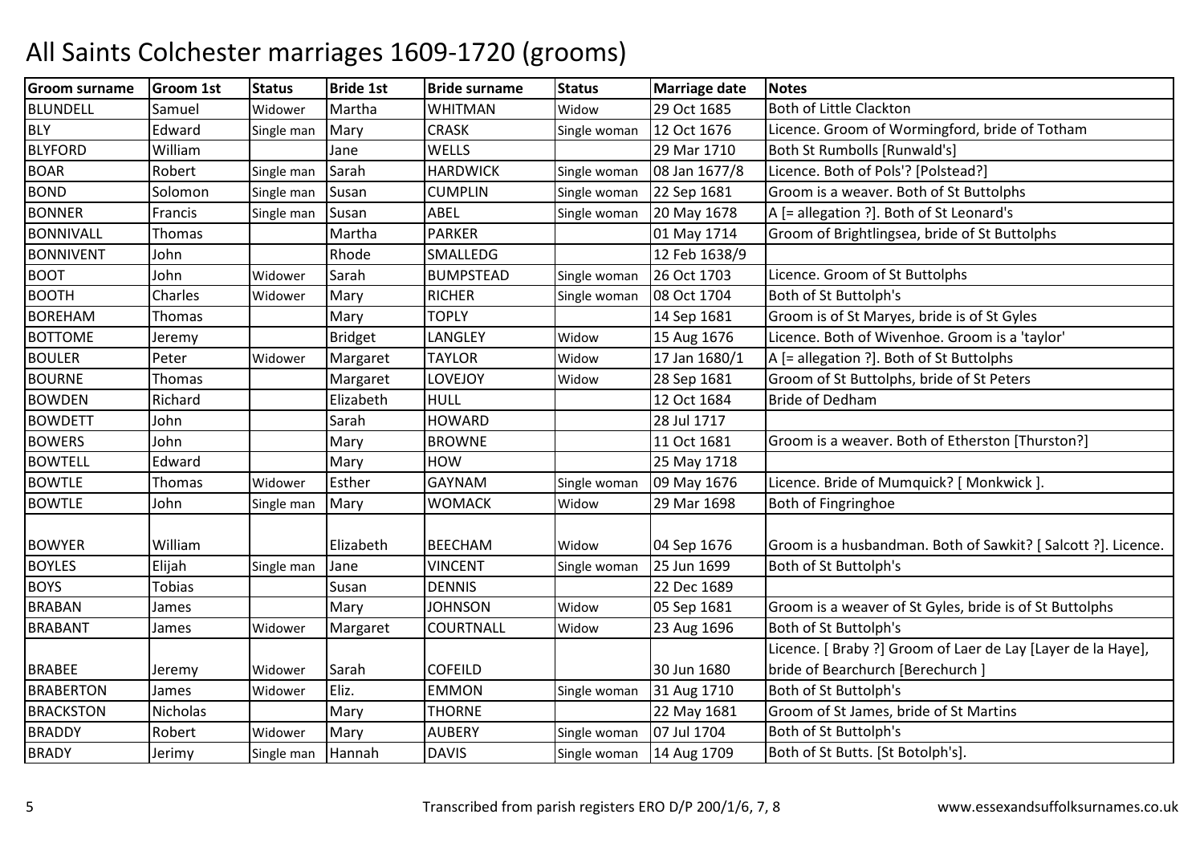# All Saints Colchester marriages 1609-1720 (grooms)

| Groom surname | Groom 1st | Status | Bride 1st | Bride surname | Status | Marriage date | Notes |
|---|---|---|---|---|---|---|---|
| BLUNDELL | Samuel | Widower | Martha | WHITMAN | Widow | 29 Oct 1685 | Both of Little Clackton |
| BLY | Edward | Single man | Mary | CRASK | Single woman | 12 Oct 1676 | Licence. Groom of Wormingford, bride of Totham |
| BLYFORD | William | | Jane | WELLS | | 29 Mar 1710 | Both St Rumbolls [Runwald's] |
| BOAR | Robert | Single man | Sarah | HARDWICK | Single woman | 08 Jan 1677/8 | Licence. Both of Pols'? [Polstead?] |
| BOND | Solomon | Single man | Susan | CUMPLIN | Single woman | 22 Sep 1681 | Groom is a weaver. Both of St Buttolphs |
| BONNER | Francis | Single man | Susan | ABEL | Single woman | 20 May 1678 | A [= allegation ?]. Both of St Leonard's |
| BONNIVALL | Thomas | | Martha | PARKER | | 01 May 1714 | Groom of Brightlingsea, bride of St Buttolphs |
| BONNIVENT | John | | Rhode | SMALLEDG | | 12 Feb 1638/9 | |
| BOOT | John | Widower | Sarah | BUMPSTEAD | Single woman | 26 Oct 1703 | Licence. Groom of St Buttolphs |
| BOOTH | Charles | Widower | Mary | RICHER | Single woman | 08 Oct 1704 | Both of St Buttolph's |
| BOREHAM | Thomas | | Mary | TOPLY | | 14 Sep 1681 | Groom is of St Maryes, bride is of St Gyles |
| BOTTOME | Jeremy | | Bridget | LANGLEY | Widow | 15 Aug 1676 | Licence. Both of Wivenhoe. Groom is a 'taylor' |
| BOULER | Peter | Widower | Margaret | TAYLOR | Widow | 17 Jan 1680/1 | A [= allegation ?]. Both of St Buttolphs |
| BOURNE | Thomas | | Margaret | LOVEJOY | Widow | 28 Sep 1681 | Groom of St Buttolphs, bride of St Peters |
| BOWDEN | Richard | | Elizabeth | HULL | | 12 Oct 1684 | Bride of Dedham |
| BOWDETT | John | | Sarah | HOWARD | | 28 Jul 1717 | |
| BOWERS | John | | Mary | BROWNE | | 11 Oct 1681 | Groom is a weaver. Both of Etherston [Thurston?] |
| BOWTELL | Edward | | Mary | HOW | | 25 May 1718 | |
| BOWTLE | Thomas | Widower | Esther | GAYNAM | Single woman | 09 May 1676 | Licence. Bride of Mumquick? [ Monkwick ]. |
| BOWTLE | John | Single man | Mary | WOMACK | Widow | 29 Mar 1698 | Both of Fingringhoe |
| BOWYER | William | | Elizabeth | BEECHAM | Widow | 04 Sep 1676 | Groom is a husbandman. Both of Sawkit? [ Salcott ?]. Licence. |
| BOYLES | Elijah | Single man | Jane | VINCENT | Single woman | 25 Jun 1699 | Both of St Buttolph's |
| BOYS | Tobias | | Susan | DENNIS | | 22 Dec 1689 | |
| BRABAN | James | | Mary | JOHNSON | Widow | 05 Sep 1681 | Groom is a weaver of St Gyles, bride is of St Buttolphs |
| BRABANT | James | Widower | Margaret | COURTNALL | Widow | 23 Aug 1696 | Both of St Buttolph's |
| BRABEE | Jeremy | Widower | Sarah | COFEILD | | 30 Jun 1680 | Licence. [ Braby ?] Groom of Laer de Lay [Layer de la Haye], bride of Bearchurch [Berechurch ] |
| BRABERTON | James | Widower | Eliz. | EMMON | Single woman | 31 Aug 1710 | Both of St Buttolph's |
| BRACKSTON | Nicholas | | Mary | THORNE | | 22 May 1681 | Groom of St James, bride of St Martins |
| BRADDY | Robert | Widower | Mary | AUBERY | Single woman | 07 Jul 1704 | Both of St Buttolph's |
| BRADY | Jerimy | Single man | Hannah | DAVIS | Single woman | 14 Aug 1709 | Both of St Butts. [St Botolph's]. |

Transcribed from parish registers ERO D/P 200/1/6, 7, 8

www.essexandsuffolksurnames.co.uk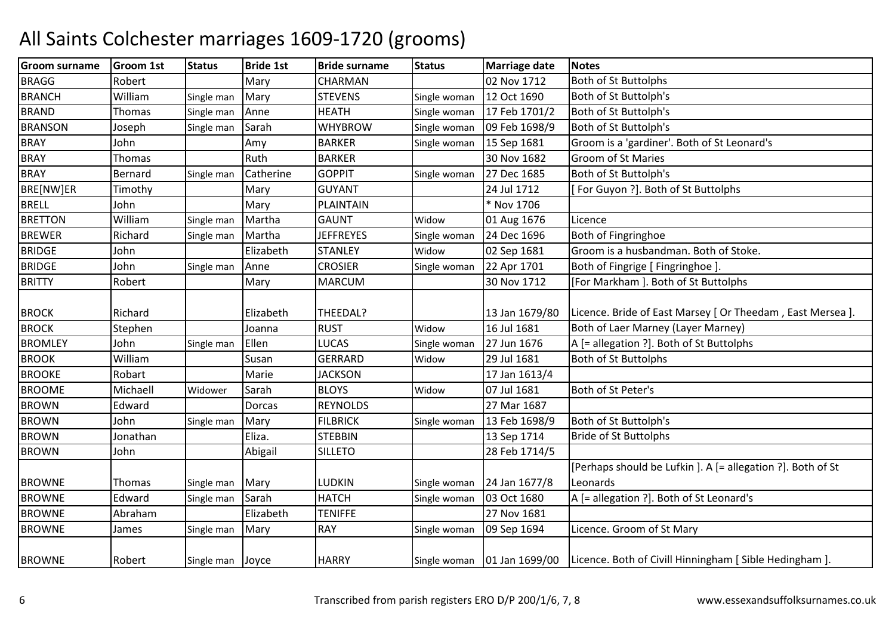# All Saints Colchester marriages 1609-1720 (grooms)

| Groom surname | Groom 1st | Status | Bride 1st | Bride surname | Status | Marriage date | Notes |
|---|---|---|---|---|---|---|---|
| BRAGG | Robert | | Mary | CHARMAN | | 02 Nov 1712 | Both of St Buttolphs |
| BRANCH | William | Single man | Mary | STEVENS | Single woman | 12 Oct 1690 | Both of St Buttolph's |
| BRAND | Thomas | Single man | Anne | HEATH | Single woman | 17 Feb 1701/2 | Both of St Buttolph's |
| BRANSON | Joseph | Single man | Sarah | WHYBROW | Single woman | 09 Feb 1698/9 | Both of St Buttolph's |
| BRAY | John | | Amy | BARKER | Single woman | 15 Sep 1681 | Groom is a 'gardiner'. Both of St Leonard's |
| BRAY | Thomas | | Ruth | BARKER | | 30 Nov 1682 | Groom of St Maries |
| BRAY | Bernard | Single man | Catherine | GOPPIT | Single woman | 27 Dec 1685 | Both of St Buttolph's |
| BRE[NW]ER | Timothy | | Mary | GUYANT | | 24 Jul 1712 | [ For Guyon ?]. Both of St Buttolphs |
| BRELL | John | | Mary | PLAINTAIN | | * Nov 1706 | |
| BRETTON | William | Single man | Martha | GAUNT | Widow | 01 Aug 1676 | Licence |
| BREWER | Richard | Single man | Martha | JEFFREYES | Single woman | 24 Dec 1696 | Both of Fingringhoe |
| BRIDGE | John | | Elizabeth | STANLEY | Widow | 02 Sep 1681 | Groom is a husbandman. Both of Stoke. |
| BRIDGE | John | Single man | Anne | CROSIER | Single woman | 22 Apr 1701 | Both of Fingrige [ Fingringhoe ]. |
| BRITTY | Robert | | Mary | MARCUM | | 30 Nov 1712 | [For Markham ]. Both of St Buttolphs |
| BROCK | Richard | | Elizabeth | THEEDAL? | | 13 Jan 1679/80 | Licence. Bride of East Marsey [ Or Theedam , East Mersea ]. |
| BROCK | Stephen | | Joanna | RUST | Widow | 16 Jul 1681 | Both of Laer Marney (Layer Marney) |
| BROMLEY | John | Single man | Ellen | LUCAS | Single woman | 27 Jun 1676 | A [= allegation ?]. Both of St Buttolphs |
| BROOK | William | | Susan | GERRARD | Widow | 29 Jul 1681 | Both of St Buttolphs |
| BROOKE | Robart | | Marie | JACKSON | | 17 Jan 1613/4 | |
| BROOME | Michaell | Widower | Sarah | BLOYS | Widow | 07 Jul 1681 | Both of St Peter's |
| BROWN | Edward | | Dorcas | REYNOLDS | | 27 Mar 1687 | |
| BROWN | John | Single man | Mary | FILBRICK | Single woman | 13 Feb 1698/9 | Both of St Buttolph's |
| BROWN | Jonathan | | Eliza. | STEBBIN | | 13 Sep 1714 | Bride of St Buttolphs |
| BROWN | John | | Abigail | SILLETO | | 28 Feb 1714/5 | |
| BROWNE | Thomas | Single man | Mary | LUDKIN | Single woman | 24 Jan 1677/8 | [Perhaps should be Lufkin ]. A [= allegation ?]. Both of St Leonards |
| BROWNE | Edward | Single man | Sarah | HATCH | Single woman | 03 Oct 1680 | A [= allegation ?]. Both of St Leonard's |
| BROWNE | Abraham | | Elizabeth | TENIFFE | | 27 Nov 1681 | |
| BROWNE | James | Single man | Mary | RAY | Single woman | 09 Sep 1694 | Licence. Groom of St Mary |
| BROWNE | Robert | Single man | Joyce | HARRY | Single woman | 01 Jan 1699/00 | Licence. Both of Civill Hinningham [ Sible Hedingham ]. |

Transcribed from parish registers ERO D/P 200/1/6, 7, 8 — www.essexandsuffolksurnames.co.uk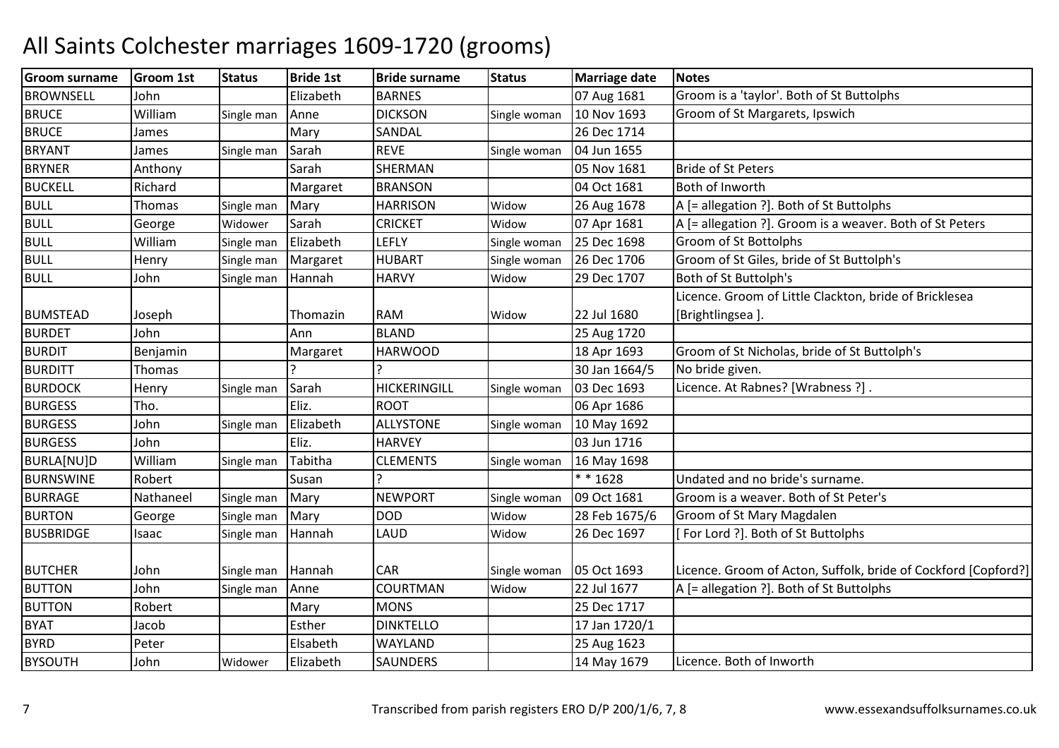# All Saints Colchester marriages 1609-1720 (grooms)

| Groom surname | Groom 1st | Status | Bride 1st | Bride surname | Status | Marriage date | Notes |
|---|---|---|---|---|---|---|---|
| BROWNSELL | John | | Elizabeth | BARNES | | 07 Aug 1681 | Groom is a 'taylor'. Both of St Buttolphs |
| BRUCE | William | Single man | Anne | DICKSON | Single woman | 10 Nov 1693 | Groom of St Margarets, Ipswich |
| BRUCE | James | | Mary | SANDAL | | 26 Dec 1714 | |
| BRYANT | James | Single man | Sarah | REVE | Single woman | 04 Jun 1655 | |
| BRYNER | Anthony | | Sarah | SHERMAN | | 05 Nov 1681 | Bride of St Peters |
| BUCKELL | Richard | | Margaret | BRANSON | | 04 Oct 1681 | Both of Inworth |
| BULL | Thomas | Single man | Mary | HARRISON | Widow | 26 Aug 1678 | A [= allegation ?]. Both of St Buttolphs |
| BULL | George | Widower | Sarah | CRICKET | Widow | 07 Apr 1681 | A [= allegation ?]. Groom is a weaver. Both of St Peters |
| BULL | William | Single man | Elizabeth | LEFLY | Single woman | 25 Dec 1698 | Groom of St Bottolphs |
| BULL | Henry | Single man | Margaret | HUBART | Single woman | 26 Dec 1706 | Groom of St Giles, bride of St Buttolph's |
| BULL | John | Single man | Hannah | HARVY | Widow | 29 Dec 1707 | Both of St Buttolph's |
| BUMSTEAD | Joseph | | Thomazin | RAM | Widow | 22 Jul 1680 | Licence. Groom of Little Clackton, bride of Bricklesea [Brightlingsea ]. |
| BURDET | John | | Ann | BLAND | | 25 Aug 1720 | |
| BURDIT | Benjamin | | Margaret | HARWOOD | | 18 Apr 1693 | Groom of St Nicholas, bride of St Buttolph's |
| BURDITT | Thomas | | ? | ? | | 30 Jan 1664/5 | No bride given. |
| BURDOCK | Henry | Single man | Sarah | HICKERINGILL | Single woman | 03 Dec 1693 | Licence. At Rabnes? [Wrabness ?] . |
| BURGESS | Tho. | | Eliz. | ROOT | | 06 Apr 1686 | |
| BURGESS | John | Single man | Elizabeth | ALLYSTONE | Single woman | 10 May 1692 | |
| BURGESS | John | | Eliz. | HARVEY | | 03 Jun 1716 | |
| BURLA[NU]D | William | Single man | Tabitha | CLEMENTS | Single woman | 16 May 1698 | |
| BURNSWINE | Robert | | Susan | ? | | * * 1628 | Undated and no bride's surname. |
| BURRAGE | Nathaneel | Single man | Mary | NEWPORT | Single woman | 09 Oct 1681 | Groom is a weaver. Both of St Peter's |
| BURTON | George | Single man | Mary | DOD | Widow | 28 Feb 1675/6 | Groom of St Mary Magdalen |
| BUSBRIDGE | Isaac | Single man | Hannah | LAUD | Widow | 26 Dec 1697 | [ For Lord ?]. Both of St Buttolphs |
| BUTCHER | John | Single man | Hannah | CAR | Single woman | 05 Oct 1693 | Licence. Groom of Acton, Suffolk, bride of Cockford [Copford?] |
| BUTTON | John | Single man | Anne | COURTMAN | Widow | 22 Jul 1677 | A [= allegation ?]. Both of St Buttolphs |
| BUTTON | Robert | | Mary | MONS | | 25 Dec 1717 | |
| BYAT | Jacob | | Esther | DINKTELLO | | 17 Jan 1720/1 | |
| BYRD | Peter | | Elsabeth | WAYLAND | | 25 Aug 1623 | |
| BYSOUTH | John | Widower | Elizabeth | SAUNDERS | | 14 May 1679 | Licence. Both of Inworth |

Transcribed from parish registers ERO D/P 200/1/6, 7, 8 www.essexandsuffolksurnames.co.uk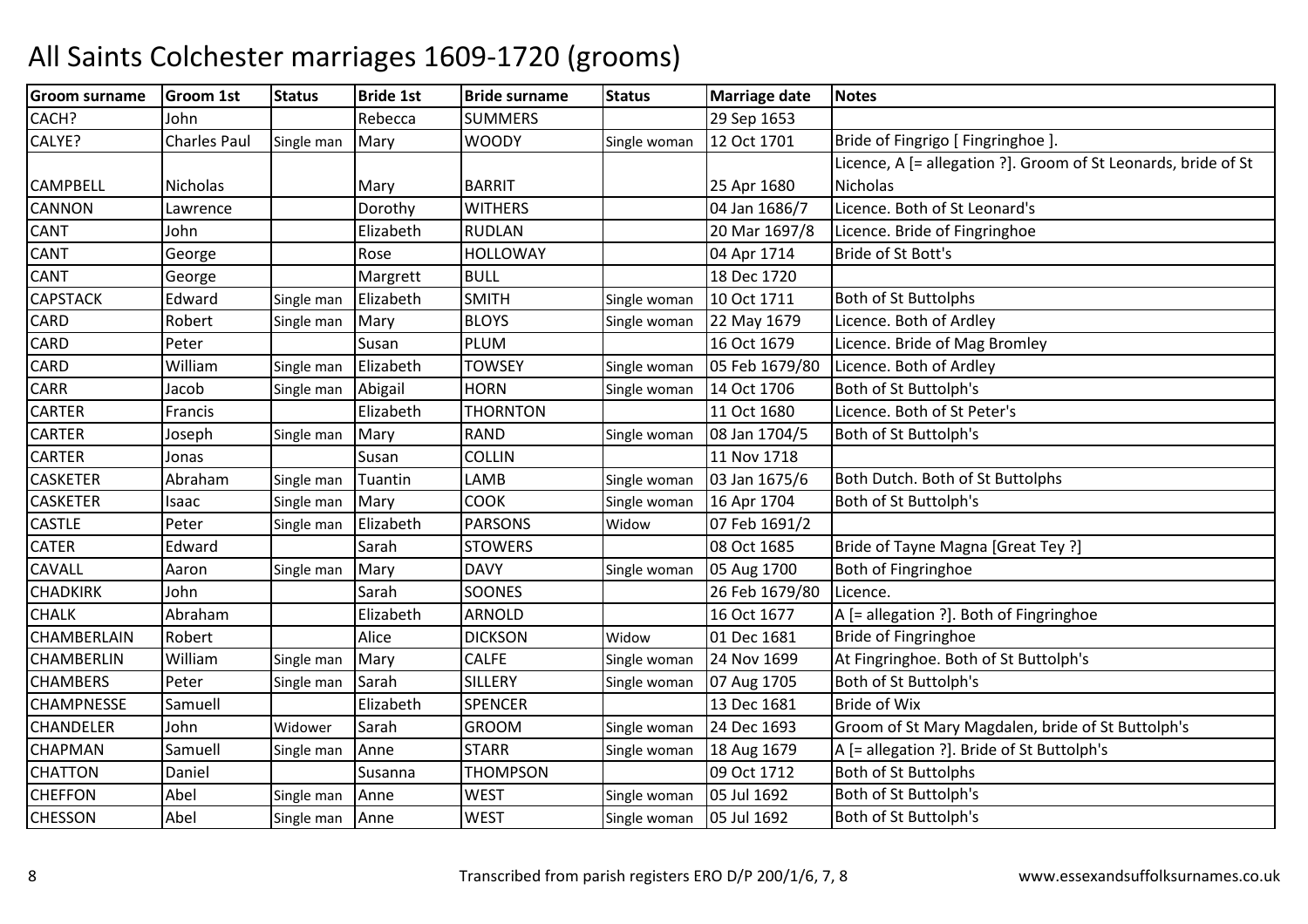# All Saints Colchester marriages 1609-1720 (grooms)

| Groom surname | Groom 1st | Status | Bride 1st | Bride surname | Status | Marriage date | Notes |
|---|---|---|---|---|---|---|---|
| CACH? | John | | Rebecca | SUMMERS | | 29 Sep 1653 | |
| CALYE? | Charles Paul | Single man | Mary | WOODY | Single woman | 12 Oct 1701 | Bride of Fingrigo [ Fingringhoe ]. |
| CAMPBELL | Nicholas | | Mary | BARRIT | | 25 Apr 1680 | Licence, A [= allegation ?]. Groom of St Leonards, bride of St Nicholas |
| CANNON | Lawrence | | Dorothy | WITHERS | | 04 Jan 1686/7 | Licence. Both of St Leonard's |
| CANT | John | | Elizabeth | RUDLAN | | 20 Mar 1697/8 | Licence. Bride of Fingringhoe |
| CANT | George | | Rose | HOLLOWAY | | 04 Apr 1714 | Bride of St Bott's |
| CANT | George | | Margrett | BULL | | 18 Dec 1720 | |
| CAPSTACK | Edward | Single man | Elizabeth | SMITH | Single woman | 10 Oct 1711 | Both of St Buttolphs |
| CARD | Robert | Single man | Mary | BLOYS | Single woman | 22 May 1679 | Licence. Both of Ardley |
| CARD | Peter | | Susan | PLUM | | 16 Oct 1679 | Licence. Bride of Mag Bromley |
| CARD | William | Single man | Elizabeth | TOWSEY | Single woman | 05 Feb 1679/80 | Licence. Both of Ardley |
| CARR | Jacob | Single man | Abigail | HORN | Single woman | 14 Oct 1706 | Both of St Buttolph's |
| CARTER | Francis | | Elizabeth | THORNTON | | 11 Oct 1680 | Licence. Both of St Peter's |
| CARTER | Joseph | Single man | Mary | RAND | Single woman | 08 Jan 1704/5 | Both of St Buttolph's |
| CARTER | Jonas | | Susan | COLLIN | | 11 Nov 1718 | |
| CASKETER | Abraham | Single man | Tuantin | LAMB | Single woman | 03 Jan 1675/6 | Both Dutch. Both of St Buttolphs |
| CASKETER | Isaac | Single man | Mary | COOK | Single woman | 16 Apr 1704 | Both of St Buttolph's |
| CASTLE | Peter | Single man | Elizabeth | PARSONS | Widow | 07 Feb 1691/2 | |
| CATER | Edward | | Sarah | STOWERS | | 08 Oct 1685 | Bride of Tayne Magna [Great Tey ?] |
| CAVALL | Aaron | Single man | Mary | DAVY | Single woman | 05 Aug 1700 | Both of Fingringhoe |
| CHADKIRK | John | | Sarah | SOONES | | 26 Feb 1679/80 | Licence. |
| CHALK | Abraham | | Elizabeth | ARNOLD | | 16 Oct 1677 | A [= allegation ?]. Both of Fingringhoe |
| CHAMBERLAIN | Robert | | Alice | DICKSON | Widow | 01 Dec 1681 | Bride of Fingringhoe |
| CHAMBERLIN | William | Single man | Mary | CALFE | Single woman | 24 Nov 1699 | At Fingringhoe. Both of St Buttolph's |
| CHAMBERS | Peter | Single man | Sarah | SILLERY | Single woman | 07 Aug 1705 | Both of St Buttolph's |
| CHAMPNESSE | Samuell | | Elizabeth | SPENCER | | 13 Dec 1681 | Bride of Wix |
| CHANDELER | John | Widower | Sarah | GROOM | Single woman | 24 Dec 1693 | Groom of St Mary Magdalen, bride of St Buttolph's |
| CHAPMAN | Samuell | Single man | Anne | STARR | Single woman | 18 Aug 1679 | A [= allegation ?]. Bride of St Buttolph's |
| CHATTON | Daniel | | Susanna | THOMPSON | | 09 Oct 1712 | Both of St Buttolphs |
| CHEFFON | Abel | Single man | Anne | WEST | Single woman | 05 Jul 1692 | Both of St Buttolph's |
| CHESSON | Abel | Single man | Anne | WEST | Single woman | 05 Jul 1692 | Both of St Buttolph's |

Transcribed from parish registers ERO D/P 200/1/6, 7, 8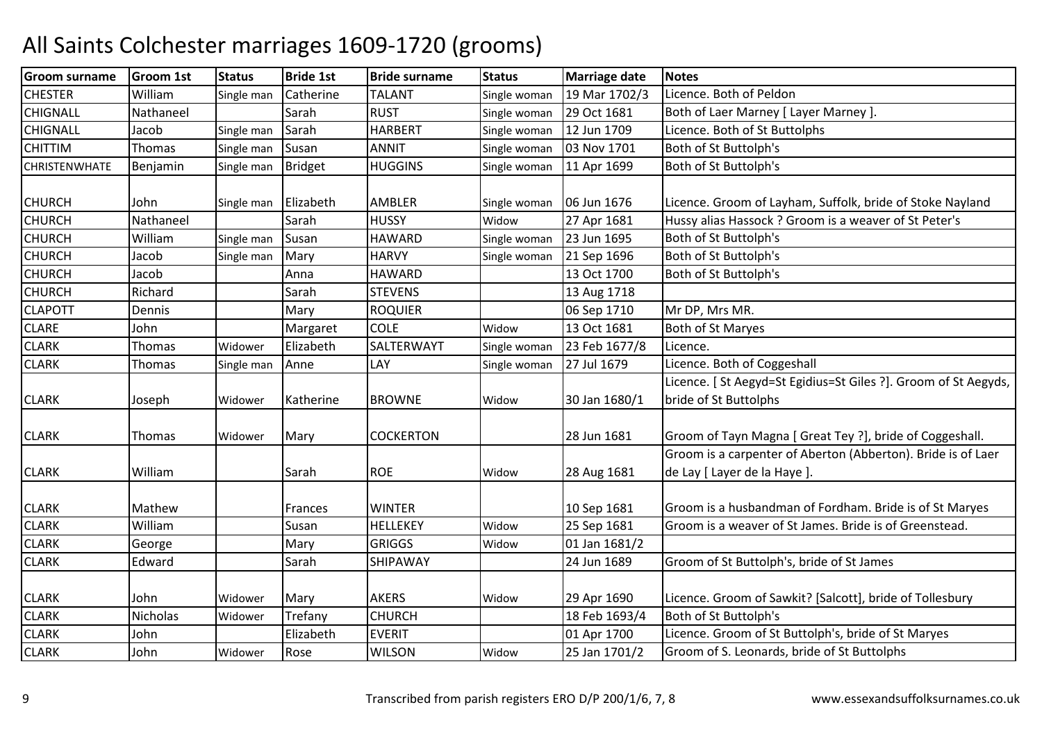# All Saints Colchester marriages 1609-1720 (grooms)

| Groom surname | Groom 1st | Status | Bride 1st | Bride surname | Status | Marriage date | Notes |
|---|---|---|---|---|---|---|---|
| CHESTER | William | Single man | Catherine | TALANT | Single woman | 19 Mar 1702/3 | Licence. Both of Peldon |
| CHIGNALL | Nathaneel | | Sarah | RUST | Single woman | 29 Oct 1681 | Both of Laer Marney [ Layer Marney ]. |
| CHIGNALL | Jacob | Single man | Sarah | HARBERT | Single woman | 12 Jun 1709 | Licence. Both of St Buttolphs |
| CHITTIM | Thomas | Single man | Susan | ANNIT | Single woman | 03 Nov 1701 | Both of St Buttolph's |
| CHRISTENWHATE | Benjamin | Single man | Bridget | HUGGINS | Single woman | 11 Apr 1699 | Both of St Buttolph's |
| CHURCH | John | Single man | Elizabeth | AMBLER | Single woman | 06 Jun 1676 | Licence. Groom of Layham, Suffolk, bride of Stoke Nayland |
| CHURCH | Nathaneel | | Sarah | HUSSY | Widow | 27 Apr 1681 | Hussy alias Hassock ? Groom is a weaver of St Peter's |
| CHURCH | William | Single man | Susan | HAWARD | Single woman | 23 Jun 1695 | Both of St Buttolph's |
| CHURCH | Jacob | Single man | Mary | HARVY | Single woman | 21 Sep 1696 | Both of St Buttolph's |
| CHURCH | Jacob | | Anna | HAWARD | | 13 Oct 1700 | Both of St Buttolph's |
| CHURCH | Richard | | Sarah | STEVENS | | 13 Aug 1718 | |
| CLAPOTT | Dennis | | Mary | ROQUIER | | 06 Sep 1710 | Mr DP, Mrs MR. |
| CLARE | John | | Margaret | COLE | Widow | 13 Oct 1681 | Both of St Maryes |
| CLARK | Thomas | Widower | Elizabeth | SALTERWAYT | Single woman | 23 Feb 1677/8 | Licence. |
| CLARK | Thomas | Single man | Anne | LAY | Single woman | 27 Jul 1679 | Licence. Both of Coggeshall |
| CLARK | Joseph | Widower | Katherine | BROWNE | Widow | 30 Jan 1680/1 | Licence. [ St Aegyd=St Egidius=St Giles ?]. Groom of St Aegyds, bride of St Buttolphs |
| CLARK | Thomas | Widower | Mary | COCKERTON | | 28 Jun 1681 | Groom of Tayn Magna [ Great Tey ?], bride of Coggeshall. |
| CLARK | William | | Sarah | ROE | Widow | 28 Aug 1681 | Groom is a carpenter of Aberton (Abberton). Bride is of Laer de Lay [ Layer de la Haye ]. |
| CLARK | Mathew | | Frances | WINTER | | 10 Sep 1681 | Groom is a husbandman of Fordham. Bride is of St Maryes |
| CLARK | William | | Susan | HELLEKEY | Widow | 25 Sep 1681 | Groom is a weaver of St James. Bride is of Greenstead. |
| CLARK | George | | Mary | GRIGGS | Widow | 01 Jan 1681/2 | |
| CLARK | Edward | | Sarah | SHIPAWAY | | 24 Jun 1689 | Groom of St Buttolph's, bride of St James |
| CLARK | John | Widower | Mary | AKERS | Widow | 29 Apr 1690 | Licence. Groom of Sawkit? [Salcott], bride of Tollesbury |
| CLARK | Nicholas | Widower | Trefany | CHURCH | | 18 Feb 1693/4 | Both of St Buttolph's |
| CLARK | John | | Elizabeth | EVERIT | | 01 Apr 1700 | Licence. Groom of St Buttolph's, bride of St Maryes |
| CLARK | John | Widower | Rose | WILSON | Widow | 25 Jan 1701/2 | Groom of S. Leonards, bride of St Buttolphs |

Transcribed from parish registers ERO D/P 200/1/6, 7, 8 www.essexandsuffolksurnames.co.uk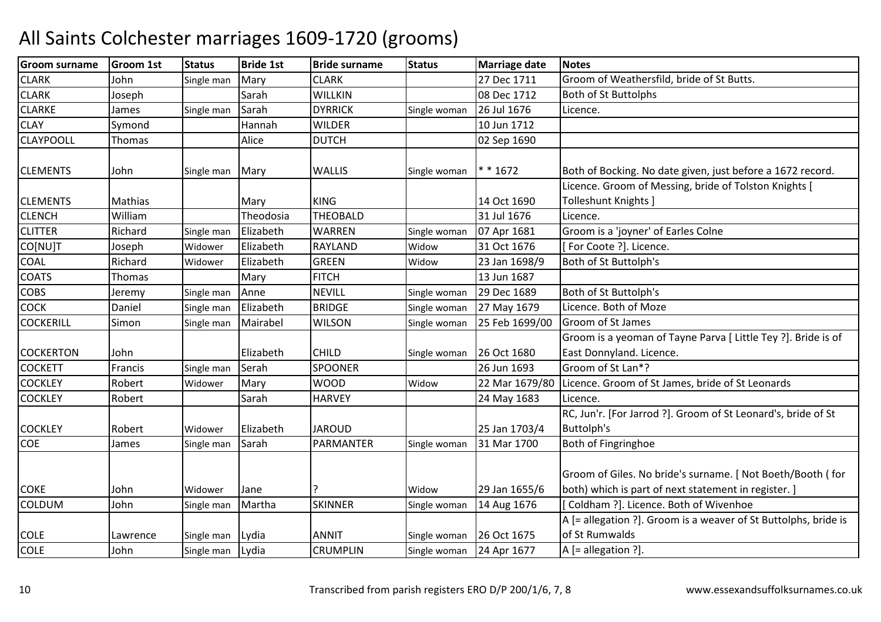# All Saints Colchester marriages 1609-1720 (grooms)

| Groom surname | Groom 1st | Status | Bride 1st | Bride surname | Status | Marriage date | Notes |
|---|---|---|---|---|---|---|---|
| CLARK | John | Single man | Mary | CLARK | | 27 Dec 1711 | Groom of Weathersfild, bride of St Butts. |
| CLARK | Joseph | | Sarah | WILLKIN | | 08 Dec 1712 | Both of St Buttolphs |
| CLARKE | James | Single man | Sarah | DYRRICK | Single woman | 26 Jul 1676 | Licence. |
| CLAY | Symond | | Hannah | WILDER | | 10 Jun 1712 | |
| CLAYPOOLL | Thomas | | Alice | DUTCH | | 02 Sep 1690 | |
| CLEMENTS | John | Single man | Mary | WALLIS | Single woman | * * 1672 | Both of Bocking. No date given, just before a 1672 record. |
| CLEMENTS | Mathias | | Mary | KING | | 14 Oct 1690 | Licence. Groom of Messing, bride of Tolston Knights [ Tolleshunt Knights ] |
| CLENCH | William | | Theodosia | THEOBALD | | 31 Jul 1676 | Licence. |
| CLITTER | Richard | Single man | Elizabeth | WARREN | Single woman | 07 Apr 1681 | Groom is a 'joyner' of Earles Colne |
| CO[NU]T | Joseph | Widower | Elizabeth | RAYLAND | Widow | 31 Oct 1676 | [ For Coote ?]. Licence. |
| COAL | Richard | Widower | Elizabeth | GREEN | Widow | 23 Jan 1698/9 | Both of St Buttolph's |
| COATS | Thomas | | Mary | FITCH | | 13 Jun 1687 | |
| COBS | Jeremy | Single man | Anne | NEVILL | Single woman | 29 Dec 1689 | Both of St Buttolph's |
| COCK | Daniel | Single man | Elizabeth | BRIDGE | Single woman | 27 May 1679 | Licence. Both of Moze |
| COCKERILL | Simon | Single man | Mairabel | WILSON | Single woman | 25 Feb 1699/00 | Groom of St James |
| COCKERTON | John | | Elizabeth | CHILD | Single woman | 26 Oct 1680 | Groom is a yeoman of Tayne Parva [ Little Tey ?]. Bride is of East Donnyland. Licence. |
| COCKETT | Francis | Single man | Serah | SPOONER | | 26 Jun 1693 | Groom of St Lan*? |
| COCKLEY | Robert | Widower | Mary | WOOD | Widow | 22 Mar 1679/80 | Licence. Groom of St James, bride of St Leonards |
| COCKLEY | Robert | | Sarah | HARVEY | | 24 May 1683 | Licence. |
| COCKLEY | Robert | Widower | Elizabeth | JAROUD | | 25 Jan 1703/4 | RC, Jun'r. [For Jarrod ?]. Groom of St Leonard's, bride of St Buttolph's |
| COE | James | Single man | Sarah | PARMANTER | Single woman | 31 Mar 1700 | Both of Fingringhoe |
| COKE | John | Widower | Jane | ? | Widow | 29 Jan 1655/6 | Groom of Giles. No bride's surname. [ Not Boeth/Booth ( for both) which is part of next statement in register. ] |
| COLDUM | John | Single man | Martha | SKINNER | Single woman | 14 Aug 1676 | [ Coldham ?]. Licence. Both of Wivenhoe |
| COLE | Lawrence | Single man | Lydia | ANNIT | Single woman | 26 Oct 1675 | A [= allegation ?]. Groom is a weaver of St Buttolphs, bride is of St Rumwalds |
| COLE | John | Single man | Lydia | CRUMPLIN | Single woman | 24 Apr 1677 | A [= allegation ?]. |

Transcribed from parish registers ERO D/P 200/1/6, 7, 8 www.essexandsuffolksurnames.co.uk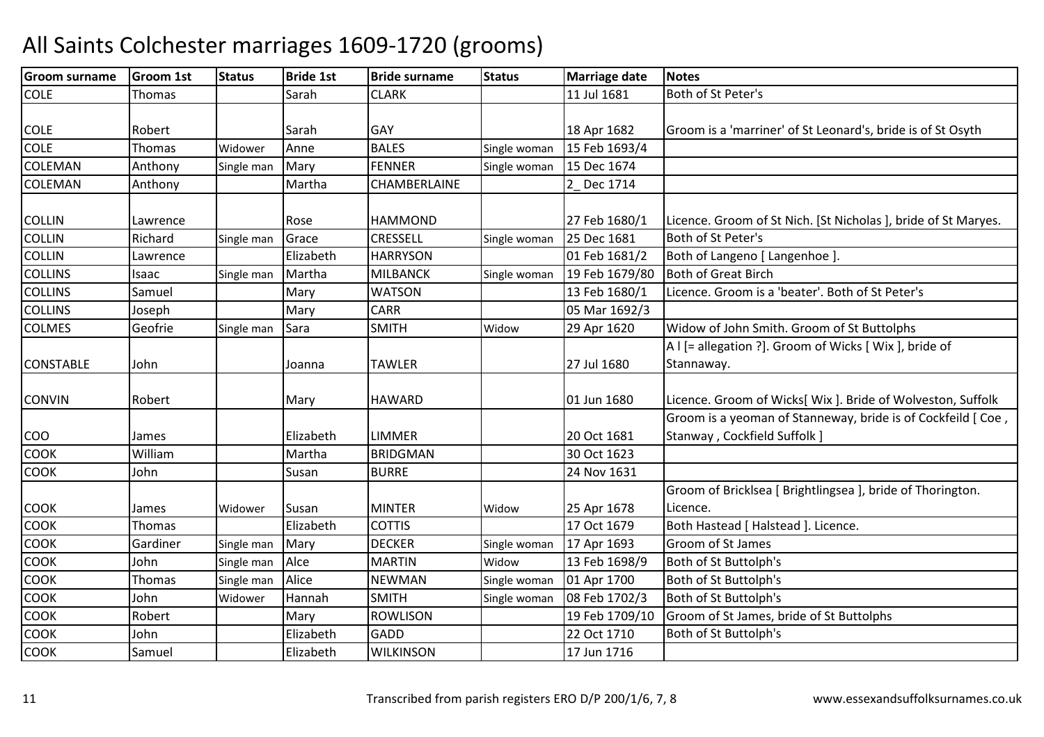# All Saints Colchester marriages 1609-1720 (grooms)

| Groom surname | Groom 1st | Status | Bride 1st | Bride surname | Status | Marriage date | Notes |
|---|---|---|---|---|---|---|---|
| COLE | Thomas | | Sarah | CLARK | | 11 Jul 1681 | Both of St Peter's |
| COLE | Robert | | Sarah | GAY | | 18 Apr 1682 | Groom is a 'marriner' of St Leonard's, bride is of St Osyth |
| COLE | Thomas | Widower | Anne | BALES | Single woman | 15 Feb 1693/4 | |
| COLEMAN | Anthony | Single man | Mary | FENNER | Single woman | 15 Dec 1674 | |
| COLEMAN | Anthony | | Martha | CHAMBERLAINE | | 2_ Dec 1714 | |
| COLLIN | Lawrence | | Rose | HAMMOND | | 27 Feb 1680/1 | Licence. Groom of St Nich. [St Nicholas ], bride of St Maryes. |
| COLLIN | Richard | Single man | Grace | CRESSELL | Single woman | 25 Dec 1681 | Both of St Peter's |
| COLLIN | Lawrence | | Elizabeth | HARRYSON | | 01 Feb 1681/2 | Both of Langeno [ Langenhoe ]. |
| COLLINS | Isaac | Single man | Martha | MILBANCK | Single woman | 19 Feb 1679/80 | Both of Great Birch |
| COLLINS | Samuel | | Mary | WATSON | | 13 Feb 1680/1 | Licence. Groom is a 'beater'. Both of St Peter's |
| COLLINS | Joseph | | Mary | CARR | | 05 Mar 1692/3 | |
| COLMES | Geofrie | Single man | Sara | SMITH | Widow | 29 Apr 1620 | Widow of John Smith. Groom of St Buttolphs |
| CONSTABLE | John | | Joanna | TAWLER | | 27 Jul 1680 | A l [= allegation ?]. Groom of Wicks [ Wix ], bride of Stannaway. |
| CONVIN | Robert | | Mary | HAWARD | | 01 Jun 1680 | Licence. Groom of Wicks[ Wix ]. Bride of Wolveston, Suffolk |
| COO | James | | Elizabeth | LIMMER | | 20 Oct 1681 | Groom is a yeoman of Stanneway, bride is of Cockfeild [ Coe , Stanway , Cockfield Suffolk ] |
| COOK | William | | Martha | BRIDGMAN | | 30 Oct 1623 | |
| COOK | John | | Susan | BURRE | | 24 Nov 1631 | |
| COOK | James | Widower | Susan | MINTER | Widow | 25 Apr 1678 | Groom of Bricklsea [ Brightlingsea ], bride of Thorington. Licence. |
| COOK | Thomas | | Elizabeth | COTTIS | | 17 Oct 1679 | Both Hastead [ Halstead ]. Licence. |
| COOK | Gardiner | Single man | Mary | DECKER | Single woman | 17 Apr 1693 | Groom of St James |
| COOK | John | Single man | Alce | MARTIN | Widow | 13 Feb 1698/9 | Both of St Buttolph's |
| COOK | Thomas | Single man | Alice | NEWMAN | Single woman | 01 Apr 1700 | Both of St Buttolph's |
| COOK | John | Widower | Hannah | SMITH | Single woman | 08 Feb 1702/3 | Both of St Buttolph's |
| COOK | Robert | | Mary | ROWLISON | | 19 Feb 1709/10 | Groom of St James, bride of St Buttolphs |
| COOK | John | | Elizabeth | GADD | | 22 Oct 1710 | Both of St Buttolph's |
| COOK | Samuel | | Elizabeth | WILKINSON | | 17 Jun 1716 | |

Transcribed from parish registers ERO D/P 200/1/6, 7, 8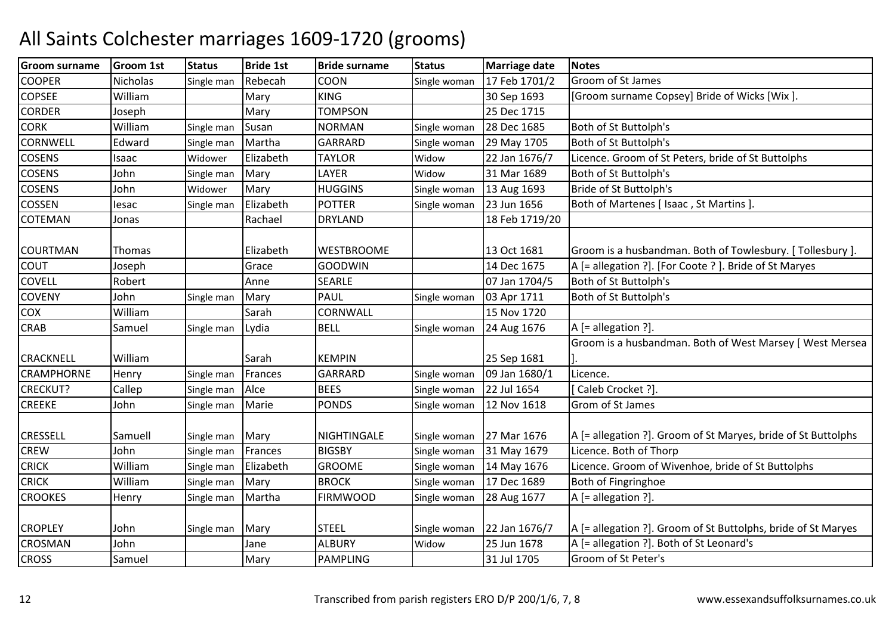# All Saints Colchester marriages 1609-1720 (grooms)

| Groom surname | Groom 1st | Status | Bride 1st | Bride surname | Status | Marriage date | Notes |
|---|---|---|---|---|---|---|---|
| COOPER | Nicholas | Single man | Rebecah | COON | Single woman | 17 Feb 1701/2 | Groom of St James |
| COPSEE | William | | Mary | KING | | 30 Sep 1693 | [Groom surname Copsey] Bride of Wicks [Wix ]. |
| CORDER | Joseph | | Mary | TOMPSON | | 25 Dec 1715 | |
| CORK | William | Single man | Susan | NORMAN | Single woman | 28 Dec 1685 | Both of St Buttolph's |
| CORNWELL | Edward | Single man | Martha | GARRARD | Single woman | 29 May 1705 | Both of St Buttolph's |
| COSENS | Isaac | Widower | Elizabeth | TAYLOR | Widow | 22 Jan 1676/7 | Licence. Groom of St Peters, bride of St Buttolphs |
| COSENS | John | Single man | Mary | LAYER | Widow | 31 Mar 1689 | Both of St Buttolph's |
| COSENS | John | Widower | Mary | HUGGINS | Single woman | 13 Aug 1693 | Bride of St Buttolph's |
| COSSEN | Iesac | Single man | Elizabeth | POTTER | Single woman | 23 Jun 1656 | Both of Martenes [ Isaac , St Martins ]. |
| COTEMAN | Jonas | | Rachael | DRYLAND | | 18 Feb 1719/20 | |
| COURTMAN | Thomas | | Elizabeth | WESTBROOME | | 13 Oct 1681 | Groom is a husbandman. Both of Towlesbury. [ Tollesbury ]. |
| COUT | Joseph | | Grace | GOODWIN | | 14 Dec 1675 | A [= allegation ?]. [For Coote ? ]. Bride of St Maryes |
| COVELL | Robert | | Anne | SEARLE | | 07 Jan 1704/5 | Both of St Buttolph's |
| COVENY | John | Single man | Mary | PAUL | Single woman | 03 Apr 1711 | Both of St Buttolph's |
| COX | William | | Sarah | CORNWALL | | 15 Nov 1720 | |
| CRAB | Samuel | Single man | Lydia | BELL | Single woman | 24 Aug 1676 | A [= allegation ?]. |
| CRACKNELL | William | | Sarah | KEMPIN | | 25 Sep 1681 | Groom is a husbandman. Both of West Marsey [ West Mersea ]. |
| CRAMPHORNE | Henry | Single man | Frances | GARRARD | Single woman | 09 Jan 1680/1 | Licence. |
| CRECKUT? | Callep | Single man | Alce | BEES | Single woman | 22 Jul 1654 | [ Caleb Crocket ?]. |
| CREEKE | John | Single man | Marie | PONDS | Single woman | 12 Nov 1618 | Grom of St James |
| CRESSELL | Samuell | Single man | Mary | NIGHTINGALE | Single woman | 27 Mar 1676 | A [= allegation ?]. Groom of St Maryes, bride of St Buttolphs |
| CREW | John | Single man | Frances | BIGSBY | Single woman | 31 May 1679 | Licence. Both of Thorp |
| CRICK | William | Single man | Elizabeth | GROOME | Single woman | 14 May 1676 | Licence. Groom of Wivenhoe, bride of St Buttolphs |
| CRICK | William | Single man | Mary | BROCK | Single woman | 17 Dec 1689 | Both of Fingringhoe |
| CROOKES | Henry | Single man | Martha | FIRMWOOD | Single woman | 28 Aug 1677 | A [= allegation ?]. |
| CROPLEY | John | Single man | Mary | STEEL | Single woman | 22 Jan 1676/7 | A [= allegation ?]. Groom of St Buttolphs, bride of St Maryes |
| CROSMAN | John | | Jane | ALBURY | Widow | 25 Jun 1678 | A [= allegation ?]. Both of St Leonard's |
| CROSS | Samuel | | Mary | PAMPLING | | 31 Jul 1705 | Groom of St Peter's |

Transcribed from parish registers ERO D/P 200/1/6, 7, 8

www.essexandsuffolksurnames.co.uk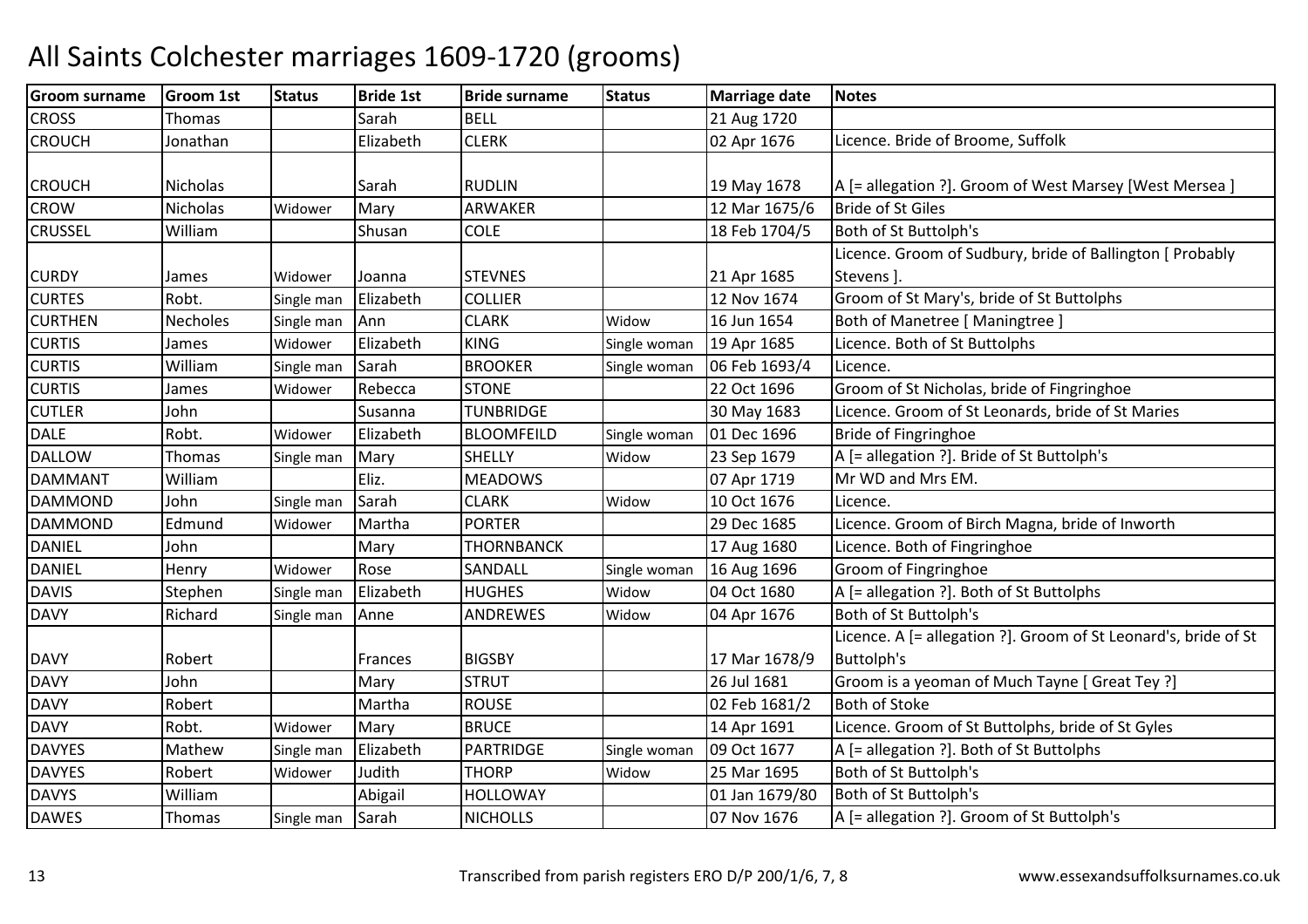# All Saints Colchester marriages 1609-1720 (grooms)

| Groom surname | Groom 1st | Status | Bride 1st | Bride surname | Status | Marriage date | Notes |
|---|---|---|---|---|---|---|---|
| CROSS | Thomas | | Sarah | BELL | | 21 Aug 1720 | |
| CROUCH | Jonathan | | Elizabeth | CLERK | | 02 Apr 1676 | Licence. Bride of Broome, Suffolk |
| CROUCH | Nicholas | | Sarah | RUDLIN | | 19 May 1678 | A [= allegation ?]. Groom of West Marsey [West Mersea ] |
| CROW | Nicholas | Widower | Mary | ARWAKER | | 12 Mar 1675/6 | Bride of St Giles |
| CRUSSEL | William | | Shusan | COLE | | 18 Feb 1704/5 | Both of St Buttolph's |
| CURDY | James | Widower | Joanna | STEVNES | | 21 Apr 1685 | Licence. Groom of Sudbury, bride of Ballington [ Probably Stevens ]. |
| CURTES | Robt. | Single man | Elizabeth | COLLIER | | 12 Nov 1674 | Groom of St Mary's, bride of St Buttolphs |
| CURTHEN | Necholes | Single man | Ann | CLARK | Widow | 16 Jun 1654 | Both of Manetree [ Maningtree ] |
| CURTIS | James | Widower | Elizabeth | KING | Single woman | 19 Apr 1685 | Licence. Both of St Buttolphs |
| CURTIS | William | Single man | Sarah | BROOKER | Single woman | 06 Feb 1693/4 | Licence. |
| CURTIS | James | Widower | Rebecca | STONE | | 22 Oct 1696 | Groom of St Nicholas, bride of Fingringhoe |
| CUTLER | John | | Susanna | TUNBRIDGE | | 30 May 1683 | Licence. Groom of St Leonards, bride of St Maries |
| DALE | Robt. | Widower | Elizabeth | BLOOMFEILD | Single woman | 01 Dec 1696 | Bride of Fingringhoe |
| DALLOW | Thomas | Single man | Mary | SHELLY | Widow | 23 Sep 1679 | A [= allegation ?]. Bride of St Buttolph's |
| DAMMANT | William | | Eliz. | MEADOWS | | 07 Apr 1719 | Mr WD and Mrs EM. |
| DAMMOND | John | Single man | Sarah | CLARK | Widow | 10 Oct 1676 | Licence. |
| DAMMOND | Edmund | Widower | Martha | PORTER | | 29 Dec 1685 | Licence. Groom of Birch Magna, bride of Inworth |
| DANIEL | John | | Mary | THORNBANCK | | 17 Aug 1680 | Licence. Both of Fingringhoe |
| DANIEL | Henry | Widower | Rose | SANDALL | Single woman | 16 Aug 1696 | Groom of Fingringhoe |
| DAVIS | Stephen | Single man | Elizabeth | HUGHES | Widow | 04 Oct 1680 | A [= allegation ?]. Both of St Buttolphs |
| DAVY | Richard | Single man | Anne | ANDREWES | Widow | 04 Apr 1676 | Both of St Buttolph's |
| DAVY | Robert | | Frances | BIGSBY | | 17 Mar 1678/9 | Licence. A [= allegation ?]. Groom of St Leonard's, bride of St Buttolph's |
| DAVY | John | | Mary | STRUT | | 26 Jul 1681 | Groom is a yeoman of Much Tayne [ Great Tey ?] |
| DAVY | Robert | | Martha | ROUSE | | 02 Feb 1681/2 | Both of Stoke |
| DAVY | Robt. | Widower | Mary | BRUCE | | 14 Apr 1691 | Licence. Groom of St Buttolphs, bride of St Gyles |
| DAVYES | Mathew | Single man | Elizabeth | PARTRIDGE | Single woman | 09 Oct 1677 | A [= allegation ?]. Both of St Buttolphs |
| DAVYES | Robert | Widower | Judith | THORP | Widow | 25 Mar 1695 | Both of St Buttolph's |
| DAVYS | William | | Abigail | HOLLOWAY | | 01 Jan 1679/80 | Both of St Buttolph's |
| DAWES | Thomas | Single man | Sarah | NICHOLLS | | 07 Nov 1676 | A [= allegation ?]. Groom of St Buttolph's |

Transcribed from parish registers ERO D/P 200/1/6, 7, 8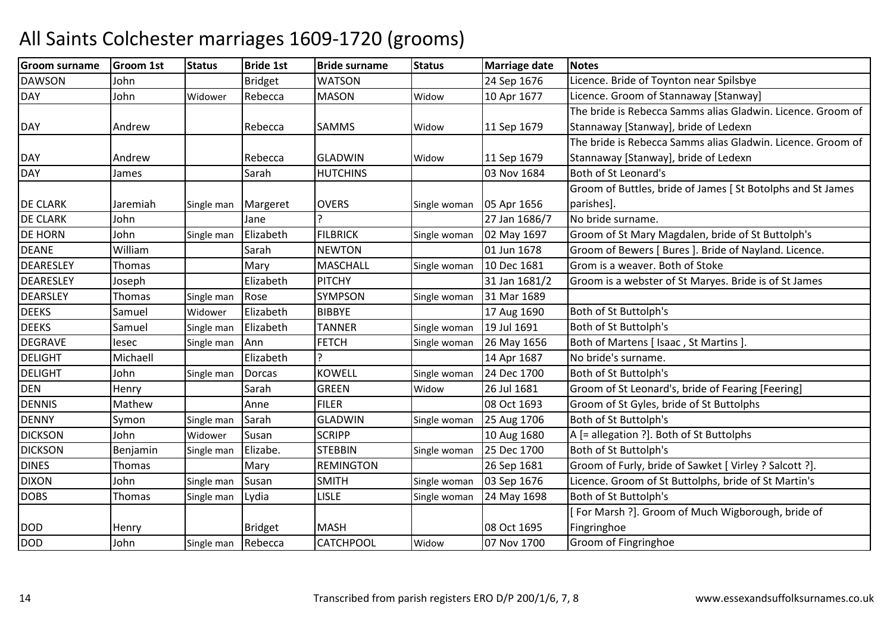# All Saints Colchester marriages 1609-1720 (grooms)

| Groom surname | Groom 1st | Status | Bride 1st | Bride surname | Status | Marriage date | Notes |
|---|---|---|---|---|---|---|---|
| DAWSON | John | | Bridget | WATSON | | 24 Sep 1676 | Licence. Bride of Toynton near Spilsbye |
| DAY | John | Widower | Rebecca | MASON | Widow | 10 Apr 1677 | Licence. Groom of Stannaway [Stanway] |
| DAY | Andrew | | Rebecca | SAMMS | Widow | 11 Sep 1679 | The bride is Rebecca Samms alias Gladwin. Licence. Groom of Stannaway [Stanway], bride of Ledexn |
| DAY | Andrew | | Rebecca | GLADWIN | Widow | 11 Sep 1679 | The bride is Rebecca Samms alias Gladwin. Licence. Groom of Stannaway [Stanway], bride of Ledexn |
| DAY | James | | Sarah | HUTCHINS | | 03 Nov 1684 | Both of St Leonard's |
| DE CLARK | Jaremiah | Single man | Margeret | OVERS | Single woman | 05 Apr 1656 | Groom of Buttles, bride of James [ St Botolphs and St James parishes]. |
| DE CLARK | John | | Jane | ? | | 27 Jan 1686/7 | No bride surname. |
| DE HORN | John | Single man | Elizabeth | FILBRICK | Single woman | 02 May 1697 | Groom of St Mary Magdalen, bride of St Buttolph's |
| DEANE | William | | Sarah | NEWTON | | 01 Jun 1678 | Groom of Bewers [ Bures ]. Bride of Nayland. Licence. |
| DEARESLEY | Thomas | | Mary | MASCHALL | Single woman | 10 Dec 1681 | Grom is a weaver. Both of Stoke |
| DEARESLEY | Joseph | | Elizabeth | PITCHY | | 31 Jan 1681/2 | Groom is a webster of St Maryes. Bride is of St James |
| DEARSLEY | Thomas | Single man | Rose | SYMPSON | Single woman | 31 Mar 1689 | |
| DEEKS | Samuel | Widower | Elizabeth | BIBBYE | | 17 Aug 1690 | Both of St Buttolph's |
| DEEKS | Samuel | Single man | Elizabeth | TANNER | Single woman | 19 Jul 1691 | Both of St Buttolph's |
| DEGRAVE | Iesec | Single man | Ann | FETCH | Single woman | 26 May 1656 | Both of Martens [ Isaac , St Martins ]. |
| DELIGHT | Michaell | | Elizabeth | ? | | 14 Apr 1687 | No bride's surname. |
| DELIGHT | John | Single man | Dorcas | KOWELL | Single woman | 24 Dec 1700 | Both of St Buttolph's |
| DEN | Henry | | Sarah | GREEN | Widow | 26 Jul 1681 | Groom of St Leonard's, bride of Fearing [Feering] |
| DENNIS | Mathew | | Anne | FILER | | 08 Oct 1693 | Groom of St Gyles, bride of St Buttolphs |
| DENNY | Symon | Single man | Sarah | GLADWIN | Single woman | 25 Aug 1706 | Both of St Buttolph's |
| DICKSON | John | Widower | Susan | SCRIPP | | 10 Aug 1680 | A [= allegation ?]. Both of St Buttolphs |
| DICKSON | Benjamin | Single man | Elizabe. | STEBBIN | Single woman | 25 Dec 1700 | Both of St Buttolph's |
| DINES | Thomas | | Mary | REMINGTON | | 26 Sep 1681 | Groom of Furly, bride of Sawket [ Virley ? Salcott ?]. |
| DIXON | John | Single man | Susan | SMITH | Single woman | 03 Sep 1676 | Licence. Groom of St Buttolphs, bride of St Martin's |
| DOBS | Thomas | Single man | Lydia | LISLE | Single woman | 24 May 1698 | Both of St Buttolph's |
| DOD | Henry | | Bridget | MASH | | 08 Oct 1695 | [ For Marsh ?]. Groom of Much Wigborough, bride of Fingringhoe |
| DOD | John | Single man | Rebecca | CATCHPOOL | Widow | 07 Nov 1700 | Groom of Fingringhoe |

Transcribed from parish registers ERO D/P 200/1/6, 7, 8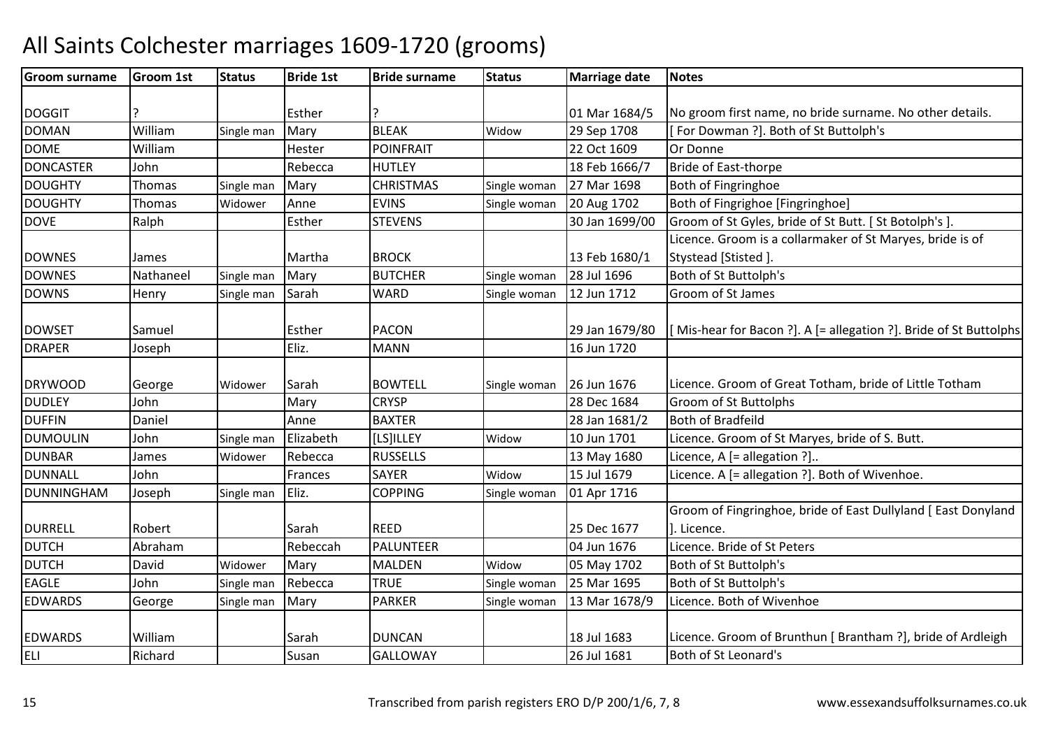# All Saints Colchester marriages 1609-1720 (grooms)

| Groom surname | Groom 1st | Status | Bride 1st | Bride surname | Status | Marriage date | Notes |
|---|---|---|---|---|---|---|---|
| DOGGIT | ? | | Esther | ? | | 01 Mar 1684/5 | No groom first name, no bride surname. No other details. |
| DOMAN | William | Single man | Mary | BLEAK | Widow | 29 Sep 1708 | [ For Dowman ?]. Both of St Buttolph's |
| DOME | William | | Hester | POINFRAIT | | 22 Oct 1609 | Or Donne |
| DONCASTER | John | | Rebecca | HUTLEY | | 18 Feb 1666/7 | Bride of East-thorpe |
| DOUGHTY | Thomas | Single man | Mary | CHRISTMAS | Single woman | 27 Mar 1698 | Both of Fingringhoe |
| DOUGHTY | Thomas | Widower | Anne | EVINS | Single woman | 20 Aug 1702 | Both of Fingrighoe [Fingringhoe] |
| DOVE | Ralph | | Esther | STEVENS | | 30 Jan 1699/00 | Groom of St Gyles, bride of St Butt. [ St Botolph's ]. |
| DOWNES | James | | Martha | BROCK | | 13 Feb 1680/1 | Licence. Groom is a collarmaker of St Maryes, bride is of Stystead [Stisted ]. |
| DOWNES | Nathaneel | Single man | Mary | BUTCHER | Single woman | 28 Jul 1696 | Both of St Buttolph's |
| DOWNS | Henry | Single man | Sarah | WARD | Single woman | 12 Jun 1712 | Groom of St James |
| DOWSET | Samuel | | Esther | PACON | | 29 Jan 1679/80 | [ Mis-hear for Bacon ?]. A [= allegation ?]. Bride of St Buttolphs |
| DRAPER | Joseph | | Eliz. | MANN | | 16 Jun 1720 | |
| DRYWOOD | George | Widower | Sarah | BOWTELL | Single woman | 26 Jun 1676 | Licence. Groom of Great Totham, bride of Little Totham |
| DUDLEY | John | | Mary | CRYSP | | 28 Dec 1684 | Groom of St Buttolphs |
| DUFFIN | Daniel | | Anne | BAXTER | | 28 Jan 1681/2 | Both of Bradfeild |
| DUMOULIN | John | Single man | Elizabeth | [LS]ILLEY | Widow | 10 Jun 1701 | Licence. Groom of St Maryes, bride of S. Butt. |
| DUNBAR | James | Widower | Rebecca | RUSSELLS | | 13 May 1680 | Licence, A [= allegation ?].. |
| DUNNALL | John | | Frances | SAYER | Widow | 15 Jul 1679 | Licence. A [= allegation ?]. Both of Wivenhoe. |
| DUNNINGHAM | Joseph | Single man | Eliz. | COPPING | Single woman | 01 Apr 1716 | |
| DURRELL | Robert | | Sarah | REED | | 25 Dec 1677 | Groom of Fingringhoe, bride of East Dullyland [ East Donyland ]. Licence. |
| DUTCH | Abraham | | Rebeccah | PALUNTEER | | 04 Jun 1676 | Licence. Bride of St Peters |
| DUTCH | David | Widower | Mary | MALDEN | Widow | 05 May 1702 | Both of St Buttolph's |
| EAGLE | John | Single man | Rebecca | TRUE | Single woman | 25 Mar 1695 | Both of St Buttolph's |
| EDWARDS | George | Single man | Mary | PARKER | Single woman | 13 Mar 1678/9 | Licence. Both of Wivenhoe |
| EDWARDS | William | | Sarah | DUNCAN | | 18 Jul 1683 | Licence. Groom of Brunthun [ Brantham ?], bride of Ardleigh |
| ELI | Richard | | Susan | GALLOWAY | | 26 Jul 1681 | Both of St Leonard's |

Transcribed from parish registers ERO D/P 200/1/6, 7, 8

www.essexandsuffolksurnames.co.uk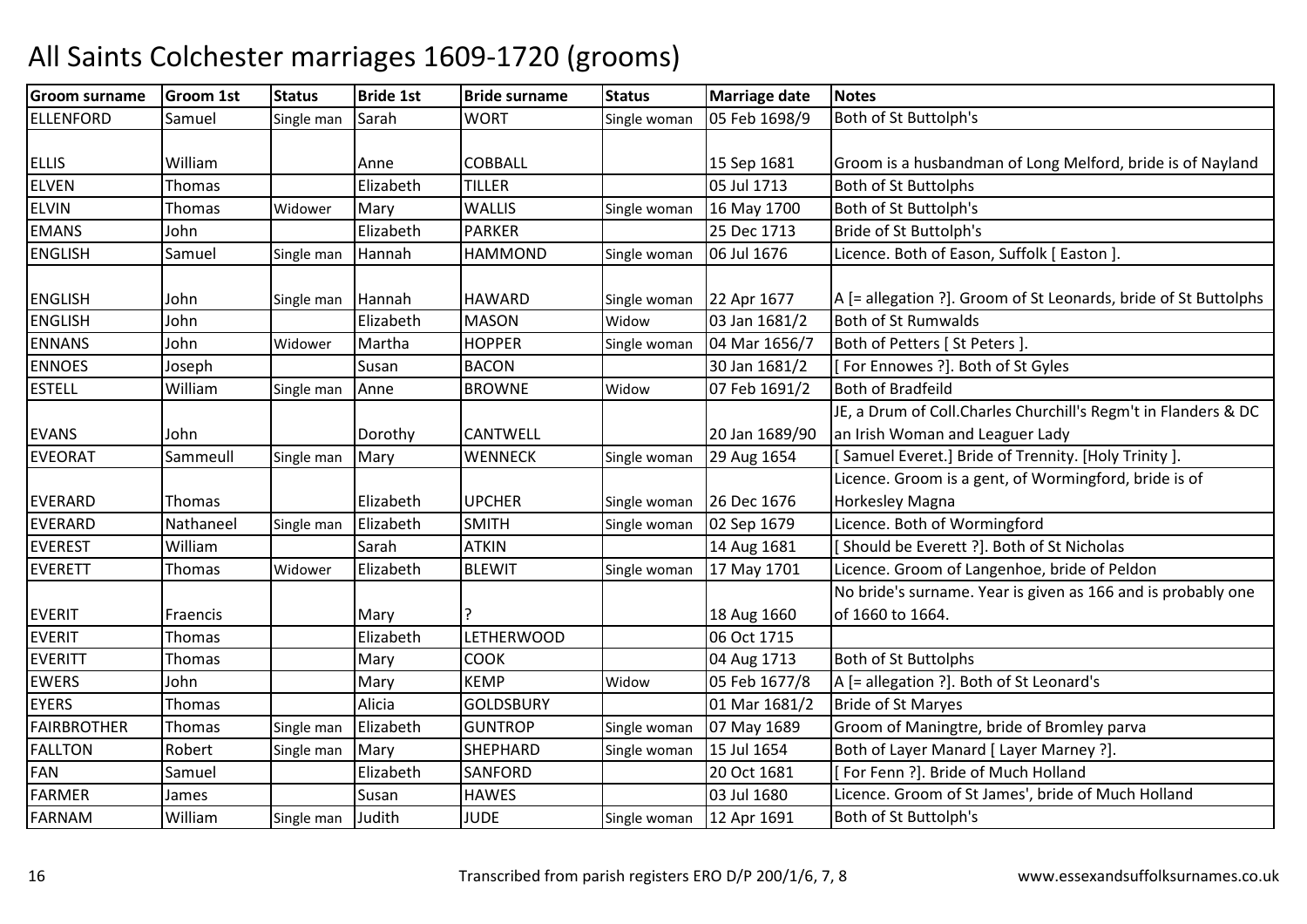# All Saints Colchester marriages 1609-1720 (grooms)

| Groom surname | Groom 1st | Status | Bride 1st | Bride surname | Status | Marriage date | Notes |
|---|---|---|---|---|---|---|---|
| ELLENFORD | Samuel | Single man | Sarah | WORT | Single woman | 05 Feb 1698/9 | Both of St Buttolph's |
| ELLIS | William | | Anne | COBBALL | | 15 Sep 1681 | Groom is a husbandman of Long Melford, bride is of Nayland |
| ELVEN | Thomas | | Elizabeth | TILLER | | 05 Jul 1713 | Both of St Buttolphs |
| ELVIN | Thomas | Widower | Mary | WALLIS | Single woman | 16 May 1700 | Both of St Buttolph's |
| EMANS | John | | Elizabeth | PARKER | | 25 Dec 1713 | Bride of St Buttolph's |
| ENGLISH | Samuel | Single man | Hannah | HAMMOND | Single woman | 06 Jul 1676 | Licence. Both of Eason, Suffolk [ Easton ]. |
| ENGLISH | John | Single man | Hannah | HAWARD | Single woman | 22 Apr 1677 | A [= allegation ?]. Groom of St Leonards, bride of St Buttolphs |
| ENGLISH | John | | Elizabeth | MASON | Widow | 03 Jan 1681/2 | Both of St Rumwalds |
| ENNANS | John | Widower | Martha | HOPPER | Single woman | 04 Mar 1656/7 | Both of Petters [ St Peters ]. |
| ENNOES | Joseph | | Susan | BACON | | 30 Jan 1681/2 | [ For Ennowes ?]. Both of St Gyles |
| ESTELL | William | Single man | Anne | BROWNE | Widow | 07 Feb 1691/2 | Both of Bradfeild |
| EVANS | John | | Dorothy | CANTWELL | | 20 Jan 1689/90 | JE, a Drum of Coll.Charles Churchill's Regm't in Flanders & DC an Irish Woman and Leaguer Lady |
| EVEORAT | Sammeull | Single man | Mary | WENNECK | Single woman | 29 Aug 1654 | [ Samuel Everet.] Bride of Trennity. [Holy Trinity ]. |
| EVERARD | Thomas | | Elizabeth | UPCHER | Single woman | 26 Dec 1676 | Licence. Groom is a gent, of Wormingford, bride is of Horkesley Magna |
| EVERARD | Nathaneel | Single man | Elizabeth | SMITH | Single woman | 02 Sep 1679 | Licence. Both of Wormingford |
| EVEREST | William | | Sarah | ATKIN | | 14 Aug 1681 | [ Should be Everett ?]. Both of St Nicholas |
| EVERETT | Thomas | Widower | Elizabeth | BLEWIT | Single woman | 17 May 1701 | Licence. Groom of Langenhoe, bride of Peldon |
| EVERIT | Fraencis | | Mary | ? | | 18 Aug 1660 | No bride's surname. Year is given as 166 and is probably one of 1660 to 1664. |
| EVERIT | Thomas | | Elizabeth | LETHERWOOD | | 06 Oct 1715 | |
| EVERITT | Thomas | | Mary | COOK | | 04 Aug 1713 | Both of St Buttolphs |
| EWERS | John | | Mary | KEMP | Widow | 05 Feb 1677/8 | A [= allegation ?]. Both of St Leonard's |
| EYERS | Thomas | | Alicia | GOLDSBURY | | 01 Mar 1681/2 | Bride of St Maryes |
| FAIRBROTHER | Thomas | Single man | Elizabeth | GUNTROP | Single woman | 07 May 1689 | Groom of Maningtre, bride of Bromley parva |
| FALLTON | Robert | Single man | Mary | SHEPHARD | Single woman | 15 Jul 1654 | Both of Layer Manard [ Layer Marney ?]. |
| FAN | Samuel | | Elizabeth | SANFORD | | 20 Oct 1681 | [ For Fenn ?]. Bride of Much Holland |
| FARMER | James | | Susan | HAWES | | 03 Jul 1680 | Licence. Groom of St James', bride of Much Holland |
| FARNAM | William | Single man | Judith | JUDE | Single woman | 12 Apr 1691 | Both of St Buttolph's |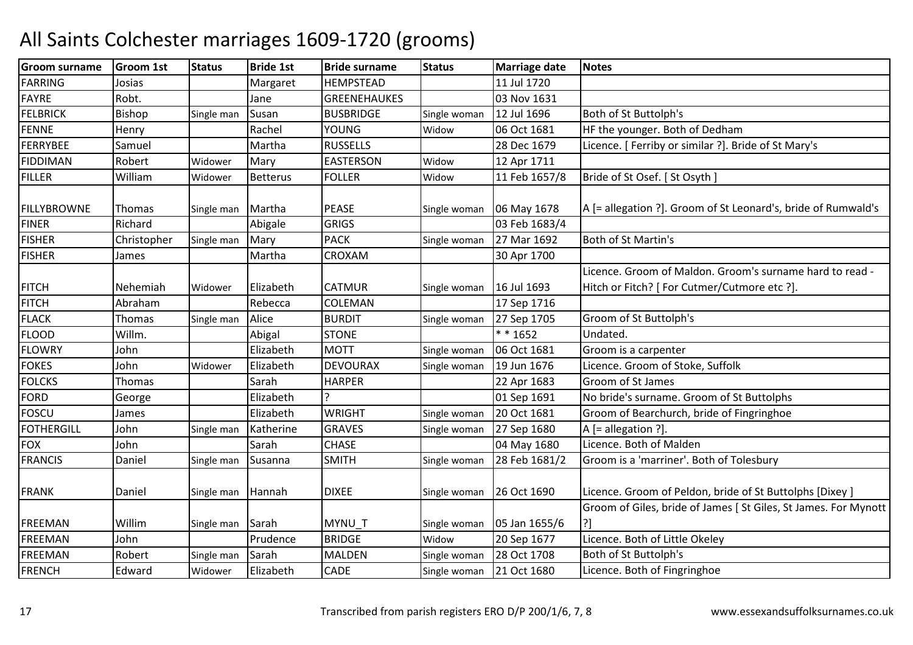# All Saints Colchester marriages 1609-1720 (grooms)

| Groom surname | Groom 1st | Status | Bride 1st | Bride surname | Status | Marriage date | Notes |
|---|---|---|---|---|---|---|---|
| FARRING | Josias | | Margaret | HEMPSTEAD | | 11 Jul 1720 | |
| FAYRE | Robt. | | Jane | GREENEHAUKES | | 03 Nov 1631 | |
| FELBRICK | Bishop | Single man | Susan | BUSBRIDGE | Single woman | 12 Jul 1696 | Both of St Buttolph's |
| FENNE | Henry | | Rachel | YOUNG | Widow | 06 Oct 1681 | HF the younger. Both of Dedham |
| FERRYBEE | Samuel | | Martha | RUSSELLS | | 28 Dec 1679 | Licence. [ Ferriby or similar ?]. Bride of St Mary's |
| FIDDIMAN | Robert | Widower | Mary | EASTERSON | Widow | 12 Apr 1711 | |
| FILLER | William | Widower | Betterus | FOLLER | Widow | 11 Feb 1657/8 | Bride of St Osef. [ St Osyth ] |
| FILLYBROWNE | Thomas | Single man | Martha | PEASE | Single woman | 06 May 1678 | A [= allegation ?]. Groom of St Leonard's, bride of Rumwald's |
| FINER | Richard | | Abigale | GRIGS | | 03 Feb 1683/4 | |
| FISHER | Christopher | Single man | Mary | PACK | Single woman | 27 Mar 1692 | Both of St Martin's |
| FISHER | James | | Martha | CROXAM | | 30 Apr 1700 | |
| FITCH | Nehemiah | Widower | Elizabeth | CATMUR | Single woman | 16 Jul 1693 | Licence. Groom of Maldon. Groom's surname hard to read - Hitch or Fitch? [ For Cutmer/Cutmore etc ?]. |
| FITCH | Abraham | | Rebecca | COLEMAN | | 17 Sep 1716 | |
| FLACK | Thomas | Single man | Alice | BURDIT | Single woman | 27 Sep 1705 | Groom of St Buttolph's |
| FLOOD | Willm. | | Abigal | STONE | | * * 1652 | Undated. |
| FLOWRY | John | | Elizabeth | MOTT | Single woman | 06 Oct 1681 | Groom is a carpenter |
| FOKES | John | Widower | Elizabeth | DEVOURAX | Single woman | 19 Jun 1676 | Licence. Groom of Stoke, Suffolk |
| FOLCKS | Thomas | | Sarah | HARPER | | 22 Apr 1683 | Groom of St James |
| FORD | George | | Elizabeth | ? | | 01 Sep 1691 | No bride's surname. Groom of St Buttolphs |
| FOSCU | James | | Elizabeth | WRIGHT | Single woman | 20 Oct 1681 | Groom of Bearchurch, bride of Fingringhoe |
| FOTHERGILL | John | Single man | Katherine | GRAVES | Single woman | 27 Sep 1680 | A [= allegation ?]. |
| FOX | John | | Sarah | CHASE | | 04 May 1680 | Licence. Both of Malden |
| FRANCIS | Daniel | Single man | Susanna | SMITH | Single woman | 28 Feb 1681/2 | Groom is a 'marriner'. Both of Tolesbury |
| FRANK | Daniel | Single man | Hannah | DIXEE | Single woman | 26 Oct 1690 | Licence. Groom of Peldon, bride of St Buttolphs [Dixey ] |
| FREEMAN | Willim | Single man | Sarah | MYNU_T | Single woman | 05 Jan 1655/6 | Groom of Giles, bride of James [ St Giles, St James. For Mynott ?] |
| FREEMAN | John | | Prudence | BRIDGE | Widow | 20 Sep 1677 | Licence. Both of Little Okeley |
| FREEMAN | Robert | Single man | Sarah | MALDEN | Single woman | 28 Oct 1708 | Both of St Buttolph's |
| FRENCH | Edward | Widower | Elizabeth | CADE | Single woman | 21 Oct 1680 | Licence. Both of Fingringhoe |

Transcribed from parish registers ERO D/P 200/1/6, 7, 8

www.essexandsuffolksurnames.co.uk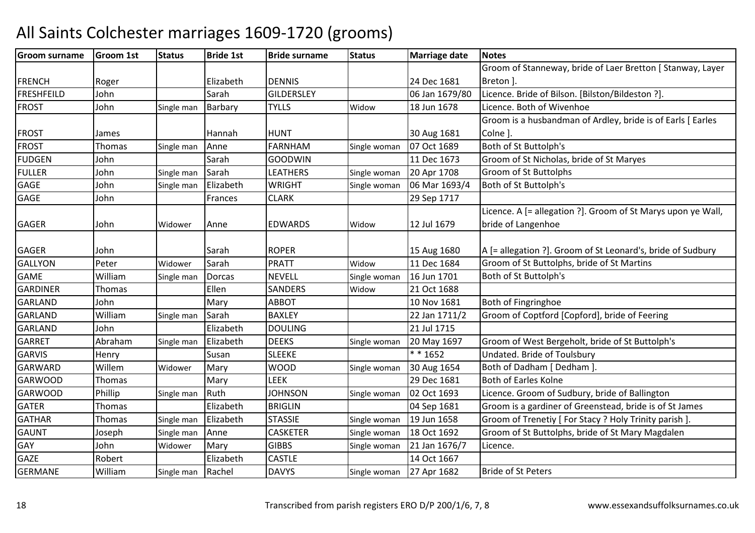# All Saints Colchester marriages 1609-1720 (grooms)

| Groom surname | Groom 1st | Status | Bride 1st | Bride surname | Status | Marriage date | Notes |
|---|---|---|---|---|---|---|---|
| FRENCH | Roger | | Elizabeth | DENNIS | | 24 Dec 1681 | Groom of Stanneway, bride of Laer Bretton [ Stanway, Layer Breton ]. |
| FRESHFEILD | John | | Sarah | GILDERSLEY | | 06 Jan 1679/80 | Licence. Bride of Bilson. [Bilston/Bildeston ?]. |
| FROST | John | Single man | Barbary | TYLLS | Widow | 18 Jun 1678 | Licence. Both of Wivenhoe |
| FROST | James | | Hannah | HUNT | | 30 Aug 1681 | Groom is a husbandman of Ardley, bride is of Earls [ Earles Colne ]. |
| FROST | Thomas | Single man | Anne | FARNHAM | Single woman | 07 Oct 1689 | Both of St Buttolph's |
| FUDGEN | John | | Sarah | GOODWIN | | 11 Dec 1673 | Groom of St Nicholas, bride of St Maryes |
| FULLER | John | Single man | Sarah | LEATHERS | Single woman | 20 Apr 1708 | Groom of St Buttolphs |
| GAGE | John | Single man | Elizabeth | WRIGHT | Single woman | 06 Mar 1693/4 | Both of St Buttolph's |
| GAGE | John | | Frances | CLARK | | 29 Sep 1717 | |
| GAGER | John | Widower | Anne | EDWARDS | Widow | 12 Jul 1679 | Licence. A [= allegation ?]. Groom of St Marys upon ye Wall, bride of Langenhoe |
| GAGER | John | | Sarah | ROPER | | 15 Aug 1680 | A [= allegation ?]. Groom of St Leonard's, bride of Sudbury |
| GALLYON | Peter | Widower | Sarah | PRATT | Widow | 11 Dec 1684 | Groom of St Buttolphs, bride of St Martins |
| GAME | William | Single man | Dorcas | NEVELL | Single woman | 16 Jun 1701 | Both of St Buttolph's |
| GARDINER | Thomas | | Ellen | SANDERS | Widow | 21 Oct 1688 | |
| GARLAND | John | | Mary | ABBOT | | 10 Nov 1681 | Both of Fingringhoe |
| GARLAND | William | Single man | Sarah | BAXLEY | | 22 Jan 1711/2 | Groom of Coptford [Copford], bride of Feering |
| GARLAND | John | | Elizabeth | DOULING | | 21 Jul 1715 | |
| GARRET | Abraham | Single man | Elizabeth | DEEKS | Single woman | 20 May 1697 | Groom of West Bergeholt, bride of St Buttolph's |
| GARVIS | Henry | | Susan | SLEEKE | | * * 1652 | Undated. Bride of Toulsbury |
| GARWARD | Willem | Widower | Mary | WOOD | Single woman | 30 Aug 1654 | Both of Dadham [ Dedham ]. |
| GARWOOD | Thomas | | Mary | LEEK | | 29 Dec 1681 | Both of Earles Kolne |
| GARWOOD | Phillip | Single man | Ruth | JOHNSON | Single woman | 02 Oct 1693 | Licence. Groom of Sudbury, bride of Ballington |
| GATER | Thomas | | Elizabeth | BRIGLIN | | 04 Sep 1681 | Groom is a gardiner of Greenstead, bride is of St James |
| GATHAR | Thomas | Single man | Elizabeth | STASSIE | Single woman | 19 Jun 1658 | Groom of Trenetiy [ For Stacy ? Holy Trinity parish ]. |
| GAUNT | Joseph | Single man | Anne | CASKETER | Single woman | 18 Oct 1692 | Groom of St Buttolphs, bride of St Mary Magdalen |
| GAY | John | Widower | Mary | GIBBS | Single woman | 21 Jan 1676/7 | Licence. |
| GAZE | Robert | | Elizabeth | CASTLE | | 14 Oct 1667 | |
| GERMANE | William | Single man | Rachel | DAVYS | Single woman | 27 Apr 1682 | Bride of St Peters |

Transcribed from parish registers ERO D/P 200/1/6, 7, 8 www.essexandsuffolksurnames.co.uk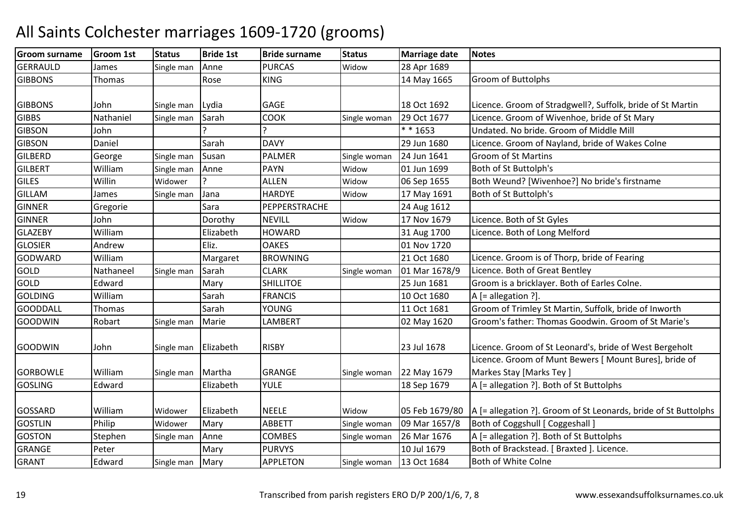# All Saints Colchester marriages 1609-1720 (grooms)

| Groom surname | Groom 1st | Status | Bride 1st | Bride surname | Status | Marriage date | Notes |
|---|---|---|---|---|---|---|---|
| GERRAULD | James | Single man | Anne | PURCAS | Widow | 28 Apr 1689 | |
| GIBBONS | Thomas | | Rose | KING | | 14 May 1665 | Groom of Buttolphs |
| GIBBONS | John | Single man | Lydia | GAGE | | 18 Oct 1692 | Licence. Groom of Stradgwell?, Suffolk, bride of St Martin |
| GIBBS | Nathaniel | Single man | Sarah | COOK | Single woman | 29 Oct 1677 | Licence. Groom of Wivenhoe, bride of St Mary |
| GIBSON | John | | ? | ? | | * * 1653 | Undated. No bride. Groom of Middle Mill |
| GIBSON | Daniel | | Sarah | DAVY | | 29 Jun 1680 | Licence. Groom of Nayland, bride of Wakes Colne |
| GILBERD | George | Single man | Susan | PALMER | Single woman | 24 Jun 1641 | Groom of St Martins |
| GILBERT | William | Single man | Anne | PAYN | Widow | 01 Jun 1699 | Both of St Buttolph's |
| GILES | Willin | Widower | ? | ALLEN | Widow | 06 Sep 1655 | Both Weund? [Wivenhoe?] No bride's firstname |
| GILLAM | James | Single man | Jana | HARDYE | Widow | 17 May 1691 | Both of St Buttolph's |
| GINNER | Gregorie | | Sara | PEPPERSTRACHE | | 24 Aug 1612 | |
| GINNER | John | | Dorothy | NEVILL | Widow | 17 Nov 1679 | Licence. Both of St Gyles |
| GLAZEBY | William | | Elizabeth | HOWARD | | 31 Aug 1700 | Licence. Both of Long Melford |
| GLOSIER | Andrew | | Eliz. | OAKES | | 01 Nov 1720 | |
| GODWARD | William | | Margaret | BROWNING | | 21 Oct 1680 | Licence. Groom is of Thorp, bride of Fearing |
| GOLD | Nathaneel | Single man | Sarah | CLARK | Single woman | 01 Mar 1678/9 | Licence. Both of Great Bentley |
| GOLD | Edward | | Mary | SHILLITOE | | 25 Jun 1681 | Groom is a bricklayer. Both of Earles Colne. |
| GOLDING | William | | Sarah | FRANCIS | | 10 Oct 1680 | A [= allegation ?]. |
| GOODDALL | Thomas | | Sarah | YOUNG | | 11 Oct 1681 | Groom of Trimley St Martin, Suffolk, bride of Inworth |
| GOODWIN | Robart | Single man | Marie | LAMBERT | | 02 May 1620 | Groom's father: Thomas Goodwin. Groom of St Marie's |
| GOODWIN | John | Single man | Elizabeth | RISBY | | 23 Jul 1678 | Licence. Groom of St Leonard's, bride of West Bergeholt |
| GORBOWLE | William | Single man | Martha | GRANGE | Single woman | 22 May 1679 | Licence. Groom of Munt Bewers [ Mount Bures], bride of Markes Stay [Marks Tey ] |
| GOSLING | Edward | | Elizabeth | YULE | | 18 Sep 1679 | A [= allegation ?]. Both of St Buttolphs |
| GOSSARD | William | Widower | Elizabeth | NEELE | Widow | 05 Feb 1679/80 | A [= allegation ?]. Groom of St Leonards, bride of St Buttolphs |
| GOSTLIN | Philip | Widower | Mary | ABBETT | Single woman | 09 Mar 1657/8 | Both of Coggshull [ Coggeshall ] |
| GOSTON | Stephen | Single man | Anne | COMBES | Single woman | 26 Mar 1676 | A [= allegation ?]. Both of St Buttolphs |
| GRANGE | Peter | | Mary | PURVYS | | 10 Jul 1679 | Both of Brackstead. [ Braxted ]. Licence. |
| GRANT | Edward | Single man | Mary | APPLETON | Single woman | 13 Oct 1684 | Both of White Colne |

Transcribed from parish registers ERO D/P 200/1/6, 7, 8 — www.essexandsuffolksurnames.co.uk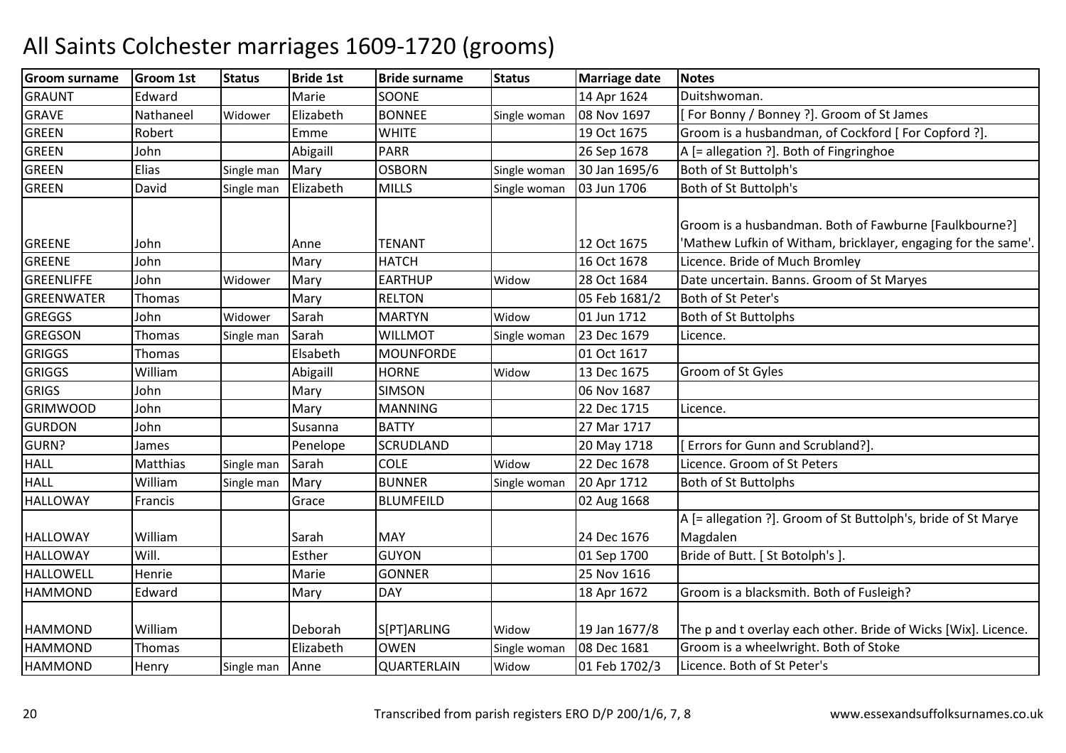# All Saints Colchester marriages 1609-1720 (grooms)

| Groom surname | Groom 1st | Status | Bride 1st | Bride surname | Status | Marriage date | Notes |
|---|---|---|---|---|---|---|---|
| GRAUNT | Edward | | Marie | SOONE | | 14 Apr 1624 | Duitshwoman. |
| GRAVE | Nathaneel | Widower | Elizabeth | BONNEE | Single woman | 08 Nov 1697 | [ For Bonny / Bonney ?]. Groom of St James |
| GREEN | Robert | | Emme | WHITE | | 19 Oct 1675 | Groom is a husbandman, of Cockford [ For Copford ?]. |
| GREEN | John | | Abigaill | PARR | | 26 Sep 1678 | A [= allegation ?]. Both of Fingringhoe |
| GREEN | Elias | Single man | Mary | OSBORN | Single woman | 30 Jan 1695/6 | Both of St Buttolph's |
| GREEN | David | Single man | Elizabeth | MILLS | Single woman | 03 Jun 1706 | Both of St Buttolph's |
| GREENE | John | | Anne | TENANT | | 12 Oct 1675 | Groom is a husbandman. Both of Fawburne [Faulkbourne?] 'Mathew Lufkin of Witham, bricklayer, engaging for the same'. |
| GREENE | John | | Mary | HATCH | | 16 Oct 1678 | Licence. Bride of Much Bromley |
| GREENLIFFE | John | Widower | Mary | EARTHUP | Widow | 28 Oct 1684 | Date uncertain. Banns. Groom of St Maryes |
| GREENWATER | Thomas | | Mary | RELTON | | 05 Feb 1681/2 | Both of St Peter's |
| GREGGS | John | Widower | Sarah | MARTYN | Widow | 01 Jun 1712 | Both of St Buttolphs |
| GREGSON | Thomas | Single man | Sarah | WILLMOT | Single woman | 23 Dec 1679 | Licence. |
| GRIGGS | Thomas | | Elsabeth | MOUNFORDE | | 01 Oct 1617 | |
| GRIGGS | William | | Abigaill | HORNE | Widow | 13 Dec 1675 | Groom of St Gyles |
| GRIGS | John | | Mary | SIMSON | | 06 Nov 1687 | |
| GRIMWOOD | John | | Mary | MANNING | | 22 Dec 1715 | Licence. |
| GURDON | John | | Susanna | BATTY | | 27 Mar 1717 | |
| GURN? | James | | Penelope | SCRUDLAND | | 20 May 1718 | [ Errors for Gunn and Scrubland?]. |
| HALL | Matthias | Single man | Sarah | COLE | Widow | 22 Dec 1678 | Licence. Groom of St Peters |
| HALL | William | Single man | Mary | BUNNER | Single woman | 20 Apr 1712 | Both of St Buttolphs |
| HALLOWAY | Francis | | Grace | BLUMFEILD | | 02 Aug 1668 | |
| HALLOWAY | William | | Sarah | MAY | | 24 Dec 1676 | A [= allegation ?]. Groom of St Buttolph's, bride of St Marye Magdalen |
| HALLOWAY | Will. | | Esther | GUYON | | 01 Sep 1700 | Bride of Butt. [ St Botolph's ]. |
| HALLOWELL | Henrie | | Marie | GONNER | | 25 Nov 1616 | |
| HAMMOND | Edward | | Mary | DAY | | 18 Apr 1672 | Groom is a blacksmith. Both of Fusleigh? |
| HAMMOND | William | | Deborah | S[PT]ARLING | Widow | 19 Jan 1677/8 | The p and t overlay each other. Bride of Wicks [Wix]. Licence. |
| HAMMOND | Thomas | | Elizabeth | OWEN | Single woman | 08 Dec 1681 | Groom is a wheelwright. Both of Stoke |
| HAMMOND | Henry | Single man | Anne | QUARTERLAIN | Widow | 01 Feb 1702/3 | Licence. Both of St Peter's |

Transcribed from parish registers ERO D/P 200/1/6, 7, 8

www.essexandsuffolksurnames.co.uk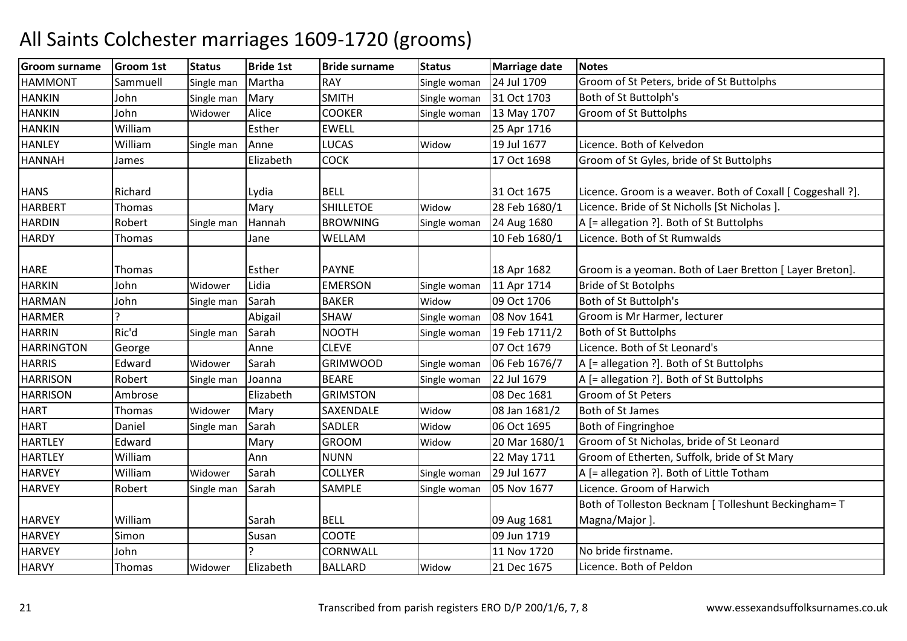# All Saints Colchester marriages 1609-1720 (grooms)

| Groom surname | Groom 1st | Status | Bride 1st | Bride surname | Status | Marriage date | Notes |
|---|---|---|---|---|---|---|---|
| HAMMONT | Sammuell | Single man | Martha | RAY | Single woman | 24 Jul 1709 | Groom of St Peters, bride of St Buttolphs |
| HANKIN | John | Single man | Mary | SMITH | Single woman | 31 Oct 1703 | Both of St Buttolph's |
| HANKIN | John | Widower | Alice | COOKER | Single woman | 13 May 1707 | Groom of St Buttolphs |
| HANKIN | William | | Esther | EWELL | | 25 Apr 1716 | |
| HANLEY | William | Single man | Anne | LUCAS | Widow | 19 Jul 1677 | Licence. Both of Kelvedon |
| HANNAH | James | | Elizabeth | COCK | | 17 Oct 1698 | Groom of St Gyles, bride of St Buttolphs |
| HANS | Richard | | Lydia | BELL | | 31 Oct 1675 | Licence. Groom is a weaver. Both of Coxall [ Coggeshall ?]. |
| HARBERT | Thomas | | Mary | SHILLETOE | Widow | 28 Feb 1680/1 | Licence. Bride of St Nicholls [St Nicholas ]. |
| HARDIN | Robert | Single man | Hannah | BROWNING | Single woman | 24 Aug 1680 | A [= allegation ?]. Both of St Buttolphs |
| HARDY | Thomas | | Jane | WELLAM | | 10 Feb 1680/1 | Licence. Both of St Rumwalds |
| HARE | Thomas | | Esther | PAYNE | | 18 Apr 1682 | Groom is a yeoman. Both of Laer Bretton [ Layer Breton]. |
| HARKIN | John | Widower | Lidia | EMERSON | Single woman | 11 Apr 1714 | Bride of St Botolphs |
| HARMAN | John | Single man | Sarah | BAKER | Widow | 09 Oct 1706 | Both of St Buttolph's |
| HARMER | ? | | Abigail | SHAW | Single woman | 08 Nov 1641 | Groom is Mr Harmer, lecturer |
| HARRIN | Ric'd | Single man | Sarah | NOOTH | Single woman | 19 Feb 1711/2 | Both of St Buttolphs |
| HARRINGTON | George | | Anne | CLEVE | | 07 Oct 1679 | Licence. Both of St Leonard's |
| HARRIS | Edward | Widower | Sarah | GRIMWOOD | Single woman | 06 Feb 1676/7 | A [= allegation ?]. Both of St Buttolphs |
| HARRISON | Robert | Single man | Joanna | BEARE | Single woman | 22 Jul 1679 | A [= allegation ?]. Both of St Buttolphs |
| HARRISON | Ambrose | | Elizabeth | GRIMSTON | | 08 Dec 1681 | Groom of St Peters |
| HART | Thomas | Widower | Mary | SAXENDALE | Widow | 08 Jan 1681/2 | Both of St James |
| HART | Daniel | Single man | Sarah | SADLER | Widow | 06 Oct 1695 | Both of Fingringhoe |
| HARTLEY | Edward | | Mary | GROOM | Widow | 20 Mar 1680/1 | Groom of St Nicholas, bride of St Leonard |
| HARTLEY | William | | Ann | NUNN | | 22 May 1711 | Groom of Etherten, Suffolk, bride of St Mary |
| HARVEY | William | Widower | Sarah | COLLYER | Single woman | 29 Jul 1677 | A [= allegation ?]. Both of Little Totham |
| HARVEY | Robert | Single man | Sarah | SAMPLE | Single woman | 05 Nov 1677 | Licence. Groom of Harwich |
| HARVEY | William | | Sarah | BELL | | 09 Aug 1681 | Both of Tolleston Becknam [ Tolleshunt Beckingham= T Magna/Major ]. |
| HARVEY | Simon | | Susan | COOTE | | 09 Jun 1719 | |
| HARVEY | John | | ? | CORNWALL | | 11 Nov 1720 | No bride firstname. |
| HARVY | Thomas | Widower | Elizabeth | BALLARD | Widow | 21 Dec 1675 | Licence. Both of Peldon |

Transcribed from parish registers ERO D/P 200/1/6, 7, 8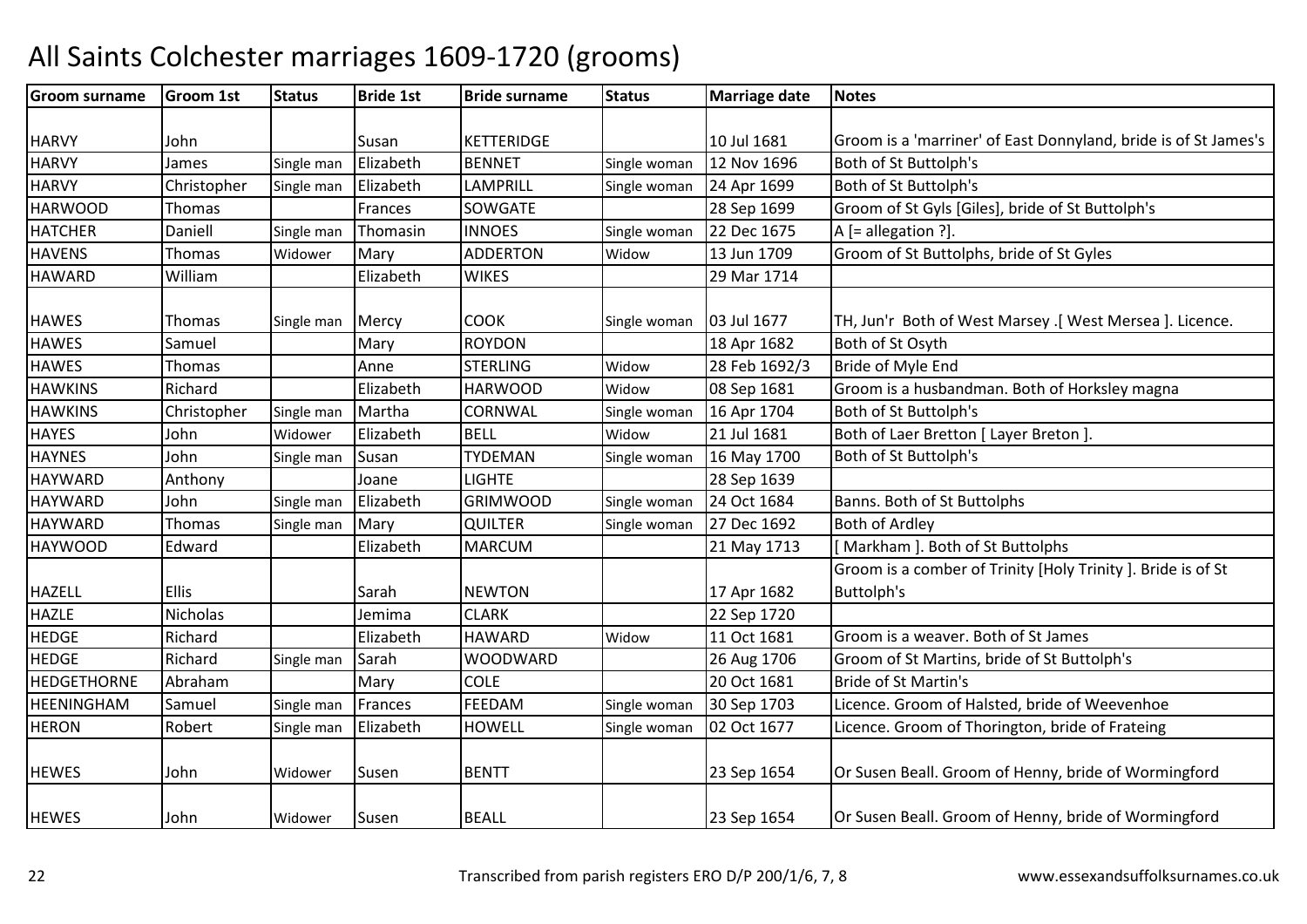# All Saints Colchester marriages 1609-1720 (grooms)

| Groom surname | Groom 1st | Status | Bride 1st | Bride surname | Status | Marriage date | Notes |
|---|---|---|---|---|---|---|---|
| HARVY | John | | Susan | KETTERIDGE | | 10 Jul 1681 | Groom is a 'marriner' of East Donnyland, bride is of St James's |
| HARVY | James | Single man | Elizabeth | BENNET | Single woman | 12 Nov 1696 | Both of St Buttolph's |
| HARVY | Christopher | Single man | Elizabeth | LAMPRILL | Single woman | 24 Apr 1699 | Both of St Buttolph's |
| HARWOOD | Thomas | | Frances | SOWGATE | | 28 Sep 1699 | Groom of St Gyls [Giles], bride of St Buttolph's |
| HATCHER | Daniell | Single man | Thomasin | INNOES | Single woman | 22 Dec 1675 | A [= allegation ?]. |
| HAVENS | Thomas | Widower | Mary | ADDERTON | Widow | 13 Jun 1709 | Groom of St Buttolphs, bride of St Gyles |
| HAWARD | William | | Elizabeth | WIKES | | 29 Mar 1714 | |
| HAWES | Thomas | Single man | Mercy | COOK | Single woman | 03 Jul 1677 | TH, Jun'r Both of West Marsey .[ West Mersea ]. Licence. |
| HAWES | Samuel | | Mary | ROYDON | | 18 Apr 1682 | Both of St Osyth |
| HAWES | Thomas | | Anne | STERLING | Widow | 28 Feb 1692/3 | Bride of Myle End |
| HAWKINS | Richard | | Elizabeth | HARWOOD | Widow | 08 Sep 1681 | Groom is a husbandman. Both of Horksley magna |
| HAWKINS | Christopher | Single man | Martha | CORNWAL | Single woman | 16 Apr 1704 | Both of St Buttolph's |
| HAYES | John | Widower | Elizabeth | BELL | Widow | 21 Jul 1681 | Both of Laer Bretton [ Layer Breton ]. |
| HAYNES | John | Single man | Susan | TYDEMAN | Single woman | 16 May 1700 | Both of St Buttolph's |
| HAYWARD | Anthony | | Joane | LIGHTE | | 28 Sep 1639 | |
| HAYWARD | John | Single man | Elizabeth | GRIMWOOD | Single woman | 24 Oct 1684 | Banns. Both of St Buttolphs |
| HAYWARD | Thomas | Single man | Mary | QUILTER | Single woman | 27 Dec 1692 | Both of Ardley |
| HAYWOOD | Edward | | Elizabeth | MARCUM | | 21 May 1713 | [ Markham ]. Both of St Buttolphs |
| HAZELL | Ellis | | Sarah | NEWTON | | 17 Apr 1682 | Groom is a comber of Trinity [Holy Trinity ]. Bride is of St Buttolph's |
| HAZLE | Nicholas | | Jemima | CLARK | | 22 Sep 1720 | |
| HEDGE | Richard | | Elizabeth | HAWARD | Widow | 11 Oct 1681 | Groom is a weaver. Both of St James |
| HEDGE | Richard | Single man | Sarah | WOODWARD | | 26 Aug 1706 | Groom of St Martins, bride of St Buttolph's |
| HEDGETHORNE | Abraham | | Mary | COLE | | 20 Oct 1681 | Bride of St Martin's |
| HEENINGHAM | Samuel | Single man | Frances | FEEDAM | Single woman | 30 Sep 1703 | Licence. Groom of Halsted, bride of Weevenhoe |
| HERON | Robert | Single man | Elizabeth | HOWELL | Single woman | 02 Oct 1677 | Licence. Groom of Thorington, bride of Frateing |
| HEWES | John | Widower | Susen | BENTT | | 23 Sep 1654 | Or Susen Beall. Groom of Henny, bride of Wormingford |
| HEWES | John | Widower | Susen | BEALL | | 23 Sep 1654 | Or Susen Beall. Groom of Henny, bride of Wormingford |

Transcribed from parish registers ERO D/P 200/1/6, 7, 8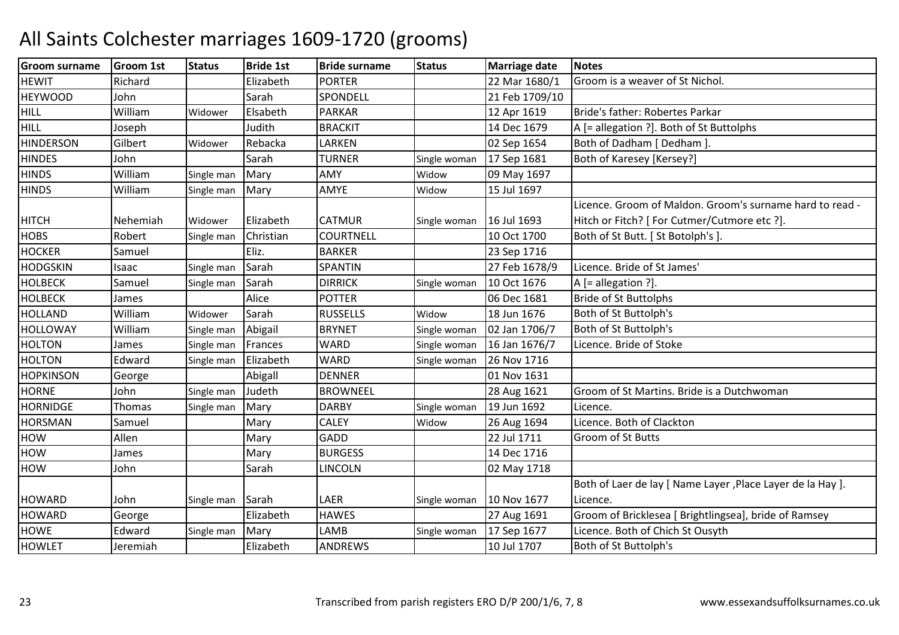# All Saints Colchester marriages 1609-1720 (grooms)

| Groom surname | Groom 1st | Status | Bride 1st | Bride surname | Status | Marriage date | Notes |
|---|---|---|---|---|---|---|---|
| HEWIT | Richard | | Elizabeth | PORTER | | 22 Mar 1680/1 | Groom is a weaver of St Nichol. |
| HEYWOOD | John | | Sarah | SPONDELL | | 21 Feb 1709/10 | |
| HILL | William | Widower | Elsabeth | PARKAR | | 12 Apr 1619 | Bride's father: Robertes Parkar |
| HILL | Joseph | | Judith | BRACKIT | | 14 Dec 1679 | A [= allegation ?]. Both of St Buttolphs |
| HINDERSON | Gilbert | Widower | Rebacka | LARKEN | | 02 Sep 1654 | Both of Dadham [ Dedham ]. |
| HINDES | John | | Sarah | TURNER | Single woman | 17 Sep 1681 | Both of Karesey [Kersey?] |
| HINDS | William | Single man | Mary | AMY | Widow | 09 May 1697 | |
| HINDS | William | Single man | Mary | AMYE | Widow | 15 Jul 1697 | |
| HITCH | Nehemiah | Widower | Elizabeth | CATMUR | Single woman | 16 Jul 1693 | Licence. Groom of Maldon. Groom's surname hard to read - Hitch or Fitch? [ For Cutmer/Cutmore etc ?]. |
| HOBS | Robert | Single man | Christian | COURTNELL | | 10 Oct 1700 | Both of St Butt. [ St Botolph's ]. |
| HOCKER | Samuel | | Eliz. | BARKER | | 23 Sep 1716 | |
| HODGSKIN | Isaac | Single man | Sarah | SPANTIN | | 27 Feb 1678/9 | Licence. Bride of St James' |
| HOLBECK | Samuel | Single man | Sarah | DIRRICK | Single woman | 10 Oct 1676 | A [= allegation ?]. |
| HOLBECK | James | | Alice | POTTER | | 06 Dec 1681 | Bride of St Buttolphs |
| HOLLAND | William | Widower | Sarah | RUSSELLS | Widow | 18 Jun 1676 | Both of St Buttolph's |
| HOLLOWAY | William | Single man | Abigail | BRYNET | Single woman | 02 Jan 1706/7 | Both of St Buttolph's |
| HOLTON | James | Single man | Frances | WARD | Single woman | 16 Jan 1676/7 | Licence. Bride of Stoke |
| HOLTON | Edward | Single man | Elizabeth | WARD | Single woman | 26 Nov 1716 | |
| HOPKINSON | George | | Abigall | DENNER | | 01 Nov 1631 | |
| HORNE | John | Single man | Judeth | BROWNEEL | | 28 Aug 1621 | Groom of St Martins. Bride is a Dutchwoman |
| HORNIDGE | Thomas | Single man | Mary | DARBY | Single woman | 19 Jun 1692 | Licence. |
| HORSMAN | Samuel | | Mary | CALEY | Widow | 26 Aug 1694 | Licence. Both of Clackton |
| HOW | Allen | | Mary | GADD | | 22 Jul 1711 | Groom of St Butts |
| HOW | James | | Mary | BURGESS | | 14 Dec 1716 | |
| HOW | John | | Sarah | LINCOLN | | 02 May 1718 | |
| HOWARD | John | Single man | Sarah | LAER | Single woman | 10 Nov 1677 | Both of Laer de lay [ Name Layer ,Place Layer de la Hay ]. Licence. |
| HOWARD | George | | Elizabeth | HAWES | | 27 Aug 1691 | Groom of Bricklesea [ Brightlingsea], bride of Ramsey |
| HOWE | Edward | Single man | Mary | LAMB | Single woman | 17 Sep 1677 | Licence. Both of Chich St Ousyth |
| HOWLET | Jeremiah | | Elizabeth | ANDREWS | | 10 Jul 1707 | Both of St Buttolph's |

Transcribed from parish registers ERO D/P 200/1/6, 7, 8 www.essexandsuffolksurnames.co.uk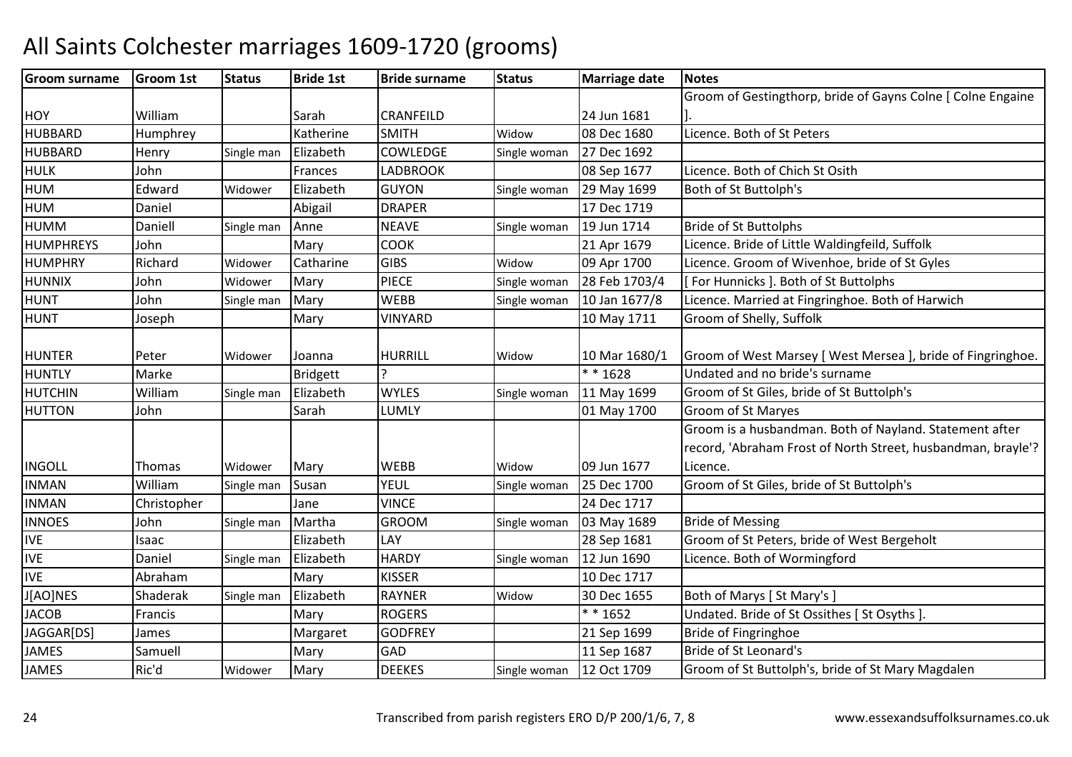# All Saints Colchester marriages 1609-1720 (grooms)

| Groom surname | Groom 1st | Status | Bride 1st | Bride surname | Status | Marriage date | Notes |
|---|---|---|---|---|---|---|---|
| HOY | William | | Sarah | CRANFEILD | | 24 Jun 1681 | Groom of Gestingthorp, bride of Gayns Colne [ Colne Engaine ]. |
| HUBBARD | Humphrey | | Katherine | SMITH | Widow | 08 Dec 1680 | Licence. Both of St Peters |
| HUBBARD | Henry | Single man | Elizabeth | COWLEDGE | Single woman | 27 Dec 1692 | |
| HULK | John | | Frances | LADBROOK | | 08 Sep 1677 | Licence. Both of Chich St Osith |
| HUM | Edward | Widower | Elizabeth | GUYON | Single woman | 29 May 1699 | Both of St Buttolph's |
| HUM | Daniel | | Abigail | DRAPER | | 17 Dec 1719 | |
| HUMM | Daniell | Single man | Anne | NEAVE | Single woman | 19 Jun 1714 | Bride of St Buttolphs |
| HUMPHREYS | John | | Mary | COOK | | 21 Apr 1679 | Licence. Bride of Little Waldingfeild, Suffolk |
| HUMPHRY | Richard | Widower | Catharine | GIBS | Widow | 09 Apr 1700 | Licence. Groom of Wivenhoe, bride of St Gyles |
| HUNNIX | John | Widower | Mary | PIECE | Single woman | 28 Feb 1703/4 | [ For Hunnicks ]. Both of St Buttolphs |
| HUNT | John | Single man | Mary | WEBB | Single woman | 10 Jan 1677/8 | Licence. Married at Fingringhoe. Both of Harwich |
| HUNT | Joseph | | Mary | VINYARD | | 10 May 1711 | Groom of Shelly, Suffolk |
| HUNTER | Peter | Widower | Joanna | HURRILL | Widow | 10 Mar 1680/1 | Groom of West Marsey [ West Mersea ], bride of Fingringhoe. |
| HUNTLY | Marke | | Bridgett | ? | | * * 1628 | Undated and no bride's surname |
| HUTCHIN | William | Single man | Elizabeth | WYLES | Single woman | 11 May 1699 | Groom of St Giles, bride of St Buttolph's |
| HUTTON | John | | Sarah | LUMLY | | 01 May 1700 | Groom of St Maryes |
| INGOLL | Thomas | Widower | Mary | WEBB | Widow | 09 Jun 1677 | Groom is a husbandman. Both of Nayland. Statement after record, 'Abraham Frost of North Street, husbandman, brayle'? Licence. |
| INMAN | William | Single man | Susan | YEUL | Single woman | 25 Dec 1700 | Groom of St Giles, bride of St Buttolph's |
| INMAN | Christopher | | Jane | VINCE | | 24 Dec 1717 | |
| INNOES | John | Single man | Martha | GROOM | Single woman | 03 May 1689 | Bride of Messing |
| IVE | Isaac | | Elizabeth | LAY | | 28 Sep 1681 | Groom of St Peters, bride of West Bergeholt |
| IVE | Daniel | Single man | Elizabeth | HARDY | Single woman | 12 Jun 1690 | Licence. Both of Wormingford |
| IVE | Abraham | | Mary | KISSER | | 10 Dec 1717 | |
| J[AO]NES | Shaderak | Single man | Elizabeth | RAYNER | Widow | 30 Dec 1655 | Both of Marys [ St Mary's ] |
| JACOB | Francis | | Mary | ROGERS | | * * 1652 | Undated. Bride of St Ossithes [ St Osyths ]. |
| JAGGAR[DS] | James | | Margaret | GODFREY | | 21 Sep 1699 | Bride of Fingringhoe |
| JAMES | Samuell | | Mary | GAD | | 11 Sep 1687 | Bride of St Leonard's |
| JAMES | Ric'd | Widower | Mary | DEEKES | Single woman | 12 Oct 1709 | Groom of St Buttolph's, bride of St Mary Magdalen |

Transcribed from parish registers ERO D/P 200/1/6, 7, 8 www.essexandsuffolksurnames.co.uk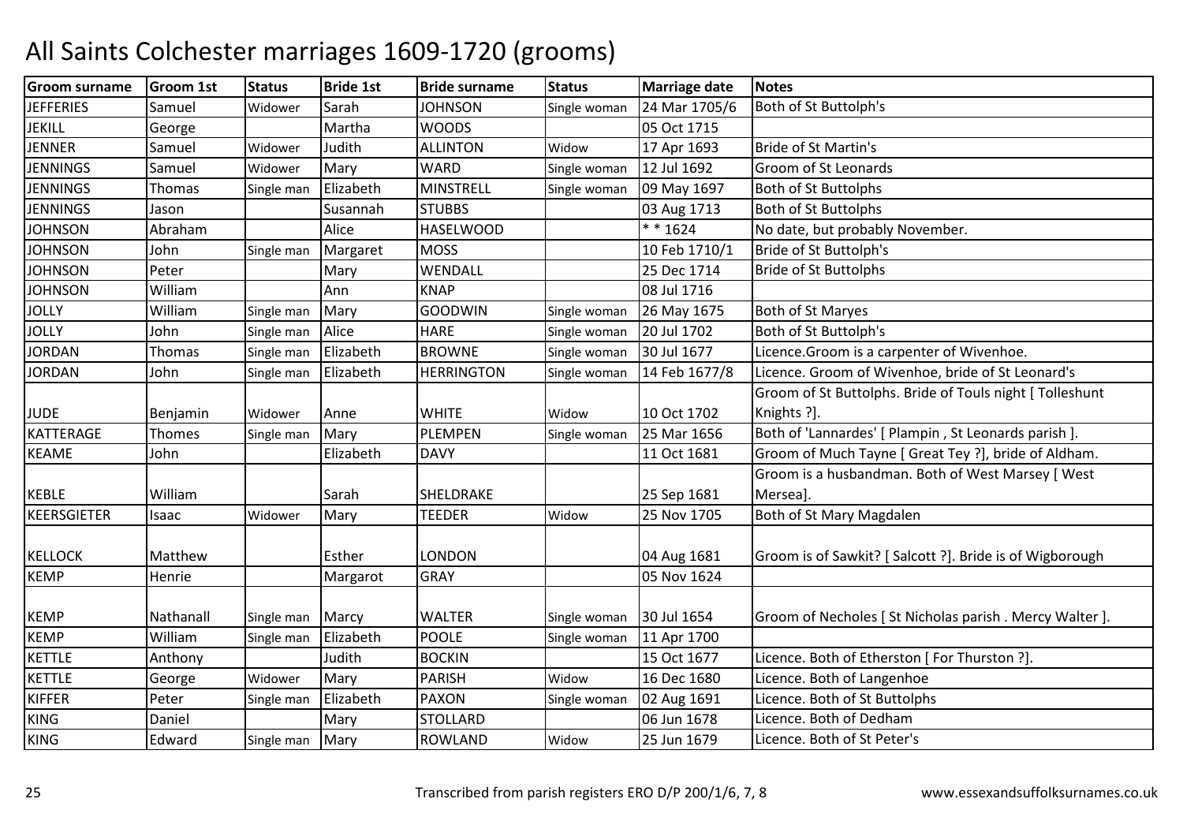# All Saints Colchester marriages 1609-1720 (grooms)

| Groom surname | Groom 1st | Status | Bride 1st | Bride surname | Status | Marriage date | Notes |
|---|---|---|---|---|---|---|---|
| JEFFERIES | Samuel | Widower | Sarah | JOHNSON | Single woman | 24 Mar 1705/6 | Both of St Buttolph's |
| JEKILL | George | | Martha | WOODS | | 05 Oct 1715 | |
| JENNER | Samuel | Widower | Judith | ALLINTON | Widow | 17 Apr 1693 | Bride of St Martin's |
| JENNINGS | Samuel | Widower | Mary | WARD | Single woman | 12 Jul 1692 | Groom of St Leonards |
| JENNINGS | Thomas | Single man | Elizabeth | MINSTRELL | Single woman | 09 May 1697 | Both of St Buttolphs |
| JENNINGS | Jason | | Susannah | STUBBS | | 03 Aug 1713 | Both of St Buttolphs |
| JOHNSON | Abraham | | Alice | HASELWOOD | | * * 1624 | No date, but probably November. |
| JOHNSON | John | Single man | Margaret | MOSS | | 10 Feb 1710/1 | Bride of St Buttolph's |
| JOHNSON | Peter | | Mary | WENDALL | | 25 Dec 1714 | Bride of St Buttolphs |
| JOHNSON | William | | Ann | KNAP | | 08 Jul 1716 | |
| JOLLY | William | Single man | Mary | GOODWIN | Single woman | 26 May 1675 | Both of St Maryes |
| JOLLY | John | Single man | Alice | HARE | Single woman | 20 Jul 1702 | Both of St Buttolph's |
| JORDAN | Thomas | Single man | Elizabeth | BROWNE | Single woman | 30 Jul 1677 | Licence.Groom is a carpenter of Wivenhoe. |
| JORDAN | John | Single man | Elizabeth | HERRINGTON | Single woman | 14 Feb 1677/8 | Licence. Groom of Wivenhoe, bride of St Leonard's |
| JUDE | Benjamin | Widower | Anne | WHITE | Widow | 10 Oct 1702 | Groom of St Buttolphs. Bride of Touls night [ Tolleshunt Knights ?]. |
| KATTERAGE | Thomes | Single man | Mary | PLEMPEN | Single woman | 25 Mar 1656 | Both of 'Lannardes' [ Plampin , St Leonards parish ]. |
| KEAME | John | | Elizabeth | DAVY | | 11 Oct 1681 | Groom of Much Tayne [ Great Tey ?], bride of Aldham. |
| KEBLE | William | | Sarah | SHELDRAKE | | 25 Sep 1681 | Groom is a husbandman. Both of West Marsey [ West Mersea]. |
| KEERSGIETER | Isaac | Widower | Mary | TEEDER | Widow | 25 Nov 1705 | Both of St Mary Magdalen |
| KELLOCK | Matthew | | Esther | LONDON | | 04 Aug 1681 | Groom is of Sawkit? [ Salcott ?]. Bride is of Wigborough |
| KEMP | Henrie | | Margarot | GRAY | | 05 Nov 1624 | |
| KEMP | Nathanall | Single man | Marcy | WALTER | Single woman | 30 Jul 1654 | Groom of Necholes [ St Nicholas parish . Mercy Walter ]. |
| KEMP | William | Single man | Elizabeth | POOLE | Single woman | 11 Apr 1700 | |
| KETTLE | Anthony | | Judith | BOCKIN | | 15 Oct 1677 | Licence. Both of Etherston [ For Thurston ?]. |
| KETTLE | George | Widower | Mary | PARISH | Widow | 16 Dec 1680 | Licence. Both of Langenhoe |
| KIFFER | Peter | Single man | Elizabeth | PAXON | Single woman | 02 Aug 1691 | Licence. Both of St Buttolphs |
| KING | Daniel | | Mary | STOLLARD | | 06 Jun 1678 | Licence. Both of Dedham |
| KING | Edward | Single man | Mary | ROWLAND | Widow | 25 Jun 1679 | Licence. Both of St Peter's |

Transcribed from parish registers ERO D/P 200/1/6, 7, 8 www.essexandsuffolksurnames.co.uk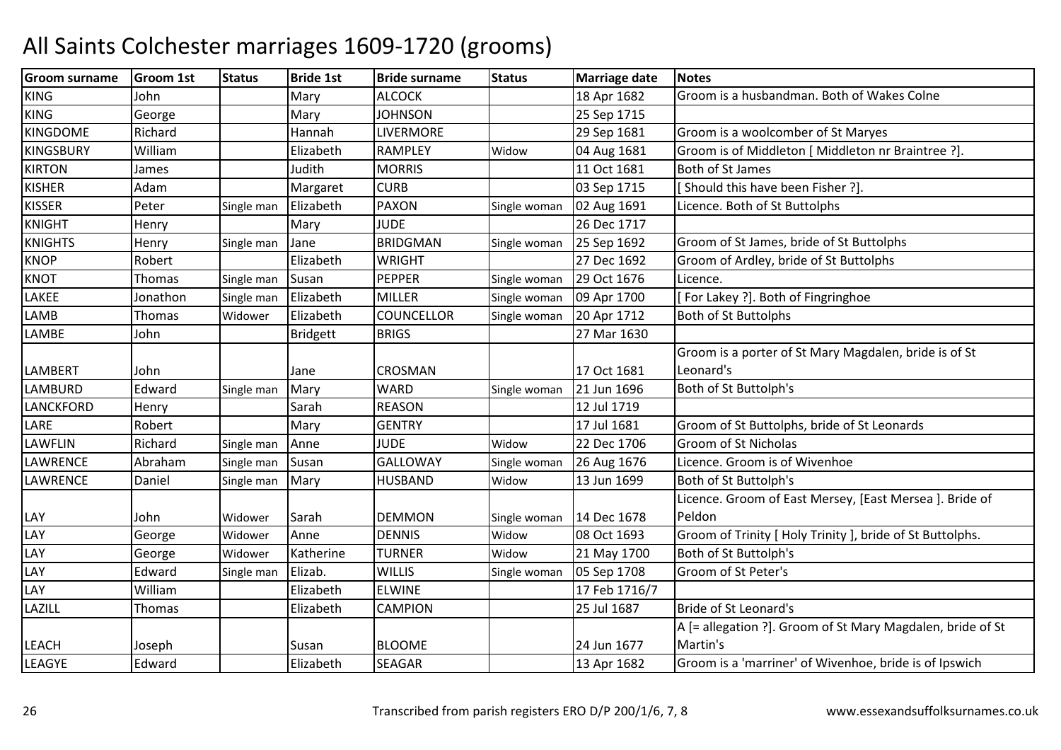# All Saints Colchester marriages 1609-1720 (grooms)

| Groom surname | Groom 1st | Status | Bride 1st | Bride surname | Status | Marriage date | Notes |
|---|---|---|---|---|---|---|---|
| KING | John | | Mary | ALCOCK | | 18 Apr 1682 | Groom is a husbandman. Both of Wakes Colne |
| KING | George | | Mary | JOHNSON | | 25 Sep 1715 | |
| KINGDOME | Richard | | Hannah | LIVERMORE | | 29 Sep 1681 | Groom is a woolcomber of St Maryes |
| KINGSBURY | William | | Elizabeth | RAMPLEY | Widow | 04 Aug 1681 | Groom is of Middleton [ Middleton nr Braintree ?]. |
| KIRTON | James | | Judith | MORRIS | | 11 Oct 1681 | Both of St James |
| KISHER | Adam | | Margaret | CURB | | 03 Sep 1715 | [ Should this have been Fisher ?]. |
| KISSER | Peter | Single man | Elizabeth | PAXON | Single woman | 02 Aug 1691 | Licence. Both of St Buttolphs |
| KNIGHT | Henry | | Mary | JUDE | | 26 Dec 1717 | |
| KNIGHTS | Henry | Single man | Jane | BRIDGMAN | Single woman | 25 Sep 1692 | Groom of St James, bride of St Buttolphs |
| KNOP | Robert | | Elizabeth | WRIGHT | | 27 Dec 1692 | Groom of Ardley, bride of St Buttolphs |
| KNOT | Thomas | Single man | Susan | PEPPER | Single woman | 29 Oct 1676 | Licence. |
| LAKEE | Jonathon | Single man | Elizabeth | MILLER | Single woman | 09 Apr 1700 | [ For Lakey ?]. Both of Fingringhoe |
| LAMB | Thomas | Widower | Elizabeth | COUNCELLOR | Single woman | 20 Apr 1712 | Both of St Buttolphs |
| LAMBE | John | | Bridgett | BRIGS | | 27 Mar 1630 | |
| LAMBERT | John | | Jane | CROSMAN | | 17 Oct 1681 | Groom is a porter of St Mary Magdalen, bride is of St Leonard's |
| LAMBURD | Edward | Single man | Mary | WARD | Single woman | 21 Jun 1696 | Both of St Buttolph's |
| LANCKFORD | Henry | | Sarah | REASON | | 12 Jul 1719 | |
| LARE | Robert | | Mary | GENTRY | | 17 Jul 1681 | Groom of St Buttolphs, bride of St Leonards |
| LAWFLIN | Richard | Single man | Anne | JUDE | Widow | 22 Dec 1706 | Groom of St Nicholas |
| LAWRENCE | Abraham | Single man | Susan | GALLOWAY | Single woman | 26 Aug 1676 | Licence. Groom is of Wivenhoe |
| LAWRENCE | Daniel | Single man | Mary | HUSBAND | Widow | 13 Jun 1699 | Both of St Buttolph's |
| LAY | John | Widower | Sarah | DEMMON | Single woman | 14 Dec 1678 | Licence. Groom of East Mersey, [East Mersea ]. Bride of Peldon |
| LAY | George | Widower | Anne | DENNIS | Widow | 08 Oct 1693 | Groom of Trinity [ Holy Trinity ], bride of St Buttolphs. |
| LAY | George | Widower | Katherine | TURNER | Widow | 21 May 1700 | Both of St Buttolph's |
| LAY | Edward | Single man | Elizab. | WILLIS | Single woman | 05 Sep 1708 | Groom of St Peter's |
| LAY | William | | Elizabeth | ELWINE | | 17 Feb 1716/7 | |
| LAZILL | Thomas | | Elizabeth | CAMPION | | 25 Jul 1687 | Bride of St Leonard's |
| LEACH | Joseph | | Susan | BLOOME | | 24 Jun 1677 | A [= allegation ?]. Groom of St Mary Magdalen, bride of St Martin's |
| LEAGYE | Edward | | Elizabeth | SEAGAR | | 13 Apr 1682 | Groom is a 'marriner' of Wivenhoe, bride is of Ipswich |

Transcribed from parish registers ERO D/P 200/1/6, 7, 8

www.essexandsuffolksurnames.co.uk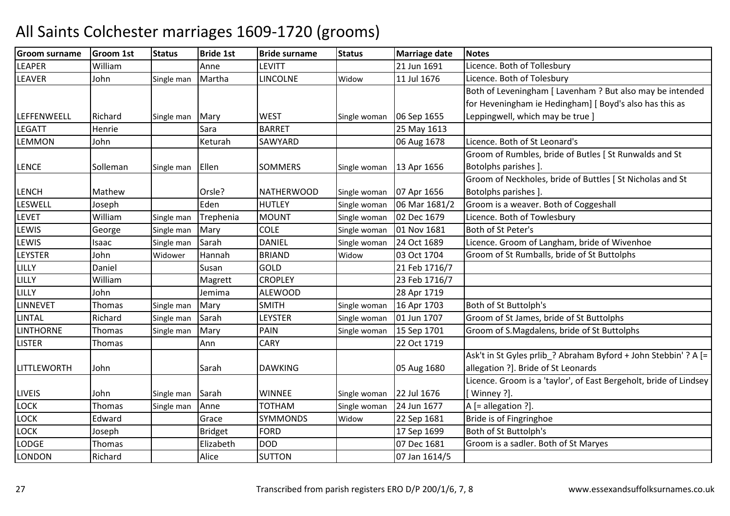# All Saints Colchester marriages 1609-1720 (grooms)

| Groom surname | Groom 1st | Status | Bride 1st | Bride surname | Status | Marriage date | Notes |
|---|---|---|---|---|---|---|---|
| LEAPER | William | | Anne | LEVITT | | 21 Jun 1691 | Licence. Both of Tollesbury |
| LEAVER | John | Single man | Martha | LINCOLNE | Widow | 11 Jul 1676 | Licence. Both of Tolesbury |
| LEFFENWEELL | Richard | Single man | Mary | WEST | Single woman | 06 Sep 1655 | Both of Leveningham [ Lavenham ? But also may be intended for Heveningham ie Hedingham] [ Boyd's also has this as Leppingwell, which may be true ] |
| LEGATT | Henrie | | Sara | BARRET | | 25 May 1613 | |
| LEMMON | John | | Keturah | SAWYARD | | 06 Aug 1678 | Licence. Both of St Leonard's |
| LENCE | Solleman | Single man | Ellen | SOMMERS | Single woman | 13 Apr 1656 | Groom of Rumbles, bride of Butles [ St Runwalds and St Botolphs parishes ]. |
| LENCH | Mathew | | Orsle? | NATHERWOOD | Single woman | 07 Apr 1656 | Groom of Neckholes, bride of Buttles [ St Nicholas and St Botolphs parishes ]. |
| LESWELL | Joseph | | Eden | HUTLEY | Single woman | 06 Mar 1681/2 | Groom is a weaver. Both of Coggeshall |
| LEVET | William | Single man | Trephenia | MOUNT | Single woman | 02 Dec 1679 | Licence. Both of Towlesbury |
| LEWIS | George | Single man | Mary | COLE | Single woman | 01 Nov 1681 | Both of St Peter's |
| LEWIS | Isaac | Single man | Sarah | DANIEL | Single woman | 24 Oct 1689 | Licence. Groom of Langham, bride of Wivenhoe |
| LEYSTER | John | Widower | Hannah | BRIAND | Widow | 03 Oct 1704 | Groom of St Rumballs, bride of St Buttolphs |
| LILLY | Daniel | | Susan | GOLD | | 21 Feb 1716/7 | |
| LILLY | William | | Magrett | CROPLEY | | 23 Feb 1716/7 | |
| LILLY | John | | Jemima | ALEWOOD | | 28 Apr 1719 | |
| LINNEVET | Thomas | Single man | Mary | SMITH | Single woman | 16 Apr 1703 | Both of St Buttolph's |
| LINTAL | Richard | Single man | Sarah | LEYSTER | Single woman | 01 Jun 1707 | Groom of St James, bride of St Buttolphs |
| LINTHORNE | Thomas | Single man | Mary | PAIN | Single woman | 15 Sep 1701 | Groom of S.Magdalens, bride of St Buttolphs |
| LISTER | Thomas | | Ann | CARY | | 22 Oct 1719 | |
| LITTLEWORTH | John | | Sarah | DAWKING | | 05 Aug 1680 | Ask't in St Gyles prlib_? Abraham Byford + John Stebbin' ? A [= allegation ?]. Bride of St Leonards |
| LIVEIS | John | Single man | Sarah | WINNEE | Single woman | 22 Jul 1676 | Licence. Groom is a 'taylor', of East Bergeholt, bride of Lindsey [ Winney ?]. |
| LOCK | Thomas | Single man | Anne | TOTHAM | Single woman | 24 Jun 1677 | A [= allegation ?]. |
| LOCK | Edward | | Grace | SYMMONDS | Widow | 22 Sep 1681 | Bride is of Fingringhoe |
| LOCK | Joseph | | Bridget | FORD | | 17 Sep 1699 | Both of St Buttolph's |
| LODGE | Thomas | | Elizabeth | DOD | | 07 Dec 1681 | Groom is a sadler. Both of St Maryes |
| LONDON | Richard | | Alice | SUTTON | | 07 Jan 1614/5 | |

Transcribed from parish registers ERO D/P 200/1/6, 7, 8

www.essexandsuffolksurnames.co.uk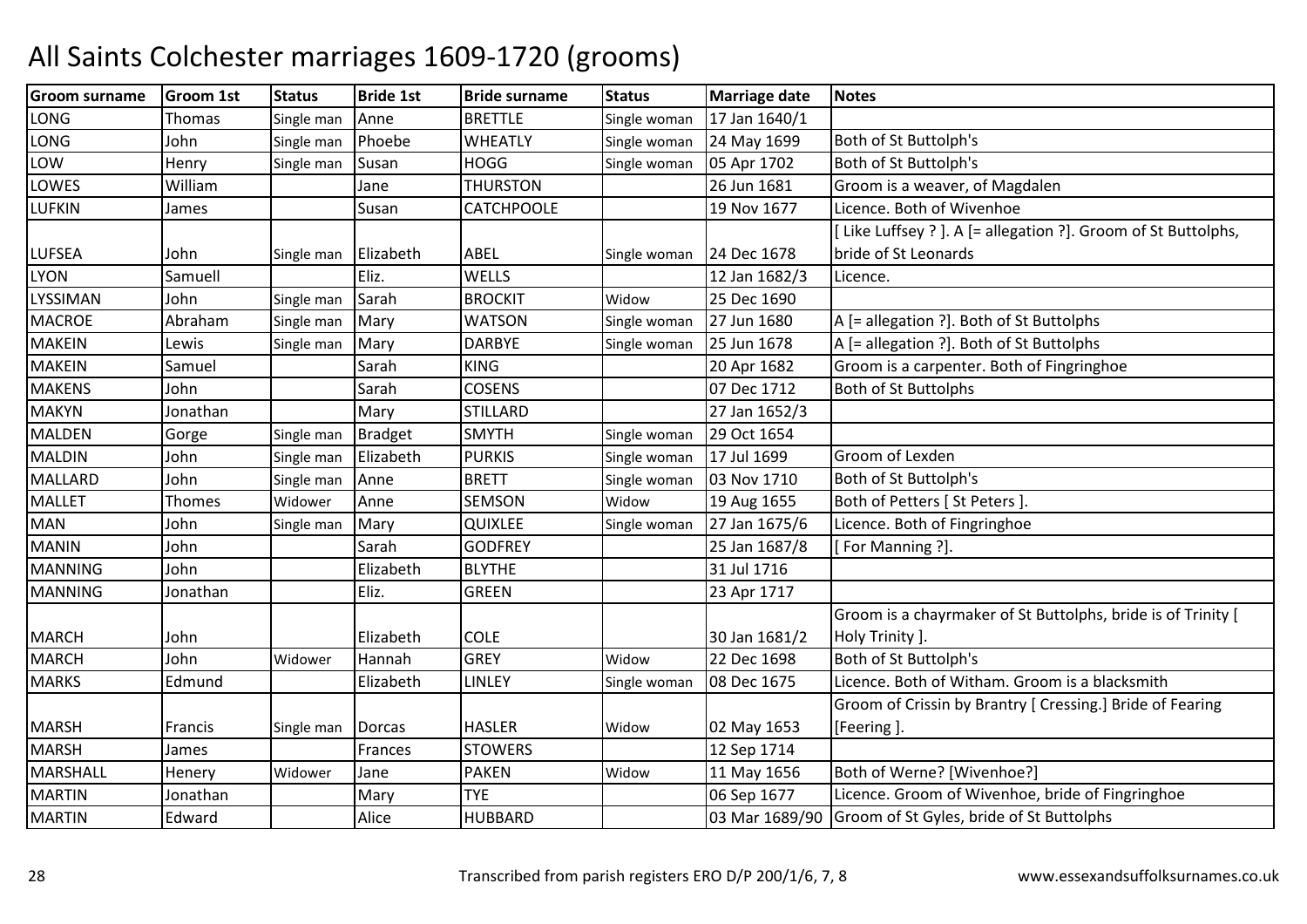# All Saints Colchester marriages 1609-1720 (grooms)

| Groom surname | Groom 1st | Status | Bride 1st | Bride surname | Status | Marriage date | Notes |
|---|---|---|---|---|---|---|---|
| LONG | Thomas | Single man | Anne | BRETTLE | Single woman | 17 Jan 1640/1 | |
| LONG | John | Single man | Phoebe | WHEATLY | Single woman | 24 May 1699 | Both of St Buttolph's |
| LOW | Henry | Single man | Susan | HOGG | Single woman | 05 Apr 1702 | Both of St Buttolph's |
| LOWES | William | | Jane | THURSTON | | 26 Jun 1681 | Groom is a weaver, of Magdalen |
| LUFKIN | James | | Susan | CATCHPOOLE | | 19 Nov 1677 | Licence. Both of Wivenhoe |
| LUFSEA | John | Single man | Elizabeth | ABEL | Single woman | 24 Dec 1678 | [ Like Luffsey ? ]. A [= allegation ?]. Groom of St Buttolphs, bride of St Leonards |
| LYON | Samuell | | Eliz. | WELLS | | 12 Jan 1682/3 | Licence. |
| LYSSIMAN | John | Single man | Sarah | BROCKIT | Widow | 25 Dec 1690 | |
| MACROE | Abraham | Single man | Mary | WATSON | Single woman | 27 Jun 1680 | A [= allegation ?]. Both of St Buttolphs |
| MAKEIN | Lewis | Single man | Mary | DARBYE | Single woman | 25 Jun 1678 | A [= allegation ?]. Both of St Buttolphs |
| MAKEIN | Samuel | | Sarah | KING | | 20 Apr 1682 | Groom is a carpenter. Both of Fingringhoe |
| MAKENS | John | | Sarah | COSENS | | 07 Dec 1712 | Both of St Buttolphs |
| MAKYN | Jonathan | | Mary | STILLARD | | 27 Jan 1652/3 | |
| MALDEN | Gorge | Single man | Bradget | SMYTH | Single woman | 29 Oct 1654 | |
| MALDIN | John | Single man | Elizabeth | PURKIS | Single woman | 17 Jul 1699 | Groom of Lexden |
| MALLARD | John | Single man | Anne | BRETT | Single woman | 03 Nov 1710 | Both of St Buttolph's |
| MALLET | Thomes | Widower | Anne | SEMSON | Widow | 19 Aug 1655 | Both of Petters [ St Peters ]. |
| MAN | John | Single man | Mary | QUIXLEE | Single woman | 27 Jan 1675/6 | Licence. Both of Fingringhoe |
| MANIN | John | | Sarah | GODFREY | | 25 Jan 1687/8 | [ For Manning ?]. |
| MANNING | John | | Elizabeth | BLYTHE | | 31 Jul 1716 | |
| MANNING | Jonathan | | Eliz. | GREEN | | 23 Apr 1717 | |
| MARCH | John | | Elizabeth | COLE | | 30 Jan 1681/2 | Groom is a chayrmaker of St Buttolphs, bride is of Trinity [ Holy Trinity ]. |
| MARCH | John | Widower | Hannah | GREY | Widow | 22 Dec 1698 | Both of St Buttolph's |
| MARKS | Edmund | | Elizabeth | LINLEY | Single woman | 08 Dec 1675 | Licence. Both of Witham. Groom is a blacksmith |
| MARSH | Francis | Single man | Dorcas | HASLER | Widow | 02 May 1653 | Groom of Crissin by Brantry [ Cressing.] Bride of Fearing [Feering ]. |
| MARSH | James | | Frances | STOWERS | | 12 Sep 1714 | |
| MARSHALL | Henery | Widower | Jane | PAKEN | Widow | 11 May 1656 | Both of Werne? [Wivenhoe?] |
| MARTIN | Jonathan | | Mary | TYE | | 06 Sep 1677 | Licence. Groom of Wivenhoe, bride of Fingringhoe |
| MARTIN | Edward | | Alice | HUBBARD | | 03 Mar 1689/90 | Groom of St Gyles, bride of St Buttolphs |

Transcribed from parish registers ERO D/P 200/1/6, 7, 8

www.essexandsuffolksurnames.co.uk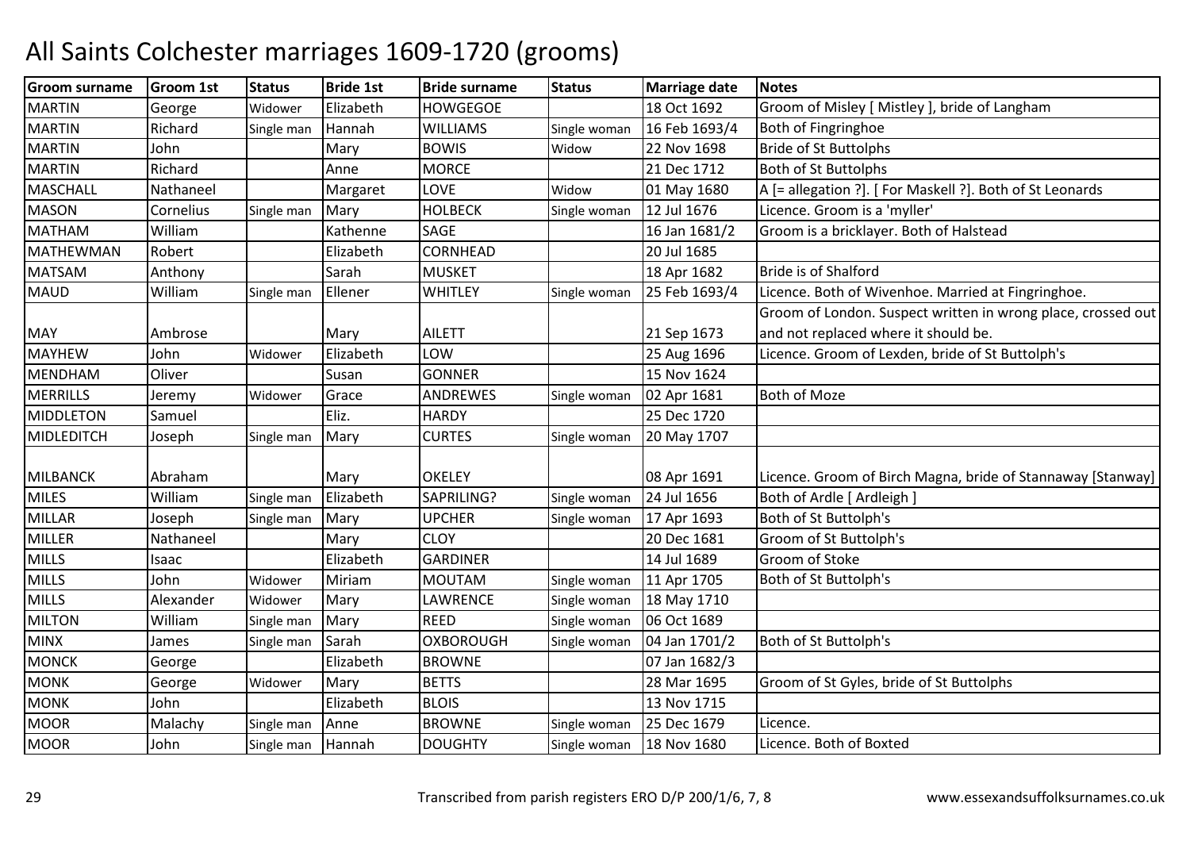# All Saints Colchester marriages 1609-1720 (grooms)

| Groom surname | Groom 1st | Status | Bride 1st | Bride surname | Status | Marriage date | Notes |
|---|---|---|---|---|---|---|---|
| MARTIN | George | Widower | Elizabeth | HOWGEGOE | | 18 Oct 1692 | Groom of Misley [ Mistley ], bride of Langham |
| MARTIN | Richard | Single man | Hannah | WILLIAMS | Single woman | 16 Feb 1693/4 | Both of Fingringhoe |
| MARTIN | John | | Mary | BOWIS | Widow | 22 Nov 1698 | Bride of St Buttolphs |
| MARTIN | Richard | | Anne | MORCE | | 21 Dec 1712 | Both of St Buttolphs |
| MASCHALL | Nathaneel | | Margaret | LOVE | Widow | 01 May 1680 | A [= allegation ?]. [ For Maskell ?]. Both of St Leonards |
| MASON | Cornelius | Single man | Mary | HOLBECK | Single woman | 12 Jul 1676 | Licence. Groom is a 'myller' |
| MATHAM | William | | Kathenne | SAGE | | 16 Jan 1681/2 | Groom is a bricklayer. Both of Halstead |
| MATHEWMAN | Robert | | Elizabeth | CORNHEAD | | 20 Jul 1685 | |
| MATSAM | Anthony | | Sarah | MUSKET | | 18 Apr 1682 | Bride is of Shalford |
| MAUD | William | Single man | Ellener | WHITLEY | Single woman | 25 Feb 1693/4 | Licence. Both of Wivenhoe. Married at Fingringhoe. |
| MAY | Ambrose | | Mary | AILETT | | 21 Sep 1673 | Groom of London. Suspect written in wrong place, crossed out and not replaced where it should be. |
| MAYHEW | John | Widower | Elizabeth | LOW | | 25 Aug 1696 | Licence. Groom of Lexden, bride of St Buttolph's |
| MENDHAM | Oliver | | Susan | GONNER | | 15 Nov 1624 | |
| MERRILLS | Jeremy | Widower | Grace | ANDREWES | Single woman | 02 Apr 1681 | Both of Moze |
| MIDDLETON | Samuel | | Eliz. | HARDY | | 25 Dec 1720 | |
| MIDLEDITCH | Joseph | Single man | Mary | CURTES | Single woman | 20 May 1707 | |
| MILBANCK | Abraham | | Mary | OKELEY | | 08 Apr 1691 | Licence. Groom of Birch Magna, bride of Stannaway [Stanway] |
| MILES | William | Single man | Elizabeth | SAPRILING? | Single woman | 24 Jul 1656 | Both of Ardle [ Ardleigh ] |
| MILLAR | Joseph | Single man | Mary | UPCHER | Single woman | 17 Apr 1693 | Both of St Buttolph's |
| MILLER | Nathaneel | | Mary | CLOY | | 20 Dec 1681 | Groom of St Buttolph's |
| MILLS | Isaac | | Elizabeth | GARDINER | | 14 Jul 1689 | Groom of Stoke |
| MILLS | John | Widower | Miriam | MOUTAM | Single woman | 11 Apr 1705 | Both of St Buttolph's |
| MILLS | Alexander | Widower | Mary | LAWRENCE | Single woman | 18 May 1710 | |
| MILTON | William | Single man | Mary | REED | Single woman | 06 Oct 1689 | |
| MINX | James | Single man | Sarah | OXBOROUGH | Single woman | 04 Jan 1701/2 | Both of St Buttolph's |
| MONCK | George | | Elizabeth | BROWNE | | 07 Jan 1682/3 | |
| MONK | George | Widower | Mary | BETTS | | 28 Mar 1695 | Groom of St Gyles, bride of St Buttolphs |
| MONK | John | | Elizabeth | BLOIS | | 13 Nov 1715 | |
| MOOR | Malachy | Single man | Anne | BROWNE | Single woman | 25 Dec 1679 | Licence. |
| MOOR | John | Single man | Hannah | DOUGHTY | Single woman | 18 Nov 1680 | Licence. Both of Boxted |

Transcribed from parish registers ERO D/P 200/1/6, 7, 8 www.essexandsuffolksurnames.co.uk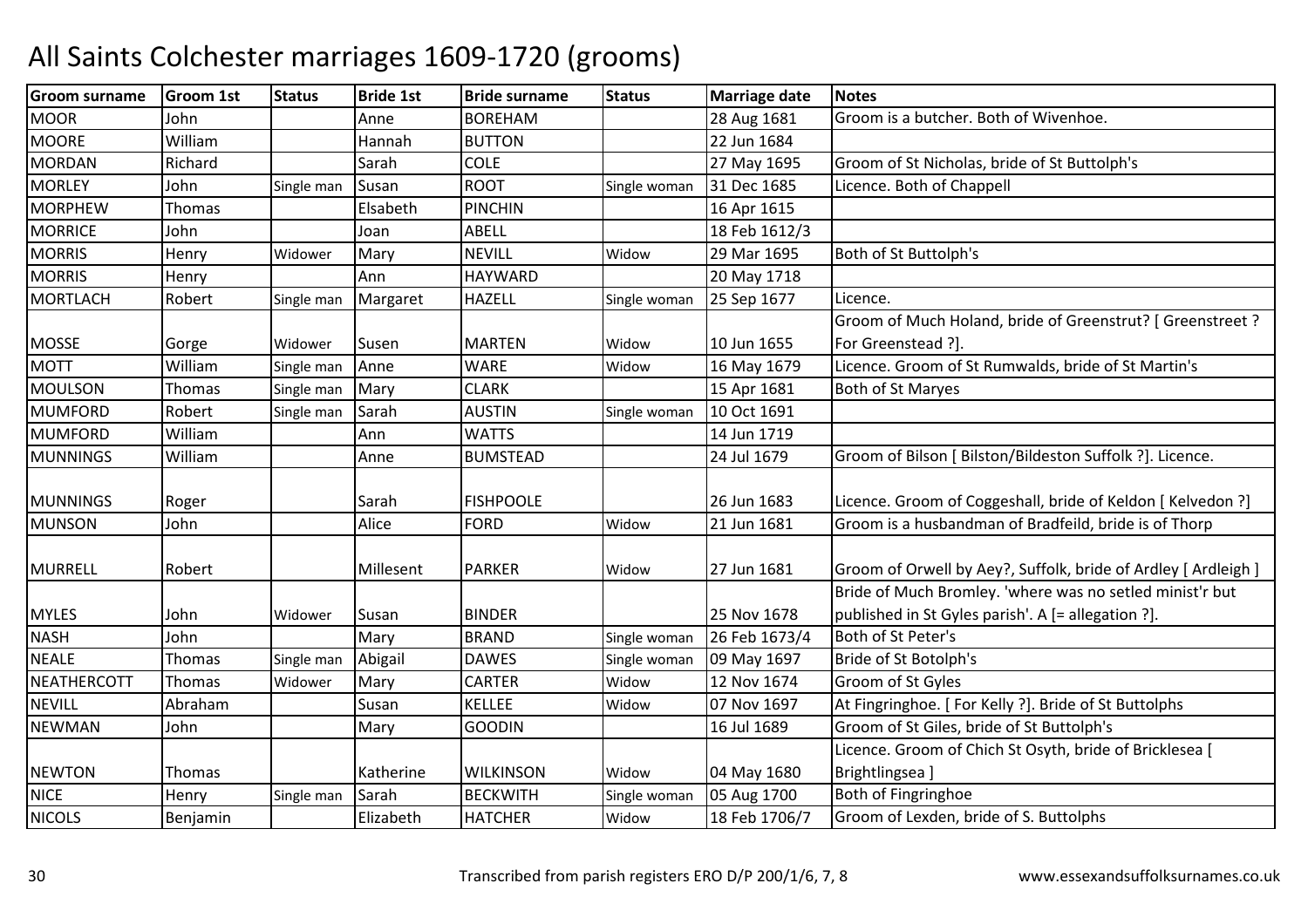# All Saints Colchester marriages 1609-1720 (grooms)

| Groom surname | Groom 1st | Status | Bride 1st | Bride surname | Status | Marriage date | Notes |
|---|---|---|---|---|---|---|---|
| MOOR | John | | Anne | BOREHAM | | 28 Aug 1681 | Groom is a butcher. Both of Wivenhoe. |
| MOORE | William | | Hannah | BUTTON | | 22 Jun 1684 | |
| MORDAN | Richard | | Sarah | COLE | | 27 May 1695 | Groom of St Nicholas, bride of St Buttolph's |
| MORLEY | John | Single man | Susan | ROOT | Single woman | 31 Dec 1685 | Licence. Both of Chappell |
| MORPHEW | Thomas | | Elsabeth | PINCHIN | | 16 Apr 1615 | |
| MORRICE | John | | Joan | ABELL | | 18 Feb 1612/3 | |
| MORRIS | Henry | Widower | Mary | NEVILL | Widow | 29 Mar 1695 | Both of St Buttolph's |
| MORRIS | Henry | | Ann | HAYWARD | | 20 May 1718 | |
| MORTLACH | Robert | Single man | Margaret | HAZELL | Single woman | 25 Sep 1677 | Licence. |
| MOSSE | Gorge | Widower | Susen | MARTEN | Widow | 10 Jun 1655 | Groom of Much Holand, bride of Greenstrut? [ Greenstreet ? For Greenstead ?]. |
| MOTT | William | Single man | Anne | WARE | Widow | 16 May 1679 | Licence. Groom of St Rumwalds, bride of St Martin's |
| MOULSON | Thomas | Single man | Mary | CLARK | | 15 Apr 1681 | Both of St Maryes |
| MUMFORD | Robert | Single man | Sarah | AUSTIN | Single woman | 10 Oct 1691 | |
| MUMFORD | William | | Ann | WATTS | | 14 Jun 1719 | |
| MUNNINGS | William | | Anne | BUMSTEAD | | 24 Jul 1679 | Groom of Bilson [ Bilston/Bildeston Suffolk ?]. Licence. |
| MUNNINGS | Roger | | Sarah | FISHPOOLE | | 26 Jun 1683 | Licence. Groom of Coggeshall, bride of Keldon [ Kelvedon ?] |
| MUNSON | John | | Alice | FORD | Widow | 21 Jun 1681 | Groom is a husbandman of Bradfeild, bride is of Thorp |
| MURRELL | Robert | | Millesent | PARKER | Widow | 27 Jun 1681 | Groom of Orwell by Aey?, Suffolk, bride of Ardley [ Ardleigh ] |
| MYLES | John | Widower | Susan | BINDER | | 25 Nov 1678 | Bride of Much Bromley. 'where was no setled minist'r but published in St Gyles parish'. A [= allegation ?]. |
| NASH | John | | Mary | BRAND | Single woman | 26 Feb 1673/4 | Both of St Peter's |
| NEALE | Thomas | Single man | Abigail | DAWES | Single woman | 09 May 1697 | Bride of St Botolph's |
| NEATHERCOTT | Thomas | Widower | Mary | CARTER | Widow | 12 Nov 1674 | Groom of St Gyles |
| NEVILL | Abraham | | Susan | KELLEE | Widow | 07 Nov 1697 | At Fingringhoe. [ For Kelly ?]. Bride of St Buttolphs |
| NEWMAN | John | | Mary | GOODIN | | 16 Jul 1689 | Groom of St Giles, bride of St Buttolph's |
| NEWTON | Thomas | | Katherine | WILKINSON | Widow | 04 May 1680 | Licence. Groom of Chich St Osyth, bride of Bricklesea [ Brightlingsea ] |
| NICE | Henry | Single man | Sarah | BECKWITH | Single woman | 05 Aug 1700 | Both of Fingringhoe |
| NICOLS | Benjamin | | Elizabeth | HATCHER | Widow | 18 Feb 1706/7 | Groom of Lexden, bride of S. Buttolphs |

Transcribed from parish registers ERO D/P 200/1/6, 7, 8 — www.essexandsuffolksurnames.co.uk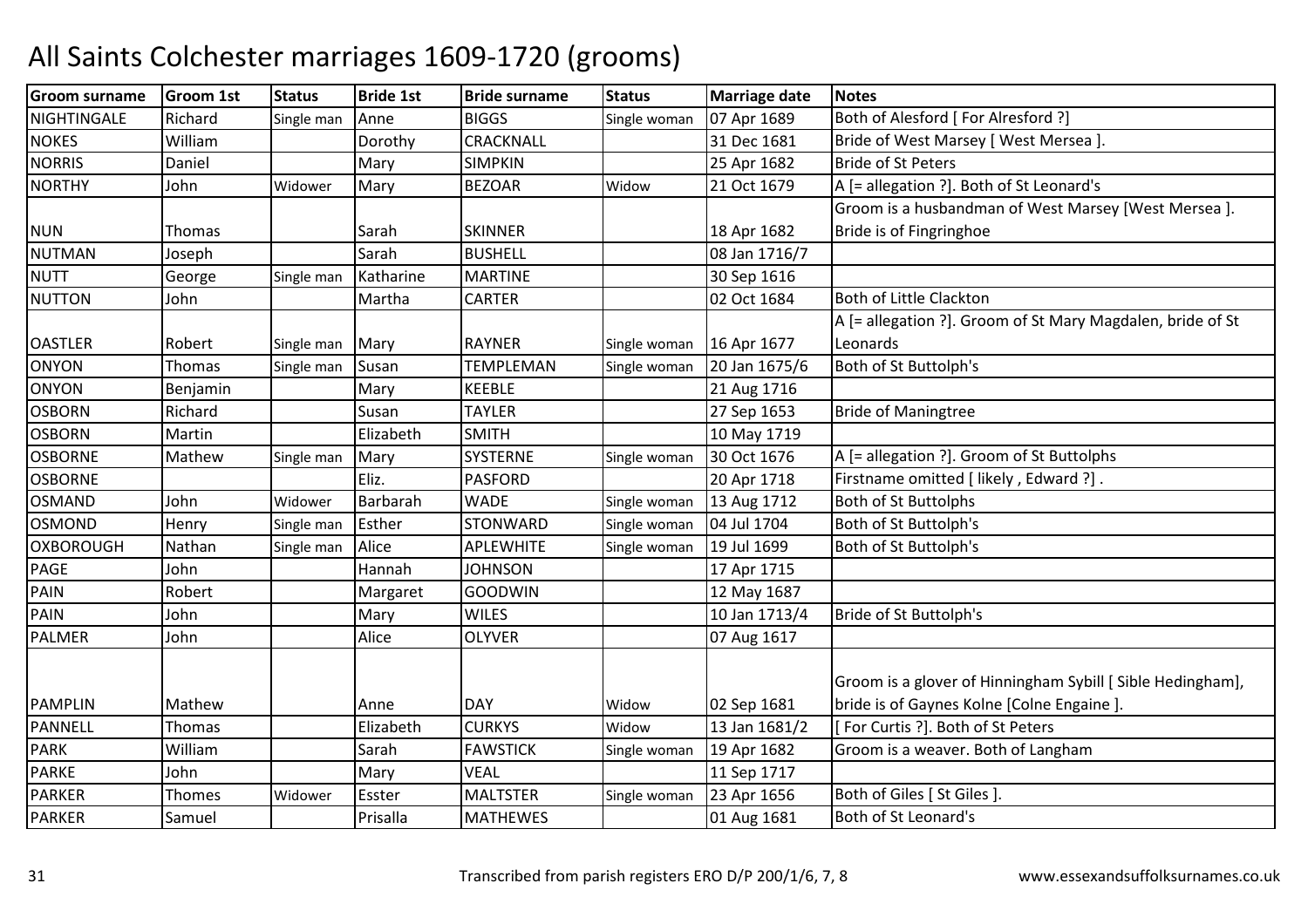# All Saints Colchester marriages 1609-1720 (grooms)

| Groom surname | Groom 1st | Status | Bride 1st | Bride surname | Status | Marriage date | Notes |
|---|---|---|---|---|---|---|---|
| NIGHTINGALE | Richard | Single man | Anne | BIGGS | Single woman | 07 Apr 1689 | Both of Alesford [ For Alresford ?] |
| NOKES | William | | Dorothy | CRACKNALL | | 31 Dec 1681 | Bride of West Marsey [ West Mersea ]. |
| NORRIS | Daniel | | Mary | SIMPKIN | | 25 Apr 1682 | Bride of St Peters |
| NORTHY | John | Widower | Mary | BEZOAR | Widow | 21 Oct 1679 | A [= allegation ?]. Both of St Leonard's |
| NUN | Thomas | | Sarah | SKINNER | | 18 Apr 1682 | Groom is a husbandman of West Marsey [West Mersea ]. Bride is of Fingringhoe |
| NUTMAN | Joseph | | Sarah | BUSHELL | | 08 Jan 1716/7 | |
| NUTT | George | Single man | Katharine | MARTINE | | 30 Sep 1616 | |
| NUTTON | John | | Martha | CARTER | | 02 Oct 1684 | Both of Little Clackton |
| OASTLER | Robert | Single man | Mary | RAYNER | Single woman | 16 Apr 1677 | A [= allegation ?]. Groom of St Mary Magdalen, bride of St Leonards |
| ONYON | Thomas | Single man | Susan | TEMPLEMAN | Single woman | 20 Jan 1675/6 | Both of St Buttolph's |
| ONYON | Benjamin | | Mary | KEEBLE | | 21 Aug 1716 | |
| OSBORN | Richard | | Susan | TAYLER | | 27 Sep 1653 | Bride of Maningtree |
| OSBORN | Martin | | Elizabeth | SMITH | | 10 May 1719 | |
| OSBORNE | Mathew | Single man | Mary | SYSTERNE | Single woman | 30 Oct 1676 | A [= allegation ?]. Groom of St Buttolphs |
| OSBORNE | | | Eliz. | PASFORD | | 20 Apr 1718 | Firstname omitted [ likely , Edward ?] . |
| OSMAND | John | Widower | Barbarah | WADE | Single woman | 13 Aug 1712 | Both of St Buttolphs |
| OSMOND | Henry | Single man | Esther | STONWARD | Single woman | 04 Jul 1704 | Both of St Buttolph's |
| OXBOROUGH | Nathan | Single man | Alice | APLEWHITE | Single woman | 19 Jul 1699 | Both of St Buttolph's |
| PAGE | John | | Hannah | JOHNSON | | 17 Apr 1715 | |
| PAIN | Robert | | Margaret | GOODWIN | | 12 May 1687 | |
| PAIN | John | | Mary | WILES | | 10 Jan 1713/4 | Bride of St Buttolph's |
| PALMER | John | | Alice | OLYVER | | 07 Aug 1617 | |
| PAMPLIN | Mathew | | Anne | DAY | Widow | 02 Sep 1681 | Groom is a glover of Hinningham Sybill [ Sible Hedingham], bride is of Gaynes Kolne [Colne Engaine ]. |
| PANNELL | Thomas | | Elizabeth | CURKYS | Widow | 13 Jan 1681/2 | [ For Curtis ?]. Both of St Peters |
| PARK | William | | Sarah | FAWSTICK | Single woman | 19 Apr 1682 | Groom is a weaver. Both of Langham |
| PARKE | John | | Mary | VEAL | | 11 Sep 1717 | |
| PARKER | Thomes | Widower | Esster | MALTSTER | Single woman | 23 Apr 1656 | Both of Giles [ St Giles ]. |
| PARKER | Samuel | | Prisalla | MATHEWES | | 01 Aug 1681 | Both of St Leonard's |

Transcribed from parish registers ERO D/P 200/1/6, 7, 8 www.essexandsuffolksurnames.co.uk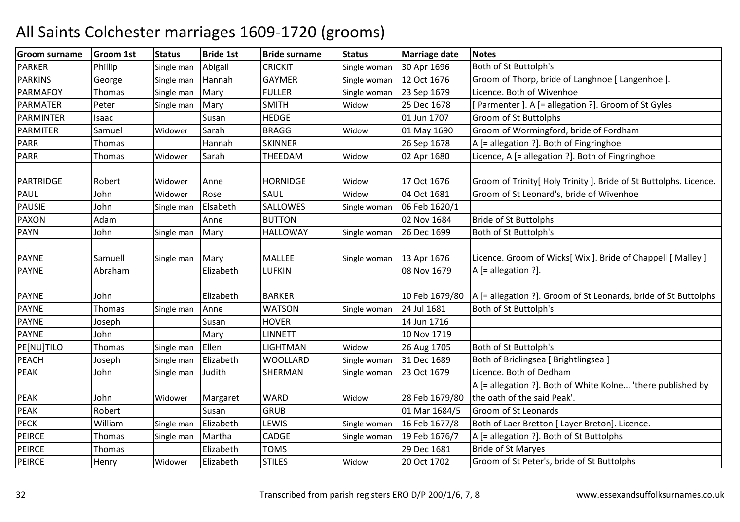# All Saints Colchester marriages 1609-1720 (grooms)

| Groom surname | Groom 1st | Status | Bride 1st | Bride surname | Status | Marriage date | Notes |
|---|---|---|---|---|---|---|---|
| PARKER | Phillip | Single man | Abigail | CRICKIT | Single woman | 30 Apr 1696 | Both of St Buttolph's |
| PARKINS | George | Single man | Hannah | GAYMER | Single woman | 12 Oct 1676 | Groom of Thorp, bride of Langhnoe [ Langenhoe ]. |
| PARMAFOY | Thomas | Single man | Mary | FULLER | Single woman | 23 Sep 1679 | Licence. Both of Wivenhoe |
| PARMATER | Peter | Single man | Mary | SMITH | Widow | 25 Dec 1678 | [ Parmenter ]. A [= allegation ?]. Groom of St Gyles |
| PARMINTER | Isaac | | Susan | HEDGE | | 01 Jun 1707 | Groom of St Buttolphs |
| PARMITER | Samuel | Widower | Sarah | BRAGG | Widow | 01 May 1690 | Groom of Wormingford, bride of Fordham |
| PARR | Thomas | | Hannah | SKINNER | | 26 Sep 1678 | A [= allegation ?]. Both of Fingringhoe |
| PARR | Thomas | Widower | Sarah | THEEDAM | Widow | 02 Apr 1680 | Licence, A [= allegation ?]. Both of Fingringhoe |
| PARTRIDGE | Robert | Widower | Anne | HORNIDGE | Widow | 17 Oct 1676 | Groom of Trinity[ Holy Trinity ]. Bride of St Buttolphs. Licence. |
| PAUL | John | Widower | Rose | SAUL | Widow | 04 Oct 1681 | Groom of St Leonard's, bride of Wivenhoe |
| PAUSIE | John | Single man | Elsabeth | SALLOWES | Single woman | 06 Feb 1620/1 | |
| PAXON | Adam | | Anne | BUTTON | | 02 Nov 1684 | Bride of St Buttolphs |
| PAYN | John | Single man | Mary | HALLOWAY | Single woman | 26 Dec 1699 | Both of St Buttolph's |
| PAYNE | Samuell | Single man | Mary | MALLEE | Single woman | 13 Apr 1676 | Licence. Groom of Wicks[ Wix ]. Bride of Chappell [ Malley ] |
| PAYNE | Abraham | | Elizabeth | LUFKIN | | 08 Nov 1679 | A [= allegation ?]. |
| PAYNE | John | | Elizabeth | BARKER | | 10 Feb 1679/80 | A [= allegation ?]. Groom of St Leonards, bride of St Buttolphs |
| PAYNE | Thomas | Single man | Anne | WATSON | Single woman | 24 Jul 1681 | Both of St Buttolph's |
| PAYNE | Joseph | | Susan | HOVER | | 14 Jun 1716 | |
| PAYNE | John | | Mary | LINNETT | | 10 Nov 1719 | |
| PE[NU]TILO | Thomas | Single man | Ellen | LIGHTMAN | Widow | 26 Aug 1705 | Both of St Buttolph's |
| PEACH | Joseph | Single man | Elizabeth | WOOLLARD | Single woman | 31 Dec 1689 | Both of Briclingsea [ Brightlingsea ] |
| PEAK | John | Single man | Judith | SHERMAN | Single woman | 23 Oct 1679 | Licence. Both of Dedham |
| PEAK | John | Widower | Margaret | WARD | Widow | 28 Feb 1679/80 | A [= allegation ?]. Both of White Kolne... 'there published by the oath of the said Peak'. |
| PEAK | Robert | | Susan | GRUB | | 01 Mar 1684/5 | Groom of St Leonards |
| PECK | William | Single man | Elizabeth | LEWIS | Single woman | 16 Feb 1677/8 | Both of Laer Bretton [ Layer Breton]. Licence. |
| PEIRCE | Thomas | Single man | Martha | CADGE | Single woman | 19 Feb 1676/7 | A [= allegation ?]. Both of St Buttolphs |
| PEIRCE | Thomas | | Elizabeth | TOMS | | 29 Dec 1681 | Bride of St Maryes |
| PEIRCE | Henry | Widower | Elizabeth | STILES | Widow | 20 Oct 1702 | Groom of St Peter's, bride of St Buttolphs |

Transcribed from parish registers ERO D/P 200/1/6, 7, 8 — www.essexandsuffolksurnames.co.uk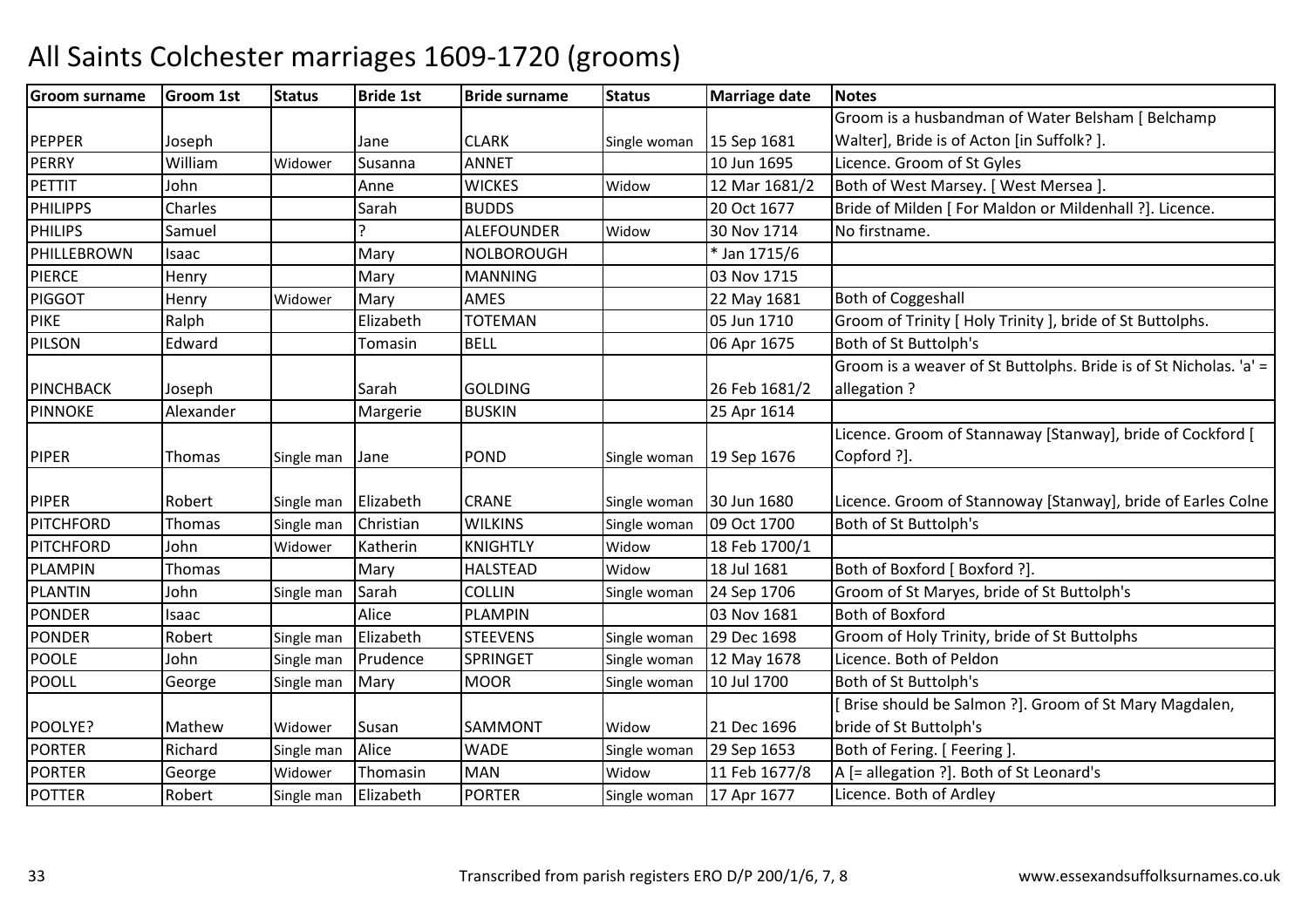# All Saints Colchester marriages 1609-1720 (grooms)

| Groom surname | Groom 1st | Status | Bride 1st | Bride surname | Status | Marriage date | Notes |
|---|---|---|---|---|---|---|---|
| PEPPER | Joseph | | Jane | CLARK | Single woman | 15 Sep 1681 | Groom is a husbandman of Water Belsham [ Belchamp Walter], Bride is of Acton [in Suffolk? ]. |
| PERRY | William | Widower | Susanna | ANNET | | 10 Jun 1695 | Licence. Groom of St Gyles |
| PETTIT | John | | Anne | WICKES | Widow | 12 Mar 1681/2 | Both of West Marsey. [ West Mersea ]. |
| PHILIPPS | Charles | | Sarah | BUDDS | | 20 Oct 1677 | Bride of Milden [ For Maldon or Mildenhall ?]. Licence. |
| PHILIPS | Samuel | | ? | ALEFOUNDER | Widow | 30 Nov 1714 | No firstname. |
| PHILLEBROWN | Isaac | | Mary | NOLBOROUGH | | * Jan 1715/6 | |
| PIERCE | Henry | | Mary | MANNING | | 03 Nov 1715 | |
| PIGGOT | Henry | Widower | Mary | AMES | | 22 May 1681 | Both of Coggeshall |
| PIKE | Ralph | | Elizabeth | TOTEMAN | | 05 Jun 1710 | Groom of Trinity [ Holy Trinity ], bride of St Buttolphs. |
| PILSON | Edward | | Tomasin | BELL | | 06 Apr 1675 | Both of St Buttolph's |
| PINCHBACK | Joseph | | Sarah | GOLDING | | 26 Feb 1681/2 | Groom is a weaver of St Buttolphs. Bride is of St Nicholas. 'a' = allegation ? |
| PINNOKE | Alexander | | Margerie | BUSKIN | | 25 Apr 1614 | |
| PIPER | Thomas | Single man | Jane | POND | Single woman | 19 Sep 1676 | Licence. Groom of Stannaway [Stanway], bride of Cockford [ Copford ?]. |
| PIPER | Robert | Single man | Elizabeth | CRANE | Single woman | 30 Jun 1680 | Licence. Groom of Stannoway [Stanway], bride of Earles Colne |
| PITCHFORD | Thomas | Single man | Christian | WILKINS | Single woman | 09 Oct 1700 | Both of St Buttolph's |
| PITCHFORD | John | Widower | Katherin | KNIGHTLY | Widow | 18 Feb 1700/1 | |
| PLAMPIN | Thomas | | Mary | HALSTEAD | Widow | 18 Jul 1681 | Both of Boxford [ Boxford ?]. |
| PLANTIN | John | Single man | Sarah | COLLIN | Single woman | 24 Sep 1706 | Groom of St Maryes, bride of St Buttolph's |
| PONDER | Isaac | | Alice | PLAMPIN | | 03 Nov 1681 | Both of Boxford |
| PONDER | Robert | Single man | Elizabeth | STEEVENS | Single woman | 29 Dec 1698 | Groom of Holy Trinity, bride of St Buttolphs |
| POOLE | John | Single man | Prudence | SPRINGET | Single woman | 12 May 1678 | Licence. Both of Peldon |
| POOLL | George | Single man | Mary | MOOR | Single woman | 10 Jul 1700 | Both of St Buttolph's |
| POOLYE? | Mathew | Widower | Susan | SAMMONT | Widow | 21 Dec 1696 | [ Brise should be Salmon ?]. Groom of St Mary Magdalen, bride of St Buttolph's |
| PORTER | Richard | Single man | Alice | WADE | Single woman | 29 Sep 1653 | Both of Fering. [ Feering ]. |
| PORTER | George | Widower | Thomasin | MAN | Widow | 11 Feb 1677/8 | A [= allegation ?]. Both of St Leonard's |
| POTTER | Robert | Single man | Elizabeth | PORTER | Single woman | 17 Apr 1677 | Licence. Both of Ardley |

Transcribed from parish registers ERO D/P 200/1/6, 7, 8 | www.essexandsuffolksurnames.co.uk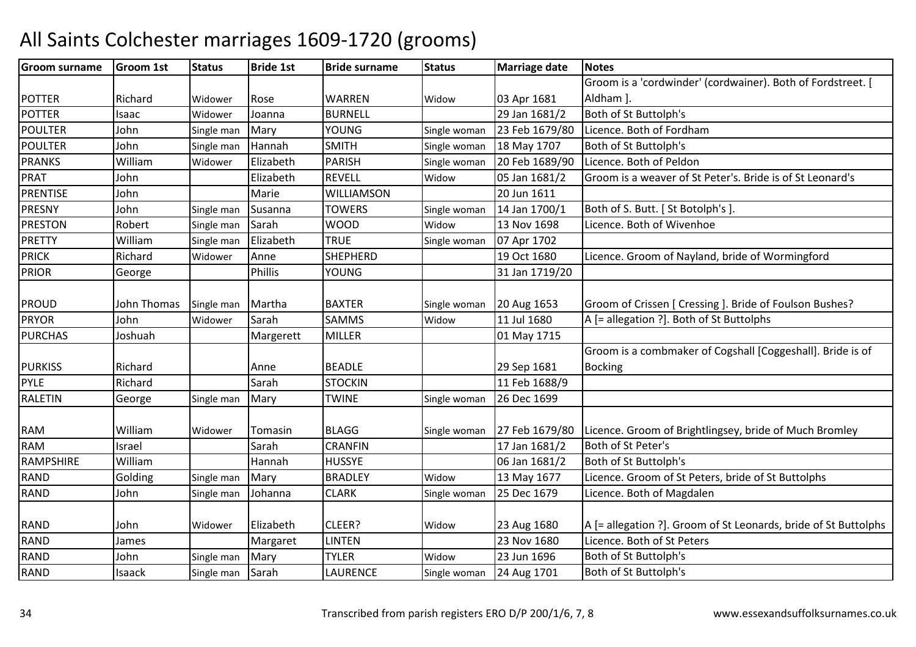# All Saints Colchester marriages 1609-1720 (grooms)

| Groom surname | Groom 1st | Status | Bride 1st | Bride surname | Status | Marriage date | Notes |
|---|---|---|---|---|---|---|---|
| POTTER | Richard | Widower | Rose | WARREN | Widow | 03 Apr 1681 | Groom is a 'cordwinder' (cordwainer). Both of Fordstreet. [ Aldham ]. |
| POTTER | Isaac | Widower | Joanna | BURNELL | | 29 Jan 1681/2 | Both of St Buttolph's |
| POULTER | John | Single man | Mary | YOUNG | Single woman | 23 Feb 1679/80 | Licence. Both of Fordham |
| POULTER | John | Single man | Hannah | SMITH | Single woman | 18 May 1707 | Both of St Buttolph's |
| PRANKS | William | Widower | Elizabeth | PARISH | Single woman | 20 Feb 1689/90 | Licence. Both of Peldon |
| PRAT | John | | Elizabeth | REVELL | Widow | 05 Jan 1681/2 | Groom is a weaver of St Peter's. Bride is of St Leonard's |
| PRENTISE | John | | Marie | WILLIAMSON | | 20 Jun 1611 | |
| PRESNY | John | Single man | Susanna | TOWERS | Single woman | 14 Jan 1700/1 | Both of S. Butt. [ St Botolph's ]. |
| PRESTON | Robert | Single man | Sarah | WOOD | Widow | 13 Nov 1698 | Licence. Both of Wivenhoe |
| PRETTY | William | Single man | Elizabeth | TRUE | Single woman | 07 Apr 1702 | |
| PRICK | Richard | Widower | Anne | SHEPHERD | | 19 Oct 1680 | Licence. Groom of Nayland, bride of Wormingford |
| PRIOR | George | | Phillis | YOUNG | | 31 Jan 1719/20 | |
| PROUD | John Thomas | Single man | Martha | BAXTER | Single woman | 20 Aug 1653 | Groom of Crissen [ Cressing ]. Bride of Foulson Bushes? |
| PRYOR | John | Widower | Sarah | SAMMS | Widow | 11 Jul 1680 | A [= allegation ?]. Both of St Buttolphs |
| PURCHAS | Joshuah | | Margerett | MILLER | | 01 May 1715 | |
| PURKISS | Richard | | Anne | BEADLE | | 29 Sep 1681 | Groom is a combmaker of Cogshall [Coggeshall]. Bride is of Bocking |
| PYLE | Richard | | Sarah | STOCKIN | | 11 Feb 1688/9 | |
| RALETIN | George | Single man | Mary | TWINE | Single woman | 26 Dec 1699 | |
| RAM | William | Widower | Tomasin | BLAGG | Single woman | 27 Feb 1679/80 | Licence. Groom of Brightlingsey, bride of Much Bromley |
| RAM | Israel | | Sarah | CRANFIN | | 17 Jan 1681/2 | Both of St Peter's |
| RAMPSHIRE | William | | Hannah | HUSSYE | | 06 Jan 1681/2 | Both of St Buttolph's |
| RAND | Golding | Single man | Mary | BRADLEY | Widow | 13 May 1677 | Licence. Groom of St Peters, bride of St Buttolphs |
| RAND | John | Single man | Johanna | CLARK | Single woman | 25 Dec 1679 | Licence. Both of Magdalen |
| RAND | John | Widower | Elizabeth | CLEER? | Widow | 23 Aug 1680 | A [= allegation ?]. Groom of St Leonards, bride of St Buttolphs |
| RAND | James | | Margaret | LINTEN | | 23 Nov 1680 | Licence. Both of St Peters |
| RAND | John | Single man | Mary | TYLER | Widow | 23 Jun 1696 | Both of St Buttolph's |
| RAND | Isaack | Single man | Sarah | LAURENCE | Single woman | 24 Aug 1701 | Both of St Buttolph's |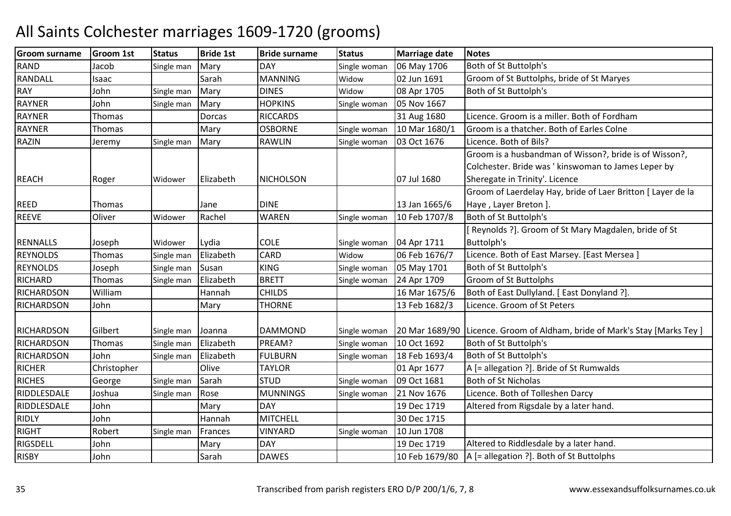# All Saints Colchester marriages 1609-1720 (grooms)

| Groom surname | Groom 1st | Status | Bride 1st | Bride surname | Status | Marriage date | Notes |
|---|---|---|---|---|---|---|---|
| RAND | Jacob | Single man | Mary | DAY | Single woman | 06 May 1706 | Both of St Buttolph's |
| RANDALL | Isaac | | Sarah | MANNING | Widow | 02 Jun 1691 | Groom of St Buttolphs, bride of St Maryes |
| RAY | John | Single man | Mary | DINES | Widow | 08 Apr 1705 | Both of St Buttolph's |
| RAYNER | John | Single man | Mary | HOPKINS | Single woman | 05 Nov 1667 | |
| RAYNER | Thomas | | Dorcas | RICCARDS | | 31 Aug 1680 | Licence. Groom is a miller. Both of Fordham |
| RAYNER | Thomas | | Mary | OSBORNE | Single woman | 10 Mar 1680/1 | Groom is a thatcher. Both of Earles Colne |
| RAZIN | Jeremy | Single man | Mary | RAWLIN | Single woman | 03 Oct 1676 | Licence. Both of Bils? |
| REACH | Roger | Widower | Elizabeth | NICHOLSON | | 07 Jul 1680 | Groom is a husbandman of Wisson?, bride is of Wisson?, Colchester. Bride was ' kinswoman to James Leper by Sheregate in Trinity'. Licence |
| REED | Thomas | | Jane | DINE | | 13 Jan 1665/6 | Groom of Laerdelay Hay, bride of Laer Britton [ Layer de la Haye , Layer Breton ]. |
| REEVE | Oliver | Widower | Rachel | WAREN | Single woman | 10 Feb 1707/8 | Both of St Buttolph's |
| RENNALLS | Joseph | Widower | Lydia | COLE | Single woman | 04 Apr 1711 | [ Reynolds ?]. Groom of St Mary Magdalen, bride of St Buttolph's |
| REYNOLDS | Thomas | Single man | Elizabeth | CARD | Widow | 06 Feb 1676/7 | Licence. Both of East Marsey. [East Mersea ] |
| REYNOLDS | Joseph | Single man | Susan | KING | Single woman | 05 May 1701 | Both of St Buttolph's |
| RICHARD | Thomas | Single man | Elizabeth | BRETT | Single woman | 24 Apr 1709 | Groom of St Buttolphs |
| RICHARDSON | William | | Hannah | CHILDS | | 16 Mar 1675/6 | Both of East Dullyland. [ East Donyland ?]. |
| RICHARDSON | John | | Mary | THORNE | | 13 Feb 1682/3 | Licence. Groom of St Peters |
| RICHARDSON | Gilbert | Single man | Joanna | DAMMOND | Single woman | 20 Mar 1689/90 | Licence. Groom of Aldham, bride of Mark's Stay [Marks Tey ] |
| RICHARDSON | Thomas | Single man | Elizabeth | PREAM? | Single woman | 10 Oct 1692 | Both of St Buttolph's |
| RICHARDSON | John | Single man | Elizabeth | FULBURN | Single woman | 18 Feb 1693/4 | Both of St Buttolph's |
| RICHER | Christopher | | Olive | TAYLOR | | 01 Apr 1677 | A [= allegation ?]. Bride of St Rumwalds |
| RICHES | George | Single man | Sarah | STUD | Single woman | 09 Oct 1681 | Both of St Nicholas |
| RIDDLESDALE | Joshua | Single man | Rose | MUNNINGS | Single woman | 21 Nov 1676 | Licence. Both of Tolleshen Darcy |
| RIDDLESDALE | John | | Mary | DAY | | 19 Dec 1719 | Altered from Rigsdale by a later hand. |
| RIDLY | John | | Hannah | MITCHELL | | 30 Dec 1715 | |
| RIGHT | Robert | Single man | Frances | VINYARD | Single woman | 10 Jun 1708 | |
| RIGSDELL | John | | Mary | DAY | | 19 Dec 1719 | Altered to Riddlesdale by a later hand. |
| RISBY | John | | Sarah | DAWES | | 10 Feb 1679/80 | A [= allegation ?]. Both of St Buttolphs |

Transcribed from parish registers ERO D/P 200/1/6, 7, 8 www.essexandsuffolksurnames.co.uk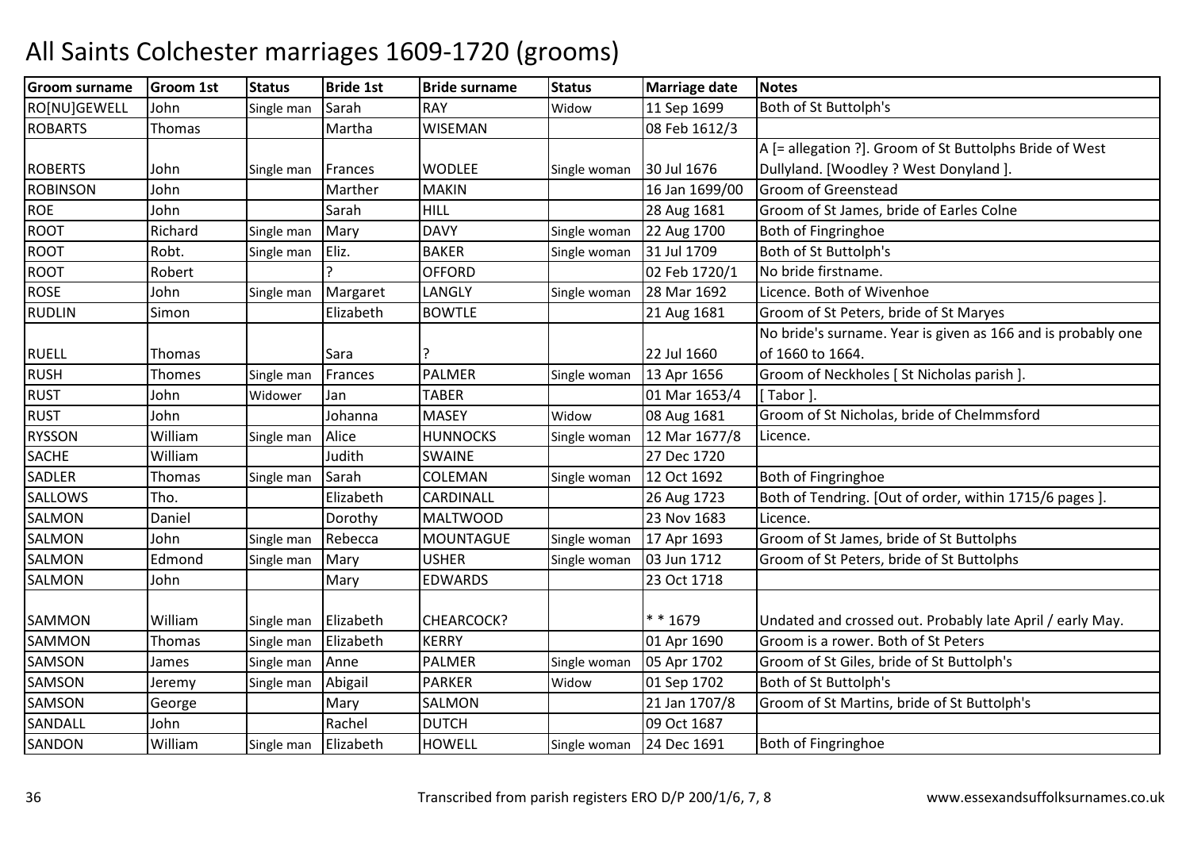# All Saints Colchester marriages 1609-1720 (grooms)

| Groom surname | Groom 1st | Status | Bride 1st | Bride surname | Status | Marriage date | Notes |
|---|---|---|---|---|---|---|---|
| RO[NU]GEWELL | John | Single man | Sarah | RAY | Widow | 11 Sep 1699 | Both of St Buttolph's |
| ROBARTS | Thomas | | Martha | WISEMAN | | 08 Feb 1612/3 | |
| ROBERTS | John | Single man | Frances | WODLEE | Single woman | 30 Jul 1676 | A [= allegation ?]. Groom of St Buttolphs Bride of West Dullyland. [Woodley ? West Donyland ]. |
| ROBINSON | John | | Marther | MAKIN | | 16 Jan 1699/00 | Groom of Greenstead |
| ROE | John | | Sarah | HILL | | 28 Aug 1681 | Groom of St James, bride of Earles Colne |
| ROOT | Richard | Single man | Mary | DAVY | Single woman | 22 Aug 1700 | Both of Fingringhoe |
| ROOT | Robt. | Single man | Eliz. | BAKER | Single woman | 31 Jul 1709 | Both of St Buttolph's |
| ROOT | Robert | | ? | OFFORD | | 02 Feb 1720/1 | No bride firstname. |
| ROSE | John | Single man | Margaret | LANGLY | Single woman | 28 Mar 1692 | Licence. Both of Wivenhoe |
| RUDLIN | Simon | | Elizabeth | BOWTLE | | 21 Aug 1681 | Groom of St Peters, bride of St Maryes |
| RUELL | Thomas | | Sara | ? | | 22 Jul 1660 | No bride's surname. Year is given as 166 and is probably one of 1660 to 1664. |
| RUSH | Thomes | Single man | Frances | PALMER | Single woman | 13 Apr 1656 | Groom of Neckholes [ St Nicholas parish ]. |
| RUST | John | Widower | Jan | TABER | | 01 Mar 1653/4 | [ Tabor ]. |
| RUST | John | | Johanna | MASEY | Widow | 08 Aug 1681 | Groom of St Nicholas, bride of Chelmmsford |
| RYSSON | William | Single man | Alice | HUNNOCKS | Single woman | 12 Mar 1677/8 | Licence. |
| SACHE | William | | Judith | SWAINE | | 27 Dec 1720 | |
| SADLER | Thomas | Single man | Sarah | COLEMAN | Single woman | 12 Oct 1692 | Both of Fingringhoe |
| SALLOWS | Tho. | | Elizabeth | CARDINALL | | 26 Aug 1723 | Both of Tendring. [Out of order, within 1715/6 pages ]. |
| SALMON | Daniel | | Dorothy | MALTWOOD | | 23 Nov 1683 | Licence. |
| SALMON | John | Single man | Rebecca | MOUNTAGUE | Single woman | 17 Apr 1693 | Groom of St James, bride of St Buttolphs |
| SALMON | Edmond | Single man | Mary | USHER | Single woman | 03 Jun 1712 | Groom of St Peters, bride of St Buttolphs |
| SALMON | John | | Mary | EDWARDS | | 23 Oct 1718 | |
| SAMMON | William | Single man | Elizabeth | CHEARCOCK? | | * * 1679 | Undated and crossed out. Probably late April / early May. |
| SAMMON | Thomas | Single man | Elizabeth | KERRY | | 01 Apr 1690 | Groom is a rower. Both of St Peters |
| SAMSON | James | Single man | Anne | PALMER | Single woman | 05 Apr 1702 | Groom of St Giles, bride of St Buttolph's |
| SAMSON | Jeremy | Single man | Abigail | PARKER | Widow | 01 Sep 1702 | Both of St Buttolph's |
| SAMSON | George | | Mary | SALMON | | 21 Jan 1707/8 | Groom of St Martins, bride of St Buttolph's |
| SANDALL | John | | Rachel | DUTCH | | 09 Oct 1687 | |
| SANDON | William | Single man | Elizabeth | HOWELL | Single woman | 24 Dec 1691 | Both of Fingringhoe |

Transcribed from parish registers ERO D/P 200/1/6, 7, 8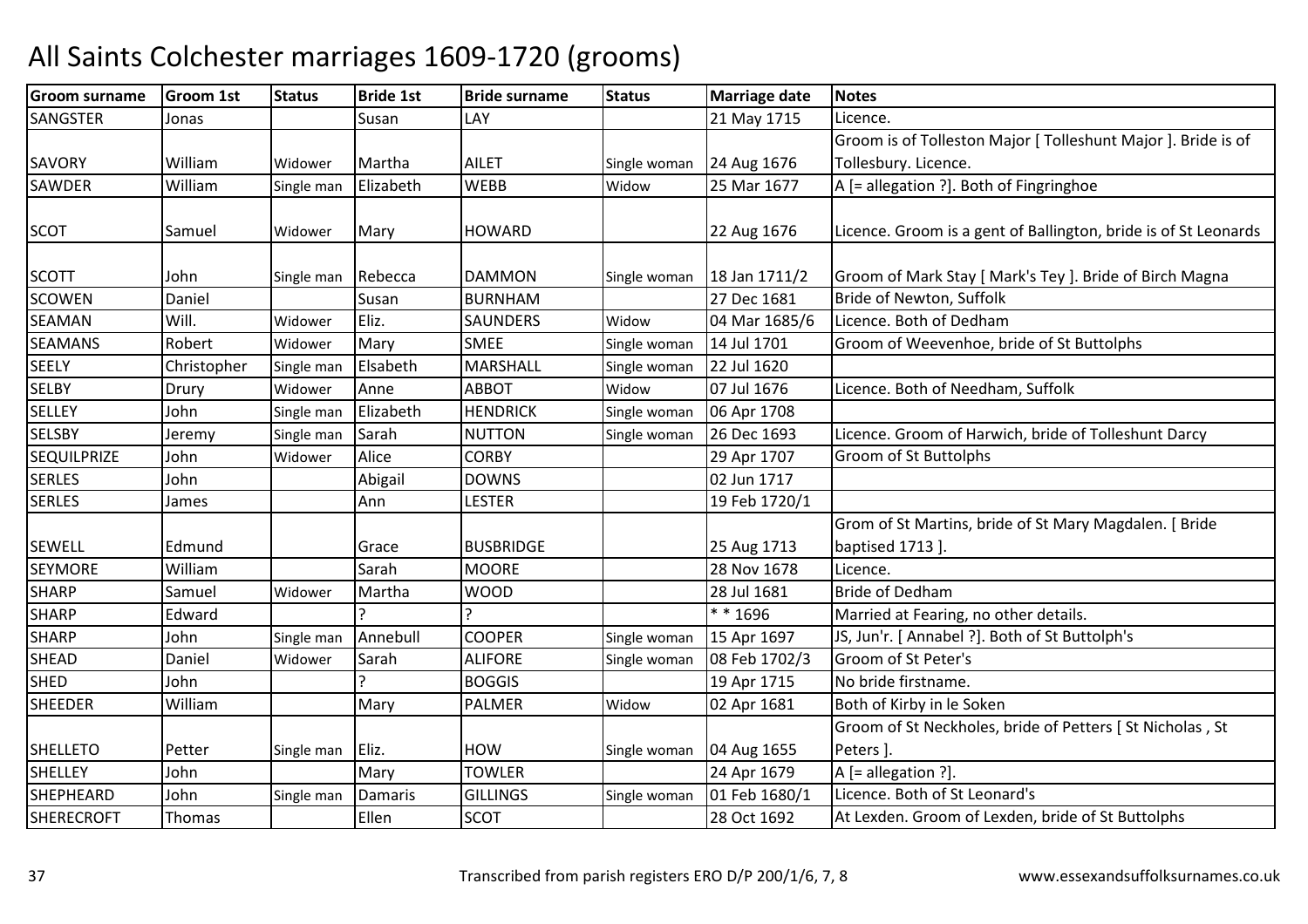# All Saints Colchester marriages 1609-1720 (grooms)

| Groom surname | Groom 1st | Status | Bride 1st | Bride surname | Status | Marriage date | Notes |
|---|---|---|---|---|---|---|---|
| SANGSTER | Jonas | | Susan | LAY | | 21 May 1715 | Licence. |
| SAVORY | William | Widower | Martha | AILET | Single woman | 24 Aug 1676 | Groom is of Tolleston Major [ Tolleshunt Major ]. Bride is of Tollesbury. Licence. |
| SAWDER | William | Single man | Elizabeth | WEBB | Widow | 25 Mar 1677 | A [= allegation ?]. Both of Fingringhoe |
| SCOT | Samuel | Widower | Mary | HOWARD | | 22 Aug 1676 | Licence. Groom is a gent of Ballington, bride is of St Leonards |
| SCOTT | John | Single man | Rebecca | DAMMON | Single woman | 18 Jan 1711/2 | Groom of Mark Stay [ Mark's Tey ]. Bride of Birch Magna |
| SCOWEN | Daniel | | Susan | BURNHAM | | 27 Dec 1681 | Bride of Newton, Suffolk |
| SEAMAN | Will. | Widower | Eliz. | SAUNDERS | Widow | 04 Mar 1685/6 | Licence. Both of Dedham |
| SEAMANS | Robert | Widower | Mary | SMEE | Single woman | 14 Jul 1701 | Groom of Weevenhoe, bride of St Buttolphs |
| SEELY | Christopher | Single man | Elsabeth | MARSHALL | Single woman | 22 Jul 1620 | |
| SELBY | Drury | Widower | Anne | ABBOT | Widow | 07 Jul 1676 | Licence. Both of Needham, Suffolk |
| SELLEY | John | Single man | Elizabeth | HENDRICK | Single woman | 06 Apr 1708 | |
| SELSBY | Jeremy | Single man | Sarah | NUTTON | Single woman | 26 Dec 1693 | Licence. Groom of Harwich, bride of Tolleshunt Darcy |
| SEQUILPRIZE | John | Widower | Alice | CORBY | | 29 Apr 1707 | Groom of St Buttolphs |
| SERLES | John | | Abigail | DOWNS | | 02 Jun 1717 | |
| SERLES | James | | Ann | LESTER | | 19 Feb 1720/1 | |
| SEWELL | Edmund | | Grace | BUSBRIDGE | | 25 Aug 1713 | Grom of St Martins, bride of St Mary Magdalen. [ Bride baptised 1713 ]. |
| SEYMORE | William | | Sarah | MOORE | | 28 Nov 1678 | Licence. |
| SHARP | Samuel | Widower | Martha | WOOD | | 28 Jul 1681 | Bride of Dedham |
| SHARP | Edward | | ? | ? | | * * 1696 | Married at Fearing, no other details. |
| SHARP | John | Single man | Annebull | COOPER | Single woman | 15 Apr 1697 | JS, Jun'r. [ Annabel ?]. Both of St Buttolph's |
| SHEAD | Daniel | Widower | Sarah | ALIFORE | Single woman | 08 Feb 1702/3 | Groom of St Peter's |
| SHED | John | | ? | BOGGIS | | 19 Apr 1715 | No bride firstname. |
| SHEEDER | William | | Mary | PALMER | Widow | 02 Apr 1681 | Both of Kirby in le Soken |
| SHELLETO | Petter | Single man | Eliz. | HOW | Single woman | 04 Aug 1655 | Groom of St Neckholes, bride of Petters [ St Nicholas , St Peters ]. |
| SHELLEY | John | | Mary | TOWLER | | 24 Apr 1679 | A [= allegation ?]. |
| SHEPHEARD | John | Single man | Damaris | GILLINGS | Single woman | 01 Feb 1680/1 | Licence. Both of St Leonard's |
| SHERECROFT | Thomas | | Ellen | SCOT | | 28 Oct 1692 | At Lexden. Groom of Lexden, bride of St Buttolphs |

Transcribed from parish registers ERO D/P 200/1/6, 7, 8 www.essexandsuffolksurnames.co.uk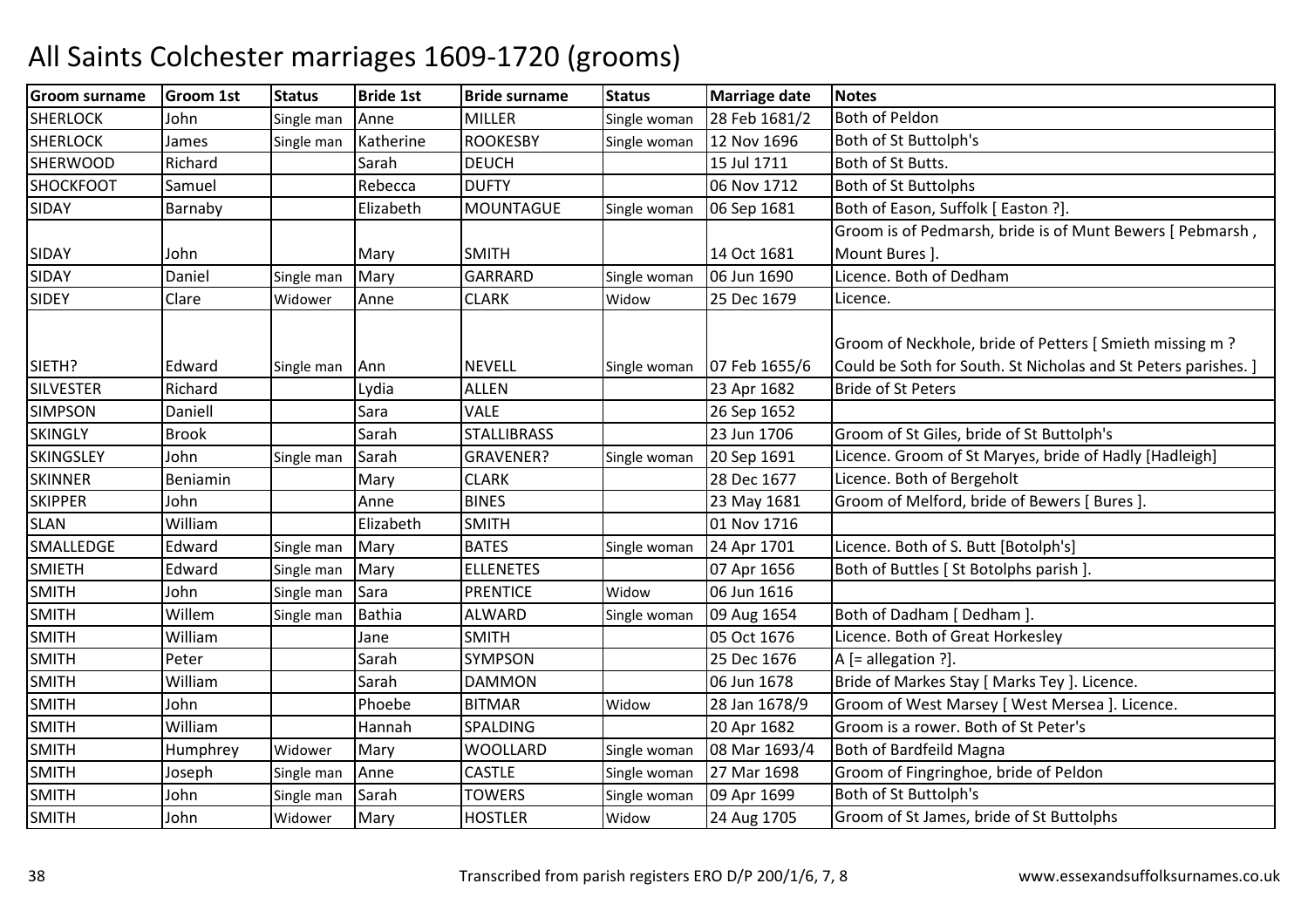# All Saints Colchester marriages 1609-1720 (grooms)

| Groom surname | Groom 1st | Status | Bride 1st | Bride surname | Status | Marriage date | Notes |
|---|---|---|---|---|---|---|---|
| SHERLOCK | John | Single man | Anne | MILLER | Single woman | 28 Feb 1681/2 | Both of Peldon |
| SHERLOCK | James | Single man | Katherine | ROOKESBY | Single woman | 12 Nov 1696 | Both of St Buttolph's |
| SHERWOOD | Richard | | Sarah | DEUCH | | 15 Jul 1711 | Both of St Butts. |
| SHOCKFOOT | Samuel | | Rebecca | DUFTY | | 06 Nov 1712 | Both of St Buttolphs |
| SIDAY | Barnaby | | Elizabeth | MOUNTAGUE | Single woman | 06 Sep 1681 | Both of Eason, Suffolk [ Easton ?]. |
| SIDAY | John | | Mary | SMITH | | 14 Oct 1681 | Groom is of Pedmarsh, bride is of Munt Bewers [ Pebmarsh , Mount Bures ]. |
| SIDAY | Daniel | Single man | Mary | GARRARD | Single woman | 06 Jun 1690 | Licence. Both of Dedham |
| SIDEY | Clare | Widower | Anne | CLARK | Widow | 25 Dec 1679 | Licence. |
| SIETH? | Edward | Single man | Ann | NEVELL | Single woman | 07 Feb 1655/6 | Groom of Neckhole, bride of Petters [ Smieth missing m ? Could be Soth for South. St Nicholas and St Peters parishes. ] |
| SILVESTER | Richard | | Lydia | ALLEN | | 23 Apr 1682 | Bride of St Peters |
| SIMPSON | Daniell | | Sara | VALE | | 26 Sep 1652 | |
| SKINGLY | Brook | | Sarah | STALLIBRASS | | 23 Jun 1706 | Groom of St Giles, bride of St Buttolph's |
| SKINGSLEY | John | Single man | Sarah | GRAVENER? | Single woman | 20 Sep 1691 | Licence. Groom of St Maryes, bride of Hadly [Hadleigh] |
| SKINNER | Beniamin | | Mary | CLARK | | 28 Dec 1677 | Licence. Both of Bergeholt |
| SKIPPER | John | | Anne | BINES | | 23 May 1681 | Groom of Melford, bride of Bewers [ Bures ]. |
| SLAN | William | | Elizabeth | SMITH | | 01 Nov 1716 | |
| SMALLEDGE | Edward | Single man | Mary | BATES | Single woman | 24 Apr 1701 | Licence. Both of S. Butt [Botolph's] |
| SMIETH | Edward | Single man | Mary | ELLENETES | | 07 Apr 1656 | Both of Buttles [ St Botolphs parish ]. |
| SMITH | John | Single man | Sara | PRENTICE | Widow | 06 Jun 1616 | |
| SMITH | Willem | Single man | Bathia | ALWARD | Single woman | 09 Aug 1654 | Both of Dadham [ Dedham ]. |
| SMITH | William | | Jane | SMITH | | 05 Oct 1676 | Licence. Both of Great Horkesley |
| SMITH | Peter | | Sarah | SYMPSON | | 25 Dec 1676 | A [= allegation ?]. |
| SMITH | William | | Sarah | DAMMON | | 06 Jun 1678 | Bride of Markes Stay [ Marks Tey ]. Licence. |
| SMITH | John | | Phoebe | BITMAR | Widow | 28 Jan 1678/9 | Groom of West Marsey [ West Mersea ]. Licence. |
| SMITH | William | | Hannah | SPALDING | | 20 Apr 1682 | Groom is a rower. Both of St Peter's |
| SMITH | Humphrey | Widower | Mary | WOOLLARD | Single woman | 08 Mar 1693/4 | Both of Bardfeild Magna |
| SMITH | Joseph | Single man | Anne | CASTLE | Single woman | 27 Mar 1698 | Groom of Fingringhoe, bride of Peldon |
| SMITH | John | Single man | Sarah | TOWERS | Single woman | 09 Apr 1699 | Both of St Buttolph's |
| SMITH | John | Widower | Mary | HOSTLER | Widow | 24 Aug 1705 | Groom of St James, bride of St Buttolphs |

Transcribed from parish registers ERO D/P 200/1/6, 7, 8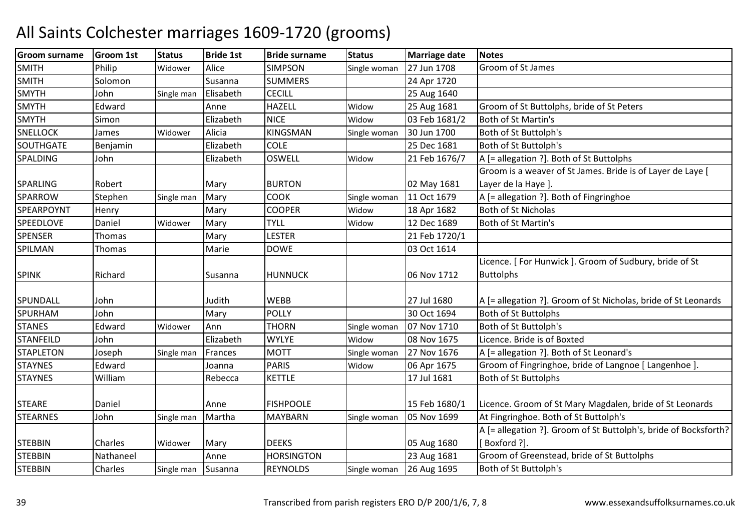# All Saints Colchester marriages 1609-1720 (grooms)

| Groom surname | Groom 1st | Status | Bride 1st | Bride surname | Status | Marriage date | Notes |
|---|---|---|---|---|---|---|---|
| SMITH | Philip | Widower | Alice | SIMPSON | Single woman | 27 Jun 1708 | Groom of St James |
| SMITH | Solomon | | Susanna | SUMMERS | | 24 Apr 1720 | |
| SMYTH | John | Single man | Elisabeth | CECILL | | 25 Aug 1640 | |
| SMYTH | Edward | | Anne | HAZELL | Widow | 25 Aug 1681 | Groom of St Buttolphs, bride of St Peters |
| SMYTH | Simon | | Elizabeth | NICE | Widow | 03 Feb 1681/2 | Both of St Martin's |
| SNELLOCK | James | Widower | Alicia | KINGSMAN | Single woman | 30 Jun 1700 | Both of St Buttolph's |
| SOUTHGATE | Benjamin | | Elizabeth | COLE | | 25 Dec 1681 | Both of St Buttolph's |
| SPALDING | John | | Elizabeth | OSWELL | Widow | 21 Feb 1676/7 | A [= allegation ?]. Both of St Buttolphs |
| SPARLING | Robert | | Mary | BURTON | | 02 May 1681 | Groom is a weaver of St James. Bride is of Layer de Laye [ Layer de la Haye ]. |
| SPARROW | Stephen | Single man | Mary | COOK | Single woman | 11 Oct 1679 | A [= allegation ?]. Both of Fingringhoe |
| SPEARPOYNT | Henry | | Mary | COOPER | Widow | 18 Apr 1682 | Both of St Nicholas |
| SPEEDLOVE | Daniel | Widower | Mary | TYLL | Widow | 12 Dec 1689 | Both of St Martin's |
| SPENSER | Thomas | | Mary | LESTER | | 21 Feb 1720/1 | |
| SPILMAN | Thomas | | Marie | DOWE | | 03 Oct 1614 | |
| SPINK | Richard | | Susanna | HUNNUCK | | 06 Nov 1712 | Licence. [ For Hunwick ]. Groom of Sudbury, bride of St Buttolphs |
| SPUNDALL | John | | Judith | WEBB | | 27 Jul 1680 | A [= allegation ?]. Groom of St Nicholas, bride of St Leonards |
| SPURHAM | John | | Mary | POLLY | | 30 Oct 1694 | Both of St Buttolphs |
| STANES | Edward | Widower | Ann | THORN | Single woman | 07 Nov 1710 | Both of St Buttolph's |
| STANFEILD | John | | Elizabeth | WYLYE | Widow | 08 Nov 1675 | Licence. Bride is of Boxted |
| STAPLETON | Joseph | Single man | Frances | MOTT | Single woman | 27 Nov 1676 | A [= allegation ?]. Both of St Leonard's |
| STAYNES | Edward | | Joanna | PARIS | Widow | 06 Apr 1675 | Groom of Fingringhoe, bride of Langnoe [ Langenhoe ]. |
| STAYNES | William | | Rebecca | KETTLE | | 17 Jul 1681 | Both of St Buttolphs |
| STEARE | Daniel | | Anne | FISHPOOLE | | 15 Feb 1680/1 | Licence. Groom of St Mary Magdalen, bride of St Leonards |
| STEARNES | John | Single man | Martha | MAYBARN | Single woman | 05 Nov 1699 | At Fingringhoe. Both of St Buttolph's |
| STEBBIN | Charles | Widower | Mary | DEEKS | | 05 Aug 1680 | A [= allegation ?]. Groom of St Buttolph's, bride of Bocksforth? [ Boxford ?]. |
| STEBBIN | Nathaneel | | Anne | HORSINGTON | | 23 Aug 1681 | Groom of Greenstead, bride of St Buttolphs |
| STEBBIN | Charles | Single man | Susanna | REYNOLDS | Single woman | 26 Aug 1695 | Both of St Buttolph's |

Transcribed from parish registers ERO D/P 200/1/6, 7, 8 www.essexandsuffolksurnames.co.uk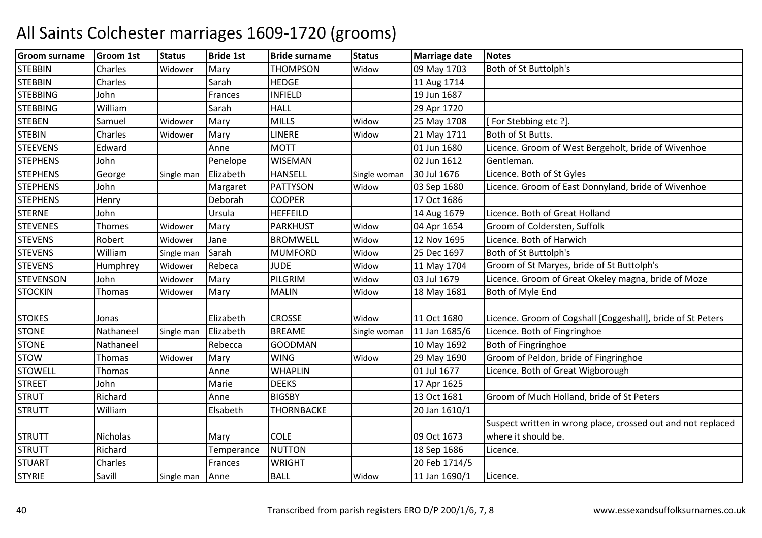# All Saints Colchester marriages 1609-1720 (grooms)

| Groom surname | Groom 1st | Status | Bride 1st | Bride surname | Status | Marriage date | Notes |
|---|---|---|---|---|---|---|---|
| STEBBIN | Charles | Widower | Mary | THOMPSON | Widow | 09 May 1703 | Both of St Buttolph's |
| STEBBIN | Charles | | Sarah | HEDGE | | 11 Aug 1714 | |
| STEBBING | John | | Frances | INFIELD | | 19 Jun 1687 | |
| STEBBING | William | | Sarah | HALL | | 29 Apr 1720 | |
| STEBEN | Samuel | Widower | Mary | MILLS | Widow | 25 May 1708 | [ For Stebbing etc ?]. |
| STEBIN | Charles | Widower | Mary | LINERE | Widow | 21 May 1711 | Both of St Butts. |
| STEEVENS | Edward | | Anne | MOTT | | 01 Jun 1680 | Licence. Groom of West Bergeholt, bride of Wivenhoe |
| STEPHENS | John | | Penelope | WISEMAN | | 02 Jun 1612 | Gentleman. |
| STEPHENS | George | Single man | Elizabeth | HANSELL | Single woman | 30 Jul 1676 | Licence. Both of St Gyles |
| STEPHENS | John | | Margaret | PATTYSON | Widow | 03 Sep 1680 | Licence. Groom of East Donnyland, bride of Wivenhoe |
| STEPHENS | Henry | | Deborah | COOPER | | 17 Oct 1686 | |
| STERNE | John | | Ursula | HEFFEILD | | 14 Aug 1679 | Licence. Both of Great Holland |
| STEVENES | Thomes | Widower | Mary | PARKHUST | Widow | 04 Apr 1654 | Groom of Coldersten, Suffolk |
| STEVENS | Robert | Widower | Jane | BROMWELL | Widow | 12 Nov 1695 | Licence. Both of Harwich |
| STEVENS | William | Single man | Sarah | MUMFORD | Widow | 25 Dec 1697 | Both of St Buttolph's |
| STEVENS | Humphrey | Widower | Rebeca | JUDE | Widow | 11 May 1704 | Groom of St Maryes, bride of St Buttolph's |
| STEVENSON | John | Widower | Mary | PILGRIM | Widow | 03 Jul 1679 | Licence. Groom of Great Okeley magna, bride of Moze |
| STOCKIN | Thomas | Widower | Mary | MALIN | Widow | 18 May 1681 | Both of Myle End |
| STOKES | Jonas | | Elizabeth | CROSSE | Widow | 11 Oct 1680 | Licence. Groom of Cogshall [Coggeshall], bride of St Peters |
| STONE | Nathaneel | Single man | Elizabeth | BREAME | Single woman | 11 Jan 1685/6 | Licence. Both of Fingringhoe |
| STONE | Nathaneel | | Rebecca | GOODMAN | | 10 May 1692 | Both of Fingringhoe |
| STOW | Thomas | Widower | Mary | WING | Widow | 29 May 1690 | Groom of Peldon, bride of Fingringhoe |
| STOWELL | Thomas | | Anne | WHAPLIN | | 01 Jul 1677 | Licence. Both of Great Wigborough |
| STREET | John | | Marie | DEEKS | | 17 Apr 1625 | |
| STRUT | Richard | | Anne | BIGSBY | | 13 Oct 1681 | Groom of Much Holland, bride of St Peters |
| STRUTT | William | | Elsabeth | THORNBACKE | | 20 Jan 1610/1 | |
| STRUTT | Nicholas | | Mary | COLE | | 09 Oct 1673 | Suspect written in wrong place, crossed out and not replaced where it should be. |
| STRUTT | Richard | | Temperance | NUTTON | | 18 Sep 1686 | Licence. |
| STUART | Charles | | Frances | WRIGHT | | 20 Feb 1714/5 | |
| STYRIE | Savill | Single man | Anne | BALL | Widow | 11 Jan 1690/1 | Licence. |

Transcribed from parish registers ERO D/P 200/1/6, 7, 8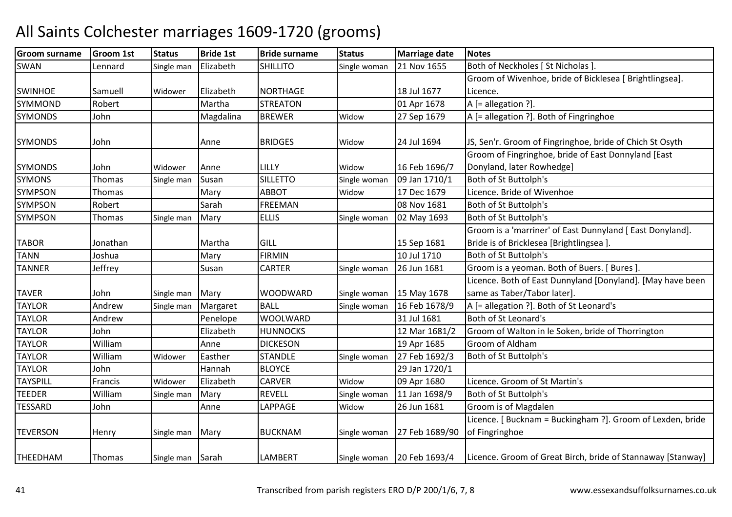# All Saints Colchester marriages 1609-1720 (grooms)

| Groom surname | Groom 1st | Status | Bride 1st | Bride surname | Status | Marriage date | Notes |
|---|---|---|---|---|---|---|---|
| SWAN | Lennard | Single man | Elizabeth | SHILLITO | Single woman | 21 Nov 1655 | Both of Neckholes [ St Nicholas ]. |
| SWINHOE | Samuell | Widower | Elizabeth | NORTHAGE | | 18 Jul 1677 | Groom of Wivenhoe, bride of Bicklesea [ Brightlingsea]. Licence. |
| SYMMOND | Robert | | Martha | STREATON | | 01 Apr 1678 | A [= allegation ?]. |
| SYMONDS | John | | Magdalina | BREWER | Widow | 27 Sep 1679 | A [= allegation ?]. Both of Fingringhoe |
| SYMONDS | John | | Anne | BRIDGES | Widow | 24 Jul 1694 | JS, Sen'r. Groom of Fingringhoe, bride of Chich St Osyth |
| SYMONDS | John | Widower | Anne | LILLY | Widow | 16 Feb 1696/7 | Groom of Fingringhoe, bride of East Donnyland [East Donyland, later Rowhedge] |
| SYMONS | Thomas | Single man | Susan | SILLETTO | Single woman | 09 Jan 1710/1 | Both of St Buttolph's |
| SYMPSON | Thomas | | Mary | ABBOT | Widow | 17 Dec 1679 | Licence. Bride of Wivenhoe |
| SYMPSON | Robert | | Sarah | FREEMAN | | 08 Nov 1681 | Both of St Buttolph's |
| SYMPSON | Thomas | Single man | Mary | ELLIS | Single woman | 02 May 1693 | Both of St Buttolph's |
| TABOR | Jonathan | | Martha | GILL | | 15 Sep 1681 | Groom is a 'marriner' of East Dunnyland [ East Donyland]. Bride is of Bricklesea [Brightlingsea ]. |
| TANN | Joshua | | Mary | FIRMIN | | 10 Jul 1710 | Both of St Buttolph's |
| TANNER | Jeffrey | | Susan | CARTER | Single woman | 26 Jun 1681 | Groom is a yeoman. Both of Buers. [ Bures ]. |
| TAVER | John | Single man | Mary | WOODWARD | Single woman | 15 May 1678 | Licence. Both of East Dunnyland [Donyland]. [May have been same as Taber/Tabor later]. |
| TAYLOR | Andrew | Single man | Margaret | BALL | Single woman | 16 Feb 1678/9 | A [= allegation ?]. Both of St Leonard's |
| TAYLOR | Andrew | | Penelope | WOOLWARD | | 31 Jul 1681 | Both of St Leonard's |
| TAYLOR | John | | Elizabeth | HUNNOCKS | | 12 Mar 1681/2 | Groom of Walton in le Soken, bride of Thorrington |
| TAYLOR | William | | Anne | DICKESON | | 19 Apr 1685 | Groom of Aldham |
| TAYLOR | William | Widower | Easther | STANDLE | Single woman | 27 Feb 1692/3 | Both of St Buttolph's |
| TAYLOR | John | | Hannah | BLOYCE | | 29 Jan 1720/1 | |
| TAYSPILL | Francis | Widower | Elizabeth | CARVER | Widow | 09 Apr 1680 | Licence. Groom of St Martin's |
| TEEDER | William | Single man | Mary | REVELL | Single woman | 11 Jan 1698/9 | Both of St Buttolph's |
| TESSARD | John | | Anne | LAPPAGE | Widow | 26 Jun 1681 | Groom is of Magdalen |
| TEVERSON | Henry | Single man | Mary | BUCKNAM | Single woman | 27 Feb 1689/90 | Licence. [ Bucknam = Buckingham ?]. Groom of Lexden, bride of Fingringhoe |
| THEEDHAM | Thomas | Single man | Sarah | LAMBERT | Single woman | 20 Feb 1693/4 | Licence. Groom of Great Birch, bride of Stannaway [Stanway] |

Transcribed from parish registers ERO D/P 200/1/6, 7, 8 — www.essexandsuffolksurnames.co.uk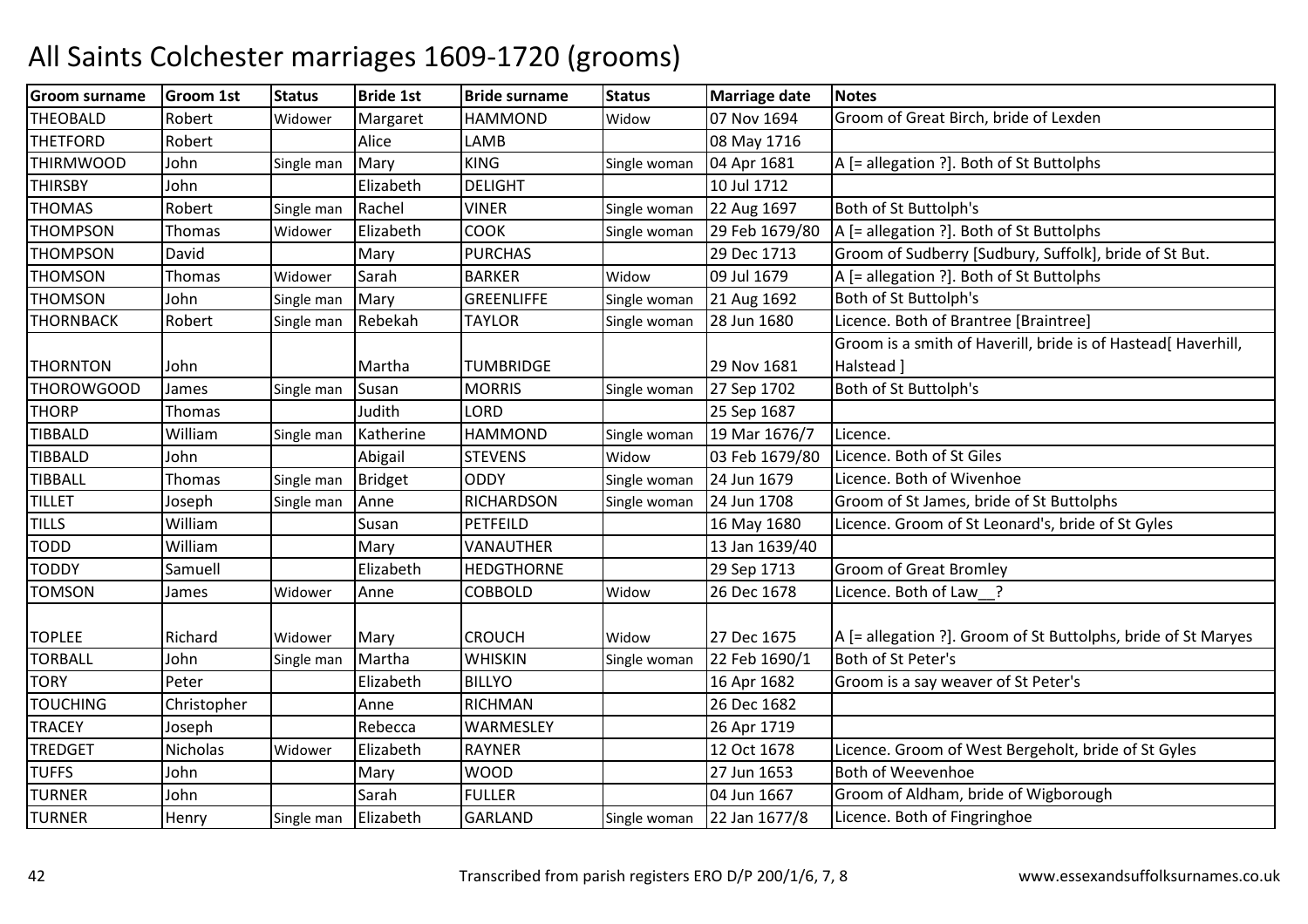# All Saints Colchester marriages 1609-1720 (grooms)

| Groom surname | Groom 1st | Status | Bride 1st | Bride surname | Status | Marriage date | Notes |
|---|---|---|---|---|---|---|---|
| THEOBALD | Robert | Widower | Margaret | HAMMOND | Widow | 07 Nov 1694 | Groom of Great Birch, bride of Lexden |
| THETFORD | Robert | | Alice | LAMB | | 08 May 1716 | |
| THIRMWOOD | John | Single man | Mary | KING | Single woman | 04 Apr 1681 | A [= allegation ?]. Both of St Buttolphs |
| THIRSBY | John | | Elizabeth | DELIGHT | | 10 Jul 1712 | |
| THOMAS | Robert | Single man | Rachel | VINER | Single woman | 22 Aug 1697 | Both of St Buttolph's |
| THOMPSON | Thomas | Widower | Elizabeth | COOK | Single woman | 29 Feb 1679/80 | A [= allegation ?]. Both of St Buttolphs |
| THOMPSON | David | | Mary | PURCHAS | | 29 Dec 1713 | Groom of Sudberry [Sudbury, Suffolk], bride of St But. |
| THOMSON | Thomas | Widower | Sarah | BARKER | Widow | 09 Jul 1679 | A [= allegation ?]. Both of St Buttolphs |
| THOMSON | John | Single man | Mary | GREENLIFFE | Single woman | 21 Aug 1692 | Both of St Buttolph's |
| THORNBACK | Robert | Single man | Rebekah | TAYLOR | Single woman | 28 Jun 1680 | Licence. Both of Brantree [Braintree] |
| THORNTON | John | | Martha | TUMBRIDGE | | 29 Nov 1681 | Groom is a smith of Haverill, bride is of Hastead[ Haverhill, Halstead ] |
| THOROWGOOD | James | Single man | Susan | MORRIS | Single woman | 27 Sep 1702 | Both of St Buttolph's |
| THORP | Thomas | | Judith | LORD | | 25 Sep 1687 | |
| TIBBALD | William | Single man | Katherine | HAMMOND | Single woman | 19 Mar 1676/7 | Licence. |
| TIBBALD | John | | Abigail | STEVENS | Widow | 03 Feb 1679/80 | Licence. Both of St Giles |
| TIBBALL | Thomas | Single man | Bridget | ODDY | Single woman | 24 Jun 1679 | Licence. Both of Wivenhoe |
| TILLET | Joseph | Single man | Anne | RICHARDSON | Single woman | 24 Jun 1708 | Groom of St James, bride of St Buttolphs |
| TILLS | William | | Susan | PETFEILD | | 16 May 1680 | Licence. Groom of St Leonard's, bride of St Gyles |
| TODD | William | | Mary | VANAUTHER | | 13 Jan 1639/40 | |
| TODDY | Samuell | | Elizabeth | HEDGTHORNE | | 29 Sep 1713 | Groom of Great Bromley |
| TOMSON | James | Widower | Anne | COBBOLD | Widow | 26 Dec 1678 | Licence. Both of Law__? |
| TOPLEE | Richard | Widower | Mary | CROUCH | Widow | 27 Dec 1675 | A [= allegation ?]. Groom of St Buttolphs, bride of St Maryes |
| TORBALL | John | Single man | Martha | WHISKIN | Single woman | 22 Feb 1690/1 | Both of St Peter's |
| TORY | Peter | | Elizabeth | BILLYO | | 16 Apr 1682 | Groom is a say weaver of St Peter's |
| TOUCHING | Christopher | | Anne | RICHMAN | | 26 Dec 1682 | |
| TRACEY | Joseph | | Rebecca | WARMESLEY | | 26 Apr 1719 | |
| TREDGET | Nicholas | Widower | Elizabeth | RAYNER | | 12 Oct 1678 | Licence. Groom of West Bergeholt, bride of St Gyles |
| TUFFS | John | | Mary | WOOD | | 27 Jun 1653 | Both of Weevenhoe |
| TURNER | John | | Sarah | FULLER | | 04 Jun 1667 | Groom of Aldham, bride of Wigborough |
| TURNER | Henry | Single man | Elizabeth | GARLAND | Single woman | 22 Jan 1677/8 | Licence. Both of Fingringhoe |

Transcribed from parish registers ERO D/P 200/1/6, 7, 8 www.essexandsuffolksurnames.co.uk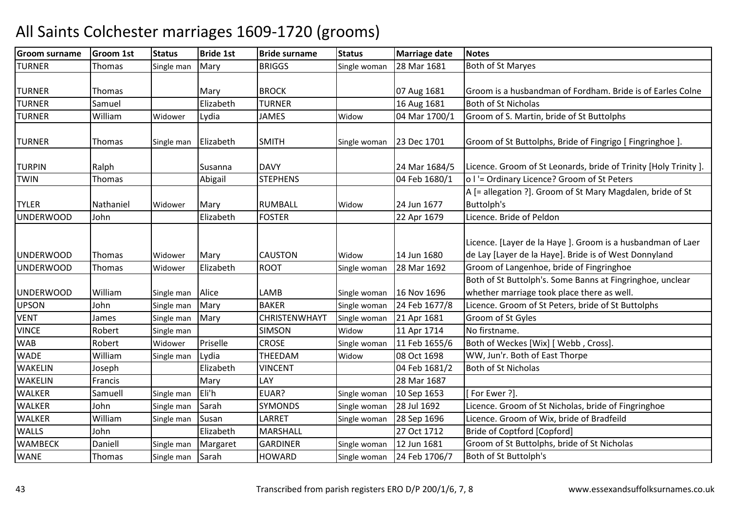# All Saints Colchester marriages 1609-1720 (grooms)

| Groom surname | Groom 1st | Status | Bride 1st | Bride surname | Status | Marriage date | Notes |
|---|---|---|---|---|---|---|---|
| TURNER | Thomas | Single man | Mary | BRIGGS | Single woman | 28 Mar 1681 | Both of St Maryes |
| TURNER | Thomas | | Mary | BROCK | | 07 Aug 1681 | Groom is a husbandman of Fordham. Bride is of Earles Colne |
| TURNER | Samuel | | Elizabeth | TURNER | | 16 Aug 1681 | Both of St Nicholas |
| TURNER | William | Widower | Lydia | JAMES | Widow | 04 Mar 1700/1 | Groom of S. Martin, bride of St Buttolphs |
| TURNER | Thomas | Single man | Elizabeth | SMITH | Single woman | 23 Dec 1701 | Groom of St Buttolphs, Bride of Fingrigo [ Fingringhoe ]. |
| TURPIN | Ralph | | Susanna | DAVY | | 24 Mar 1684/5 | Licence. Groom of St Leonards, bride of Trinity [Holy Trinity ]. |
| TWIN | Thomas | | Abigail | STEPHENS | | 04 Feb 1680/1 | o l '= Ordinary Licence? Groom of St Peters |
| TYLER | Nathaniel | Widower | Mary | RUMBALL | Widow | 24 Jun 1677 | A [= allegation ?]. Groom of St Mary Magdalen, bride of St Buttolph's |
| UNDERWOOD | John | | Elizabeth | FOSTER | | 22 Apr 1679 | Licence. Bride of Peldon |
| UNDERWOOD | Thomas | Widower | Mary | CAUSTON | Widow | 14 Jun 1680 | Licence. [Layer de la Haye ]. Groom is a husbandman of Laer de Lay [Layer de la Haye]. Bride is of West Donnyland |
| UNDERWOOD | Thomas | Widower | Elizabeth | ROOT | Single woman | 28 Mar 1692 | Groom of Langenhoe, bride of Fingringhoe |
| UNDERWOOD | William | Single man | Alice | LAMB | Single woman | 16 Nov 1696 | Both of St Buttolph's. Some Banns at Fingringhoe, unclear whether marriage took place there as well. |
| UPSON | John | Single man | Mary | BAKER | Single woman | 24 Feb 1677/8 | Licence. Groom of St Peters, bride of St Buttolphs |
| VENT | James | Single man | Mary | CHRISTENWHAYT | Single woman | 21 Apr 1681 | Groom of St Gyles |
| VINCE | Robert | Single man | | SIMSON | Widow | 11 Apr 1714 | No firstname. |
| WAB | Robert | Widower | Priselle | CROSE | Single woman | 11 Feb 1655/6 | Both of Weckes [Wix] [ Webb , Cross]. |
| WADE | William | Single man | Lydia | THEEDAM | Widow | 08 Oct 1698 | WW, Jun'r. Both of East Thorpe |
| WAKELIN | Joseph | | Elizabeth | VINCENT | | 04 Feb 1681/2 | Both of St Nicholas |
| WAKELIN | Francis | | Mary | LAY | | 28 Mar 1687 | |
| WALKER | Samuell | Single man | Eli'h | EUAR? | Single woman | 10 Sep 1653 | [ For Ewer ?]. |
| WALKER | John | Single man | Sarah | SYMONDS | Single woman | 28 Jul 1692 | Licence. Groom of St Nicholas, bride of Fingringhoe |
| WALKER | William | Single man | Susan | LARRET | Single woman | 28 Sep 1696 | Licence. Groom of Wix, bride of Bradfeild |
| WALLS | John | | Elizabeth | MARSHALL | | 27 Oct 1712 | Bride of Coptford [Copford] |
| WAMBECK | Daniell | Single man | Margaret | GARDINER | Single woman | 12 Jun 1681 | Groom of St Buttolphs, bride of St Nicholas |
| WANE | Thomas | Single man | Sarah | HOWARD | Single woman | 24 Feb 1706/7 | Both of St Buttolph's |

Transcribed from parish registers ERO D/P 200/1/6, 7, 8 www.essexandsuffolksurnames.co.uk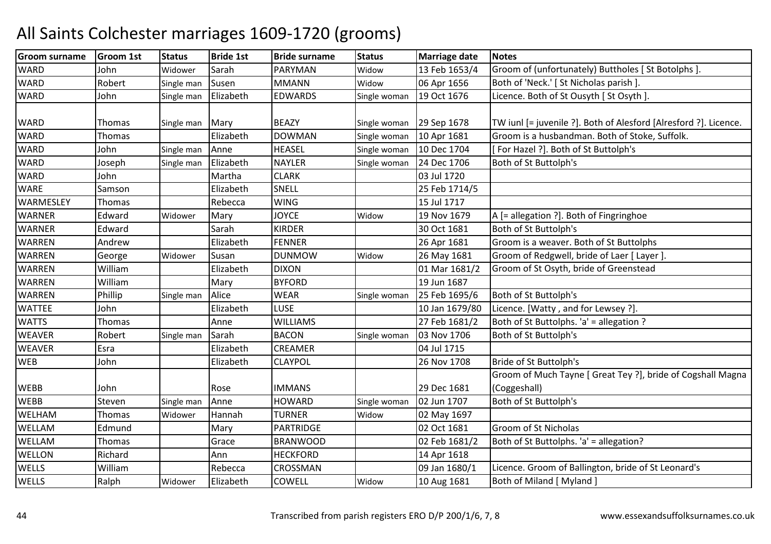# All Saints Colchester marriages 1609-1720 (grooms)

| Groom surname | Groom 1st | Status | Bride 1st | Bride surname | Status | Marriage date | Notes |
|---|---|---|---|---|---|---|---|
| WARD | John | Widower | Sarah | PARYMAN | Widow | 13 Feb 1653/4 | Groom of (unfortunately) Buttholes [ St Botolphs ]. |
| WARD | Robert | Single man | Susen | MMANN | Widow | 06 Apr 1656 | Both of 'Neck.' [ St Nicholas parish ]. |
| WARD | John | Single man | Elizabeth | EDWARDS | Single woman | 19 Oct 1676 | Licence. Both of St Ousyth [ St Osyth ]. |
| WARD | Thomas | Single man | Mary | BEAZY | Single woman | 29 Sep 1678 | TW iunl [= juvenile ?]. Both of Alesford [Alresford ?]. Licence. |
| WARD | Thomas | | Elizabeth | DOWMAN | Single woman | 10 Apr 1681 | Groom is a husbandman. Both of Stoke, Suffolk. |
| WARD | John | Single man | Anne | HEASEL | Single woman | 10 Dec 1704 | [ For Hazel ?]. Both of St Buttolph's |
| WARD | Joseph | Single man | Elizabeth | NAYLER | Single woman | 24 Dec 1706 | Both of St Buttolph's |
| WARD | John | | Martha | CLARK | | 03 Jul 1720 | |
| WARE | Samson | | Elizabeth | SNELL | | 25 Feb 1714/5 | |
| WARMESLEY | Thomas | | Rebecca | WING | | 15 Jul 1717 | |
| WARNER | Edward | Widower | Mary | JOYCE | Widow | 19 Nov 1679 | A [= allegation ?]. Both of Fingringhoe |
| WARNER | Edward | | Sarah | KIRDER | | 30 Oct 1681 | Both of St Buttolph's |
| WARREN | Andrew | | Elizabeth | FENNER | | 26 Apr 1681 | Groom is a weaver. Both of St Buttolphs |
| WARREN | George | Widower | Susan | DUNMOW | Widow | 26 May 1681 | Groom of Redgwell, bride of Laer [ Layer ]. |
| WARREN | William | | Elizabeth | DIXON | | 01 Mar 1681/2 | Groom of St Osyth, bride of Greenstead |
| WARREN | William | | Mary | BYFORD | | 19 Jun 1687 | |
| WARREN | Phillip | Single man | Alice | WEAR | Single woman | 25 Feb 1695/6 | Both of St Buttolph's |
| WATTEE | John | | Elizabeth | LUSE | | 10 Jan 1679/80 | Licence. [Watty , and for Lewsey ?]. |
| WATTS | Thomas | | Anne | WILLIAMS | | 27 Feb 1681/2 | Both of St Buttolphs. 'a' = allegation ? |
| WEAVER | Robert | Single man | Sarah | BACON | Single woman | 03 Nov 1706 | Both of St Buttolph's |
| WEAVER | Esra | | Elizabeth | CREAMER | | 04 Jul 1715 | |
| WEB | John | | Elizabeth | CLAYPOL | | 26 Nov 1708 | Bride of St Buttolph's |
| WEBB | John | | Rose | IMMANS | | 29 Dec 1681 | Groom of Much Tayne [ Great Tey ?], bride of Cogshall Magna (Coggeshall) |
| WEBB | Steven | Single man | Anne | HOWARD | Single woman | 02 Jun 1707 | Both of St Buttolph's |
| WELHAM | Thomas | Widower | Hannah | TURNER | Widow | 02 May 1697 | |
| WELLAM | Edmund | | Mary | PARTRIDGE | | 02 Oct 1681 | Groom of St Nicholas |
| WELLAM | Thomas | | Grace | BRANWOOD | | 02 Feb 1681/2 | Both of St Buttolphs. 'a' = allegation? |
| WELLON | Richard | | Ann | HECKFORD | | 14 Apr 1618 | |
| WELLS | William | | Rebecca | CROSSMAN | | 09 Jan 1680/1 | Licence. Groom of Ballington, bride of St Leonard's |
| WELLS | Ralph | Widower | Elizabeth | COWELL | Widow | 10 Aug 1681 | Both of Miland [ Myland ] |

Transcribed from parish registers ERO D/P 200/1/6, 7, 8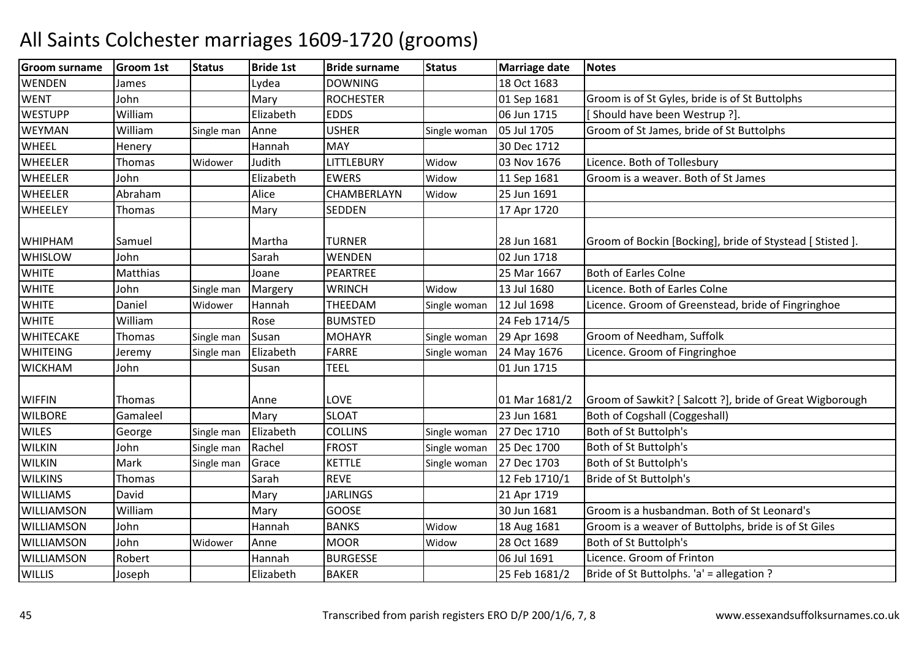# All Saints Colchester marriages 1609-1720 (grooms)

| Groom surname | Groom 1st | Status | Bride 1st | Bride surname | Status | Marriage date | Notes |
|---|---|---|---|---|---|---|---|
| WENDEN | James | | Lydea | DOWNING | | 18 Oct 1683 | |
| WENT | John | | Mary | ROCHESTER | | 01 Sep 1681 | Groom is of St Gyles, bride is of St Buttolphs |
| WESTUPP | William | | Elizabeth | EDDS | | 06 Jun 1715 | [ Should have been Westrup ?]. |
| WEYMAN | William | Single man | Anne | USHER | Single woman | 05 Jul 1705 | Groom of St James, bride of St Buttolphs |
| WHEEL | Henery | | Hannah | MAY | | 30 Dec 1712 | |
| WHEELER | Thomas | Widower | Judith | LITTLEBURY | Widow | 03 Nov 1676 | Licence. Both of Tollesbury |
| WHEELER | John | | Elizabeth | EWERS | Widow | 11 Sep 1681 | Groom is a weaver. Both of St James |
| WHEELER | Abraham | | Alice | CHAMBERLAYN | Widow | 25 Jun 1691 | |
| WHEELEY | Thomas | | Mary | SEDDEN | | 17 Apr 1720 | |
| WHIPHAM | Samuel | | Martha | TURNER | | 28 Jun 1681 | Groom of Bockin [Bocking], bride of Stystead [ Stisted ]. |
| WHISLOW | John | | Sarah | WENDEN | | 02 Jun 1718 | |
| WHITE | Matthias | | Joane | PEARTREE | | 25 Mar 1667 | Both of Earles Colne |
| WHITE | John | Single man | Margery | WRINCH | Widow | 13 Jul 1680 | Licence. Both of Earles Colne |
| WHITE | Daniel | Widower | Hannah | THEEDAM | Single woman | 12 Jul 1698 | Licence. Groom of Greenstead, bride of Fingringhoe |
| WHITE | William | | Rose | BUMSTED | | 24 Feb 1714/5 | |
| WHITECAKE | Thomas | Single man | Susan | MOHAYR | Single woman | 29 Apr 1698 | Groom of Needham, Suffolk |
| WHITEING | Jeremy | Single man | Elizabeth | FARRE | Single woman | 24 May 1676 | Licence. Groom of Fingringhoe |
| WICKHAM | John | | Susan | TEEL | | 01 Jun 1715 | |
| WIFFIN | Thomas | | Anne | LOVE | | 01 Mar 1681/2 | Groom of Sawkit? [ Salcott ?], bride of Great Wigborough |
| WILBORE | Gamaleel | | Mary | SLOAT | | 23 Jun 1681 | Both of Cogshall (Coggeshall) |
| WILES | George | Single man | Elizabeth | COLLINS | Single woman | 27 Dec 1710 | Both of St Buttolph's |
| WILKIN | John | Single man | Rachel | FROST | Single woman | 25 Dec 1700 | Both of St Buttolph's |
| WILKIN | Mark | Single man | Grace | KETTLE | Single woman | 27 Dec 1703 | Both of St Buttolph's |
| WILKINS | Thomas | | Sarah | REVE | | 12 Feb 1710/1 | Bride of St Buttolph's |
| WILLIAMS | David | | Mary | JARLINGS | | 21 Apr 1719 | |
| WILLIAMSON | William | | Mary | GOOSE | | 30 Jun 1681 | Groom is a husbandman. Both of St Leonard's |
| WILLIAMSON | John | | Hannah | BANKS | Widow | 18 Aug 1681 | Groom is a weaver of Buttolphs, bride is of St Giles |
| WILLIAMSON | John | Widower | Anne | MOOR | Widow | 28 Oct 1689 | Both of St Buttolph's |
| WILLIAMSON | Robert | | Hannah | BURGESSE | | 06 Jul 1691 | Licence. Groom of Frinton |
| WILLIS | Joseph | | Elizabeth | BAKER | | 25 Feb 1681/2 | Bride of St Buttolphs. 'a' = allegation ? |

Transcribed from parish registers ERO D/P 200/1/6, 7, 8 — www.essexandsuffolksurnames.co.uk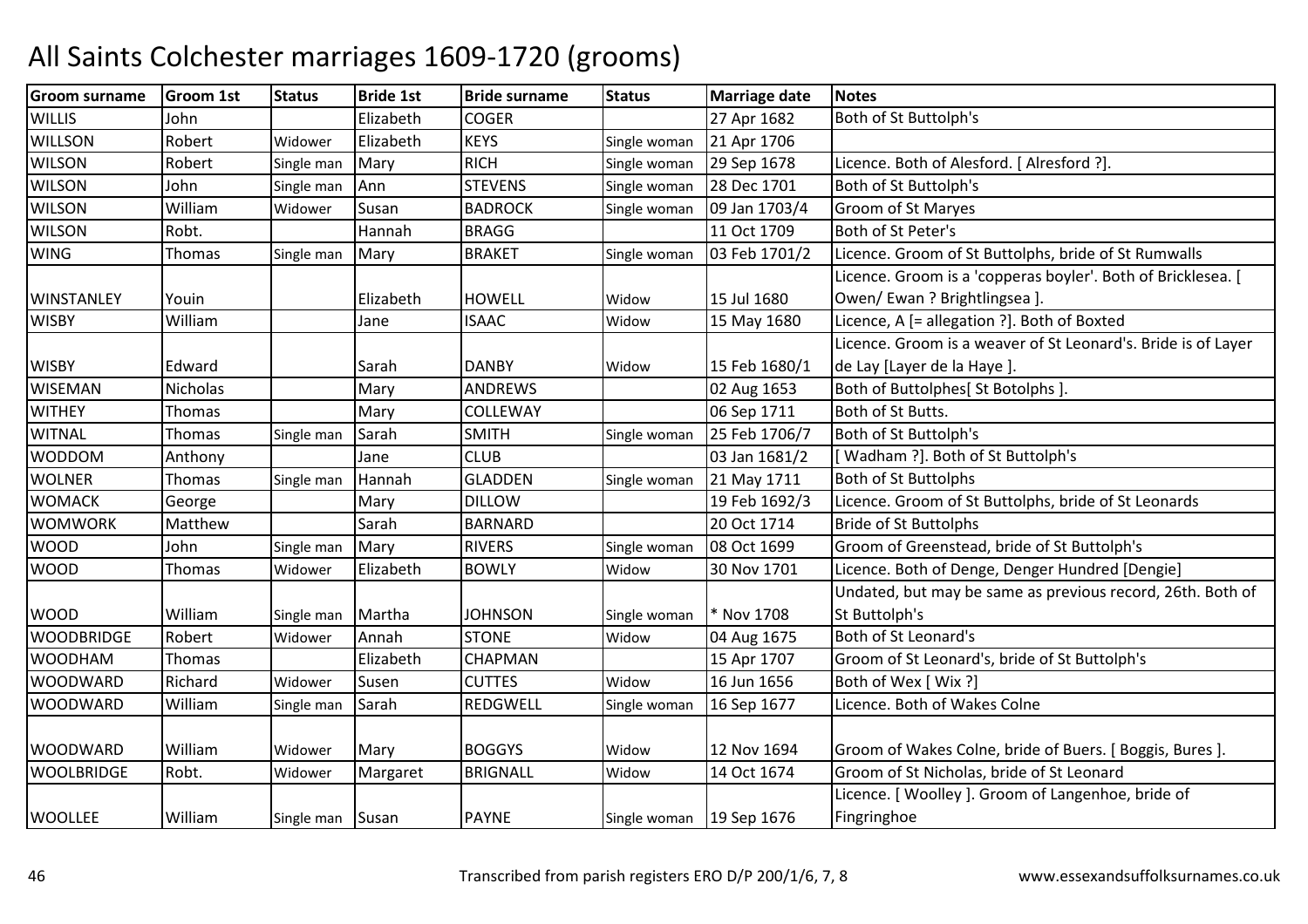# All Saints Colchester marriages 1609-1720 (grooms)

| Groom surname | Groom 1st | Status | Bride 1st | Bride surname | Status | Marriage date | Notes |
|---|---|---|---|---|---|---|---|
| WILLIS | John | | Elizabeth | COGER | | 27 Apr 1682 | Both of St Buttolph's |
| WILLSON | Robert | Widower | Elizabeth | KEYS | Single woman | 21 Apr 1706 | |
| WILSON | Robert | Single man | Mary | RICH | Single woman | 29 Sep 1678 | Licence. Both of Alesford. [ Alresford ?]. |
| WILSON | John | Single man | Ann | STEVENS | Single woman | 28 Dec 1701 | Both of St Buttolph's |
| WILSON | William | Widower | Susan | BADROCK | Single woman | 09 Jan 1703/4 | Groom of St Maryes |
| WILSON | Robt. | | Hannah | BRAGG | | 11 Oct 1709 | Both of St Peter's |
| WING | Thomas | Single man | Mary | BRAKET | Single woman | 03 Feb 1701/2 | Licence. Groom of St Buttolphs, bride of St Rumwalls |
| WINSTANLEY | Youin | | Elizabeth | HOWELL | Widow | 15 Jul 1680 | Licence. Groom is a 'copperas boyler'. Both of Bricklesea. [ Owen/ Ewan ? Brightlingsea ]. |
| WISBY | William | | Jane | ISAAC | Widow | 15 May 1680 | Licence, A [= allegation ?]. Both of Boxted |
| WISBY | Edward | | Sarah | DANBY | Widow | 15 Feb 1680/1 | Licence. Groom is a weaver of St Leonard's. Bride is of Layer de Lay [Layer de la Haye ]. |
| WISEMAN | Nicholas | | Mary | ANDREWS | | 02 Aug 1653 | Both of Buttolphes[ St Botolphs ]. |
| WITHEY | Thomas | | Mary | COLLEWAY | | 06 Sep 1711 | Both of St Butts. |
| WITNAL | Thomas | Single man | Sarah | SMITH | Single woman | 25 Feb 1706/7 | Both of St Buttolph's |
| WODDOM | Anthony | | Jane | CLUB | | 03 Jan 1681/2 | [ Wadham ?]. Both of St Buttolph's |
| WOLNER | Thomas | Single man | Hannah | GLADDEN | Single woman | 21 May 1711 | Both of St Buttolphs |
| WOMACK | George | | Mary | DILLOW | | 19 Feb 1692/3 | Licence. Groom of St Buttolphs, bride of St Leonards |
| WOMWORK | Matthew | | Sarah | BARNARD | | 20 Oct 1714 | Bride of St Buttolphs |
| WOOD | John | Single man | Mary | RIVERS | Single woman | 08 Oct 1699 | Groom of Greenstead, bride of St Buttolph's |
| WOOD | Thomas | Widower | Elizabeth | BOWLY | Widow | 30 Nov 1701 | Licence. Both of Denge, Denger Hundred [Dengie] |
| WOOD | William | Single man | Martha | JOHNSON | Single woman | * Nov 1708 | Undated, but may be same as previous record, 26th. Both of St Buttolph's |
| WOODBRIDGE | Robert | Widower | Annah | STONE | Widow | 04 Aug 1675 | Both of St Leonard's |
| WOODHAM | Thomas | | Elizabeth | CHAPMAN | | 15 Apr 1707 | Groom of St Leonard's, bride of St Buttolph's |
| WOODWARD | Richard | Widower | Susen | CUTTES | Widow | 16 Jun 1656 | Both of Wex [ Wix ?] |
| WOODWARD | William | Single man | Sarah | REDGWELL | Single woman | 16 Sep 1677 | Licence. Both of Wakes Colne |
| WOODWARD | William | Widower | Mary | BOGGYS | Widow | 12 Nov 1694 | Groom of Wakes Colne, bride of Buers. [ Boggis, Bures ]. |
| WOOLBRIDGE | Robt. | Widower | Margaret | BRIGNALL | Widow | 14 Oct 1674 | Groom of St Nicholas, bride of St Leonard |
| WOOLLEE | William | Single man | Susan | PAYNE | Single woman | 19 Sep 1676 | Licence. [ Woolley ]. Groom of Langenhoe, bride of Fingringhoe |

Transcribed from parish registers ERO D/P 200/1/6, 7, 8

www.essexandsuffolksurnames.co.uk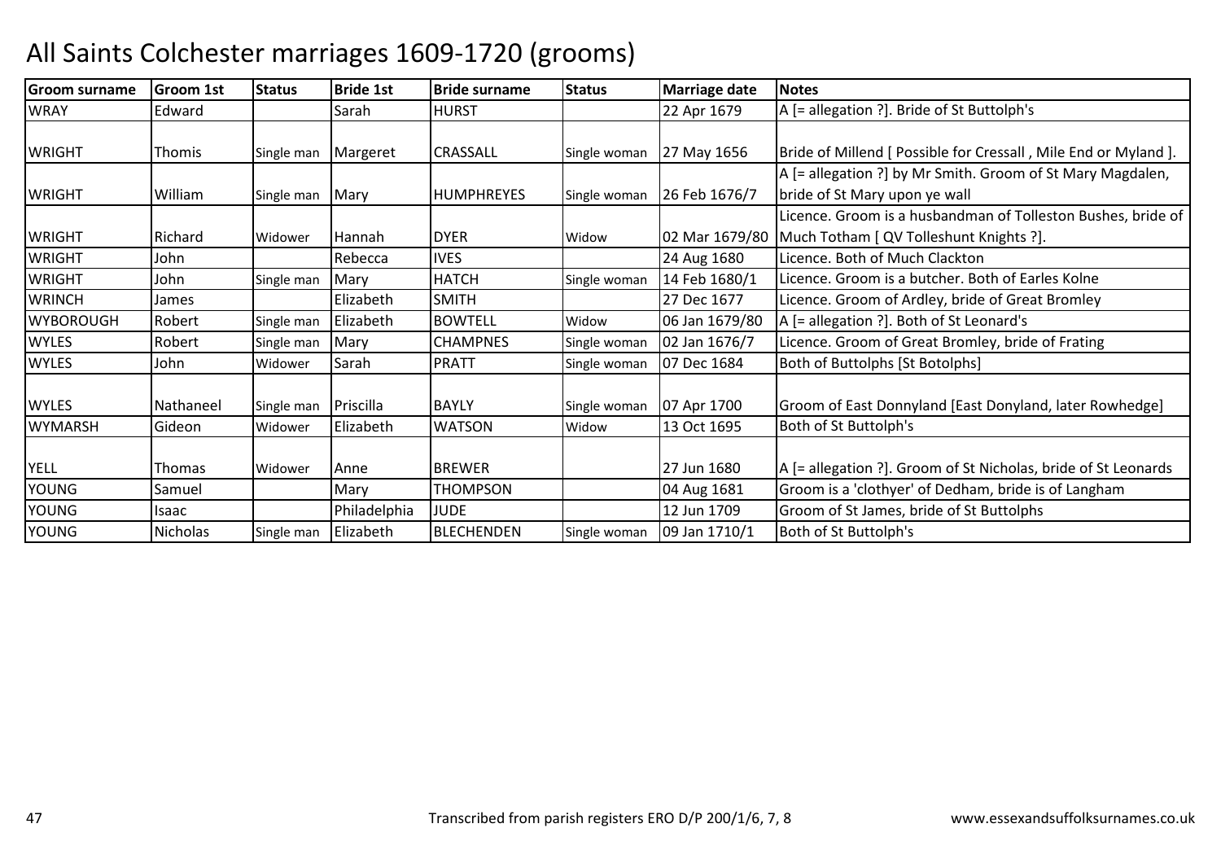# All Saints Colchester marriages 1609-1720 (grooms)

| Groom surname | Groom 1st | Status | Bride 1st | Bride surname | Status | Marriage date | Notes |
|---|---|---|---|---|---|---|---|
| WRAY | Edward | | Sarah | HURST | | 22 Apr 1679 | A [= allegation ?]. Bride of St Buttolph's |
| WRIGHT | Thomis | Single man | Margeret | CRASSALL | Single woman | 27 May 1656 | Bride of Millend [ Possible for Cressall , Mile End or Myland ]. |
| WRIGHT | William | Single man | Mary | HUMPHREYES | Single woman | 26 Feb 1676/7 | A [= allegation ?] by Mr Smith. Groom of St Mary Magdalen, bride of St Mary upon ye wall |
| WRIGHT | Richard | Widower | Hannah | DYER | Widow | 02 Mar 1679/80 | Licence. Groom is a husbandman of Tolleston Bushes, bride of Much Totham [ QV Tolleshunt Knights ?]. |
| WRIGHT | John | | Rebecca | IVES | | 24 Aug 1680 | Licence. Both of Much Clackton |
| WRIGHT | John | Single man | Mary | HATCH | Single woman | 14 Feb 1680/1 | Licence. Groom is a butcher. Both of Earles Kolne |
| WRINCH | James | | Elizabeth | SMITH | | 27 Dec 1677 | Licence. Groom of Ardley, bride of Great Bromley |
| WYBOROUGH | Robert | Single man | Elizabeth | BOWTELL | Widow | 06 Jan 1679/80 | A [= allegation ?]. Both of St Leonard's |
| WYLES | Robert | Single man | Mary | CHAMPNES | Single woman | 02 Jan 1676/7 | Licence. Groom of Great Bromley, bride of Frating |
| WYLES | John | Widower | Sarah | PRATT | Single woman | 07 Dec 1684 | Both of Buttolphs [St Botolphs] |
| WYLES | Nathaneel | Single man | Priscilla | BAYLY | Single woman | 07 Apr 1700 | Groom of East Donnyland [East Donyland, later Rowhedge] |
| WYMARSH | Gideon | Widower | Elizabeth | WATSON | Widow | 13 Oct 1695 | Both of St Buttolph's |
| YELL | Thomas | Widower | Anne | BREWER | | 27 Jun 1680 | A [= allegation ?]. Groom of St Nicholas, bride of St Leonards |
| YOUNG | Samuel | | Mary | THOMPSON | | 04 Aug 1681 | Groom is a 'clothyer' of Dedham, bride is of Langham |
| YOUNG | Isaac | | Philadelphia | JUDE | | 12 Jun 1709 | Groom of St James, bride of St Buttolphs |
| YOUNG | Nicholas | Single man | Elizabeth | BLECHENDEN | Single woman | 09 Jan 1710/1 | Both of St Buttolph's |

Transcribed from parish registers ERO D/P 200/1/6, 7, 8

www.essexandsuffolksurnames.co.uk